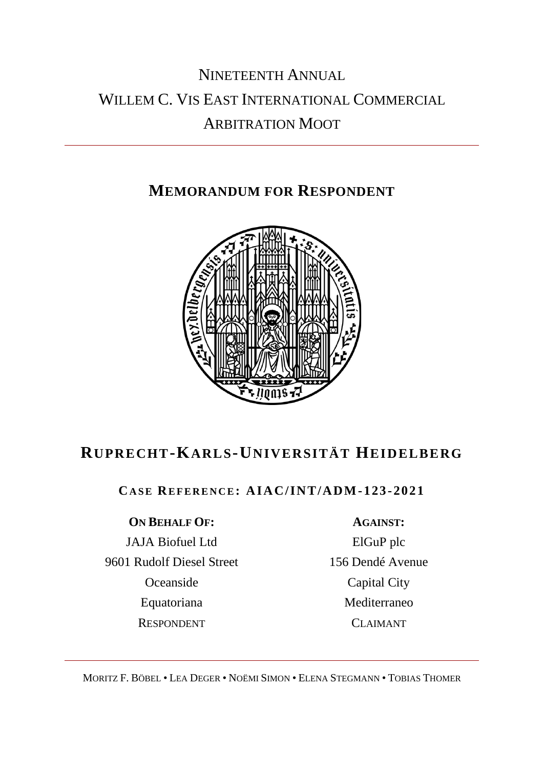# NINETEENTH ANNUAL WILLEM C. VIS EAST INTERNATIONAL COMMERCIAL ARBITRATION MOOT

## MEMORANDUM FOR RESPONDENT

## RUPRECHT-KARLS-UNIVERSITÄT HEIDELBERG

**CASE REFERENCE: AIAC/INT/ADM-123-2021**

| **ON BEHALF OF:** | **AGAINST:** |
|---|---|
| JAJA Biofuel Ltd | ElGuP plc |
| 9601 Rudolf Diesel Street | 156 Dendé Avenue |
| Oceanside | Capital City |
| Equatoriana | Mediterraneo |
| RESPONDENT | CLAIMANT |

MORITZ F. BÖBEL • LEA DEGER • NOËMI SIMON • ELENA STEGMANN • TOBIAS THOMER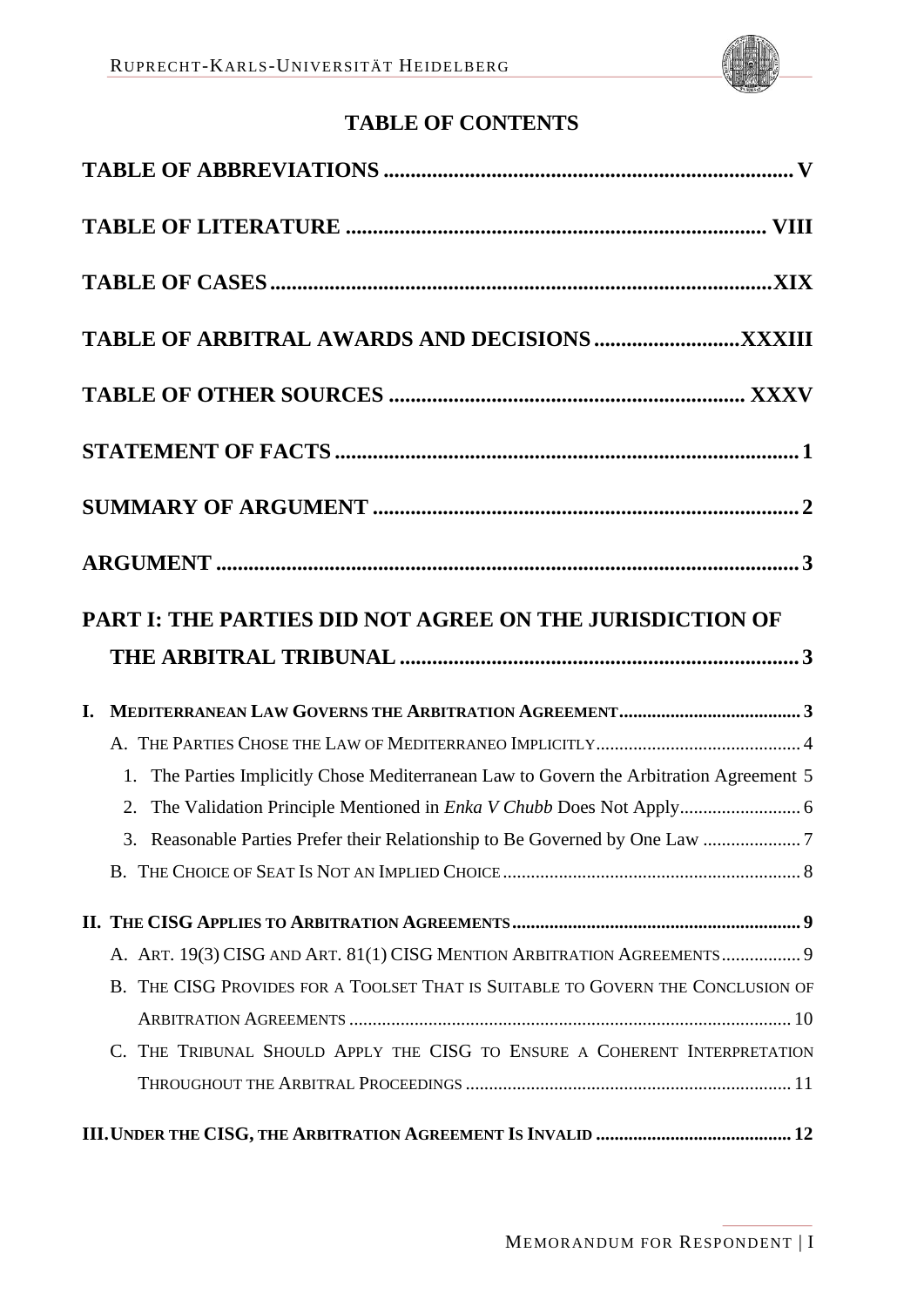# TABLE OF CONTENTS

**TABLE OF ABBREVIATIONS** ........ V

**TABLE OF LITERATURE** ........ VIII

**TABLE OF CASES** ........ XIX

**TABLE OF ARBITRAL AWARDS AND DECISIONS** ........ XXXIII

**TABLE OF OTHER SOURCES** ........ XXXV

**STATEMENT OF FACTS** ........ 1

**SUMMARY OF ARGUMENT** ........ 2

**ARGUMENT** ........ 3

**PART I: THE PARTIES DID NOT AGREE ON THE JURISDICTION OF THE ARBITRAL TRIBUNAL** ........ 3

**I. MEDITERRANEAN LAW GOVERNS THE ARBITRATION AGREEMENT** ........ 3

- A. THE PARTIES CHOSE THE LAW OF MEDITERRANEO IMPLICITLY ........ 4
  1. The Parties Implicitly Chose Mediterranean Law to Govern the Arbitration Agreement 5
  2. The Validation Principle Mentioned in *Enka V Chubb* Does Not Apply ........ 6
  3. Reasonable Parties Prefer their Relationship to Be Governed by One Law ........ 7
- B. THE CHOICE OF SEAT IS NOT AN IMPLIED CHOICE ........ 8

**II. THE CISG APPLIES TO ARBITRATION AGREEMENTS** ........ 9

- A. ART. 19(3) CISG AND ART. 81(1) CISG MENTION ARBITRATION AGREEMENTS ........ 9
- B. THE CISG PROVIDES FOR A TOOLSET THAT IS SUITABLE TO GOVERN THE CONCLUSION OF ARBITRATION AGREEMENTS ........ 10
- C. THE TRIBUNAL SHOULD APPLY THE CISG TO ENSURE A COHERENT INTERPRETATION THROUGHOUT THE ARBITRAL PROCEEDINGS ........ 11

**III. UNDER THE CISG, THE ARBITRATION AGREEMENT IS INVALID** ........ 12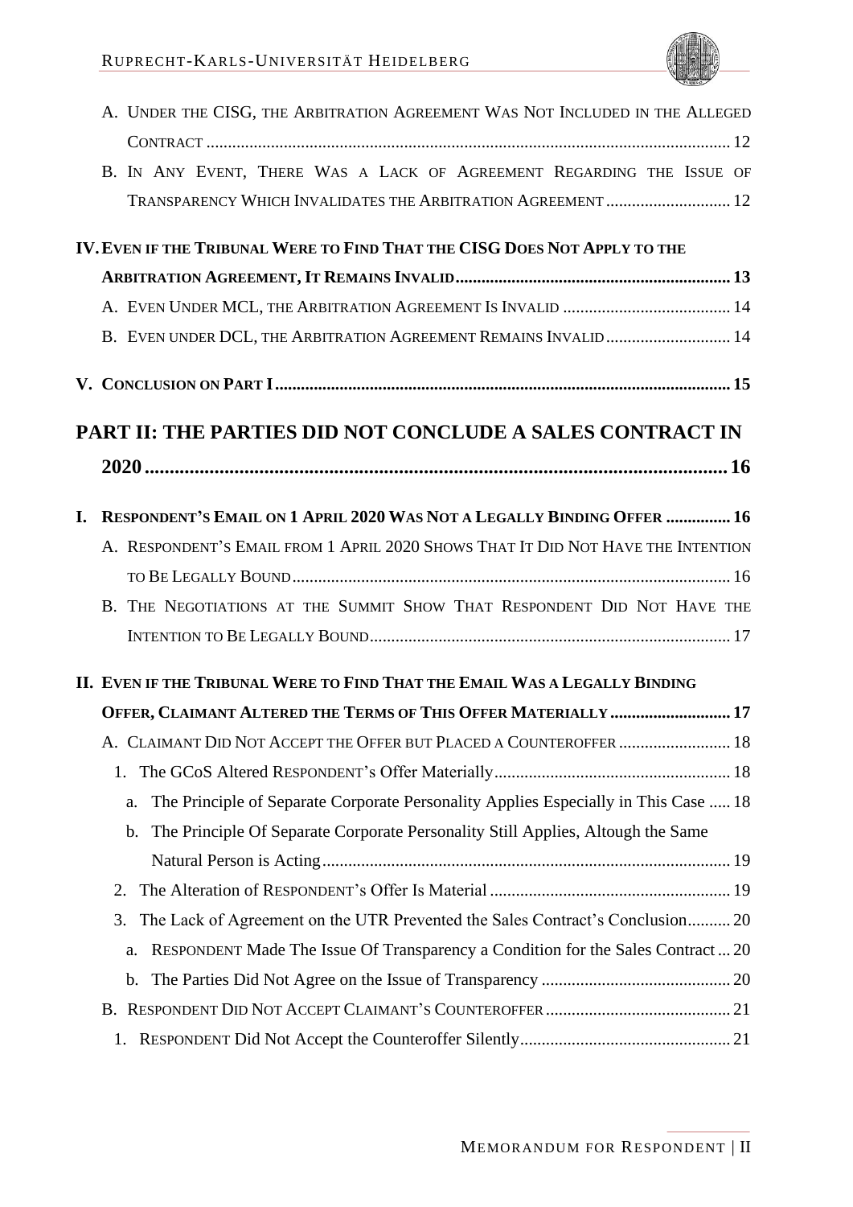A. Under the CISG, the Arbitration Agreement Was Not Included in the Alleged Contract ..... 12

B. In Any Event, There Was a Lack of Agreement Regarding the Issue of Transparency Which Invalidates the Arbitration Agreement ..... 12

**IV. Even if the Tribunal Were to Find That the CISG Does Not Apply to the Arbitration Agreement, It Remains Invalid ..... 13**

A. Even Under MCL, the Arbitration Agreement Is Invalid ..... 14

B. Even under DCL, the Arbitration Agreement Remains Invalid ..... 14

**V. Conclusion on Part I ..... 15**

## PART II: THE PARTIES DID NOT CONCLUDE A SALES CONTRACT IN 2020 ..... 16

**I. Respondent's Email on 1 April 2020 Was Not a Legally Binding Offer ..... 16**

A. Respondent's Email from 1 April 2020 Shows That It Did Not Have the Intention to Be Legally Bound ..... 16

B. The Negotiations at the Summit Show That Respondent Did Not Have the Intention to Be Legally Bound ..... 17

**II. Even if the Tribunal Were to Find That the Email Was a Legally Binding Offer, Claimant Altered the Terms of This Offer Materially ..... 17**

A. Claimant Did Not Accept the Offer but Placed a Counteroffer ..... 18

1. The GCoS Altered Respondent's Offer Materially ..... 18
   a. The Principle of Separate Corporate Personality Applies Especially in This Case ..... 18
   b. The Principle Of Separate Corporate Personality Still Applies, Altough the Same Natural Person is Acting ..... 19
2. The Alteration of Respondent's Offer Is Material ..... 19
3. The Lack of Agreement on the UTR Prevented the Sales Contract's Conclusion ..... 20
   a. Respondent Made The Issue Of Transparency a Condition for the Sales Contract ..... 20
   b. The Parties Did Not Agree on the Issue of Transparency ..... 20

B. Respondent Did Not Accept Claimant's Counteroffer ..... 21

1. Respondent Did Not Accept the Counteroffer Silently ..... 21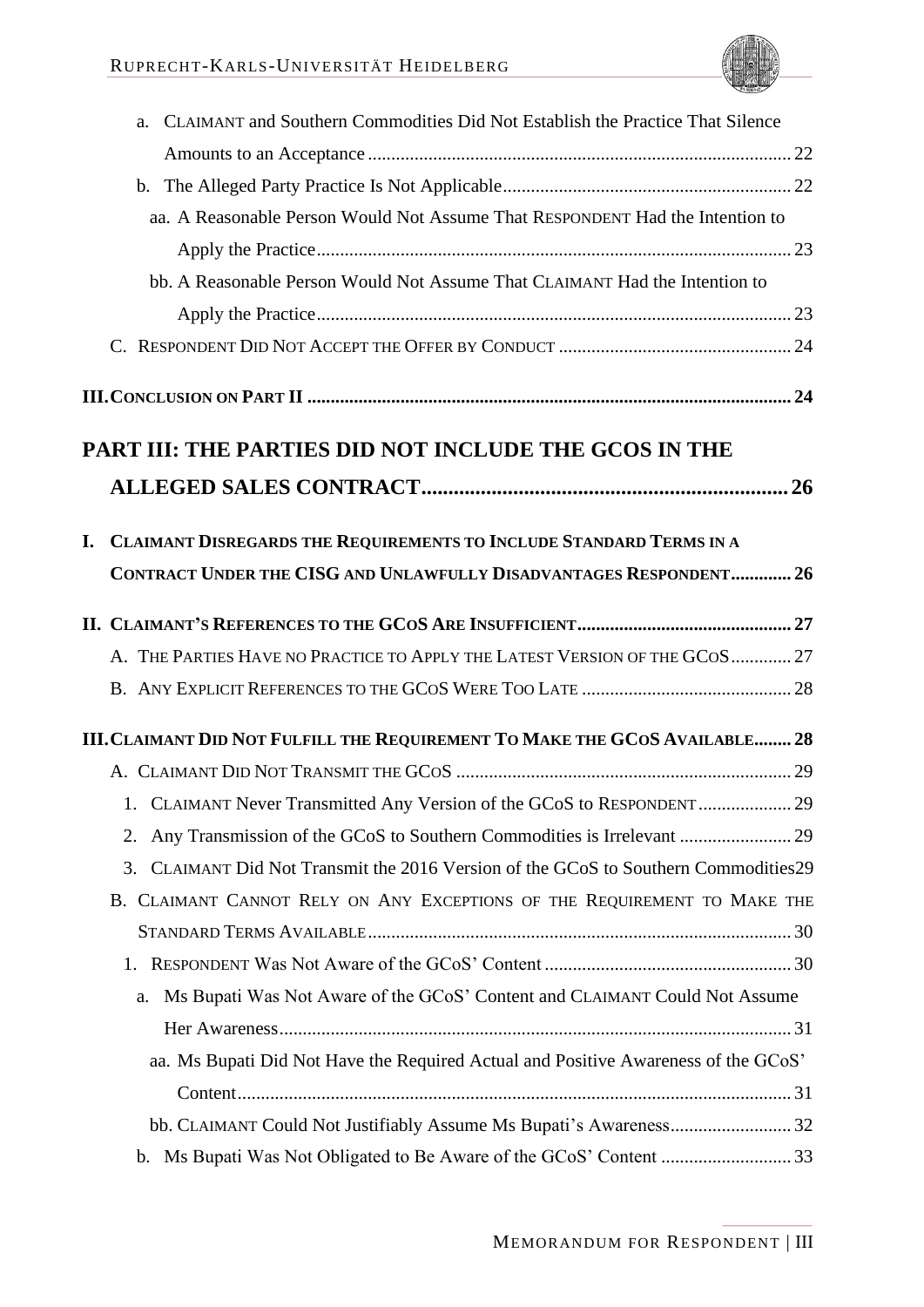a. CLAIMANT and Southern Commodities Did Not Establish the Practice That Silence Amounts to an Acceptance ... 22

b. The Alleged Party Practice Is Not Applicable ... 22

aa. A Reasonable Person Would Not Assume That RESPONDENT Had the Intention to Apply the Practice ... 23

bb. A Reasonable Person Would Not Assume That CLAIMANT Had the Intention to Apply the Practice ... 23

C. RESPONDENT DID NOT ACCEPT THE OFFER BY CONDUCT ... 24

**III. CONCLUSION ON PART II ... 24**

# PART III: THE PARTIES DID NOT INCLUDE THE GCOS IN THE ALLEGED SALES CONTRACT ... 26

**I. CLAIMANT DISREGARDS THE REQUIREMENTS TO INCLUDE STANDARD TERMS IN A CONTRACT UNDER THE CISG AND UNLAWFULLY DISADVANTAGES RESPONDENT ... 26**

**II. CLAIMANT'S REFERENCES TO THE GCOS ARE INSUFFICIENT ... 27**

A. THE PARTIES HAVE NO PRACTICE TO APPLY THE LATEST VERSION OF THE GCOS ... 27

B. ANY EXPLICIT REFERENCES TO THE GCOS WERE TOO LATE ... 28

**III. CLAIMANT DID NOT FULFILL THE REQUIREMENT TO MAKE THE GCOS AVAILABLE ... 28**

A. CLAIMANT DID NOT TRANSMIT THE GCOS ... 29

1. CLAIMANT Never Transmitted Any Version of the GCoS to RESPONDENT ... 29
2. Any Transmission of the GCoS to Southern Commodities is Irrelevant ... 29
3. CLAIMANT Did Not Transmit the 2016 Version of the GCoS to Southern Commodities 29

B. CLAIMANT CANNOT RELY ON ANY EXCEPTIONS OF THE REQUIREMENT TO MAKE THE STANDARD TERMS AVAILABLE ... 30

1. RESPONDENT Was Not Aware of the GCoS' Content ... 30

a. Ms Bupati Was Not Aware of the GCoS' Content and CLAIMANT Could Not Assume Her Awareness ... 31

aa. Ms Bupati Did Not Have the Required Actual and Positive Awareness of the GCoS' Content ... 31

bb. CLAIMANT Could Not Justifiably Assume Ms Bupati's Awareness ... 32

b. Ms Bupati Was Not Obligated to Be Aware of the GCoS' Content ... 33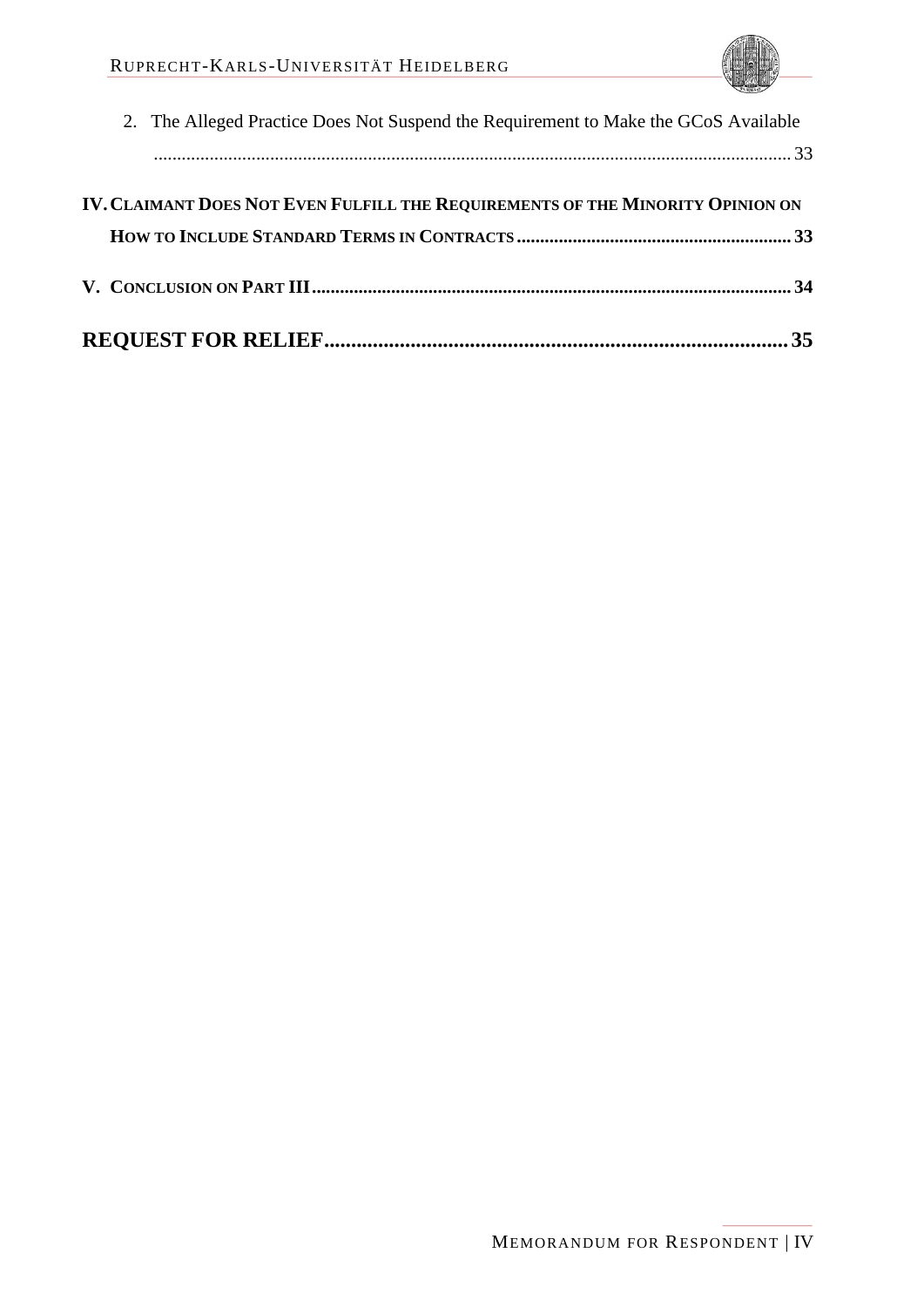2. The Alleged Practice Does Not Suspend the Requirement to Make the GCoS Available ........ 33

**IV. CLAIMANT DOES NOT EVEN FULFILL THE REQUIREMENTS OF THE MINORITY OPINION ON HOW TO INCLUDE STANDARD TERMS IN CONTRACTS ........ 33**

**V. CONCLUSION ON PART III ........ 34**

**REQUEST FOR RELIEF ........ 35**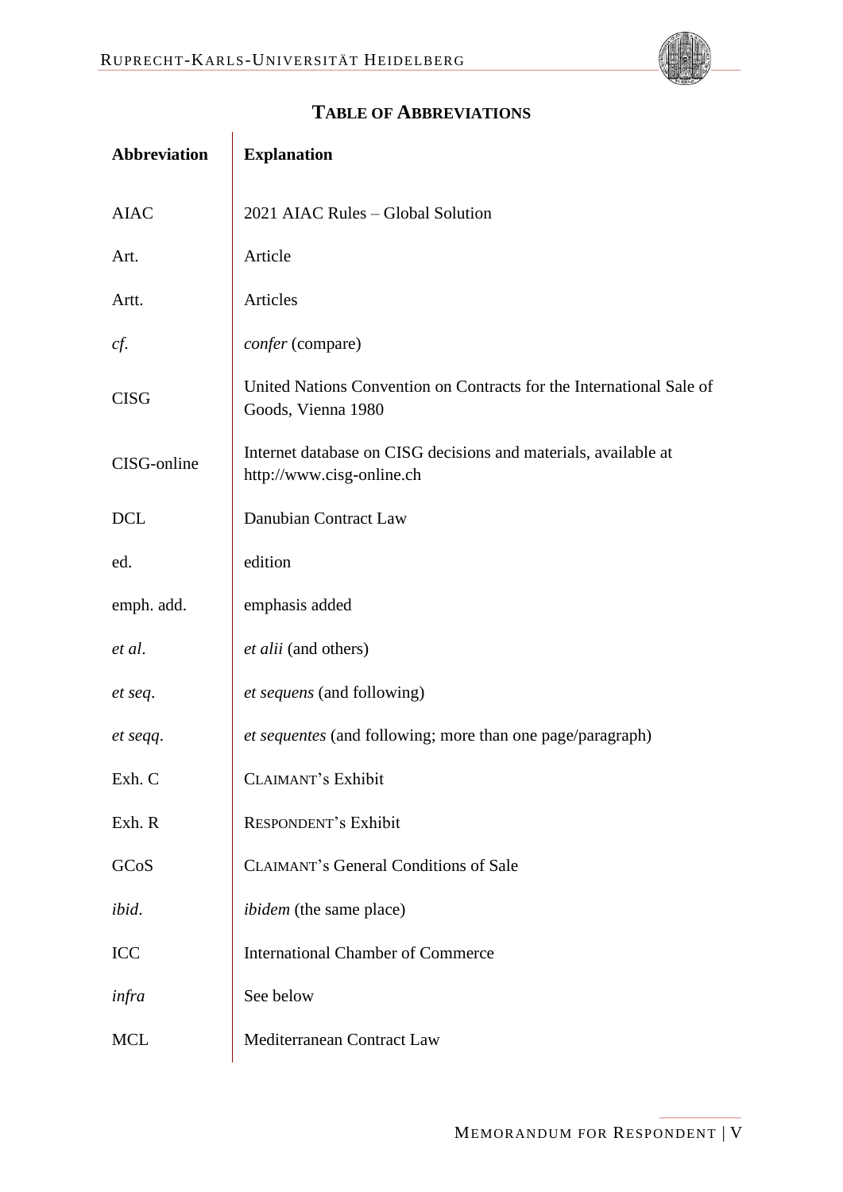## TABLE OF ABBREVIATIONS

| Abbreviation | Explanation |
|---|---|
| AIAC | 2021 AIAC Rules – Global Solution |
| Art. | Article |
| Artt. | Articles |
| *cf*. | *confer* (compare) |
| CISG | United Nations Convention on Contracts for the International Sale of Goods, Vienna 1980 |
| CISG-online | Internet database on CISG decisions and materials, available at http://www.cisg-online.ch |
| DCL | Danubian Contract Law |
| ed. | edition |
| emph. add. | emphasis added |
| *et al*. | *et alii* (and others) |
| *et seq*. | *et sequens* (and following) |
| *et seqq*. | *et sequentes* (and following; more than one page/paragraph) |
| Exh. C | CLAIMANT's Exhibit |
| Exh. R | RESPONDENT's Exhibit |
| GCoS | CLAIMANT's General Conditions of Sale |
| *ibid*. | *ibidem* (the same place) |
| ICC | International Chamber of Commerce |
| *infra* | See below |
| MCL | Mediterranean Contract Law |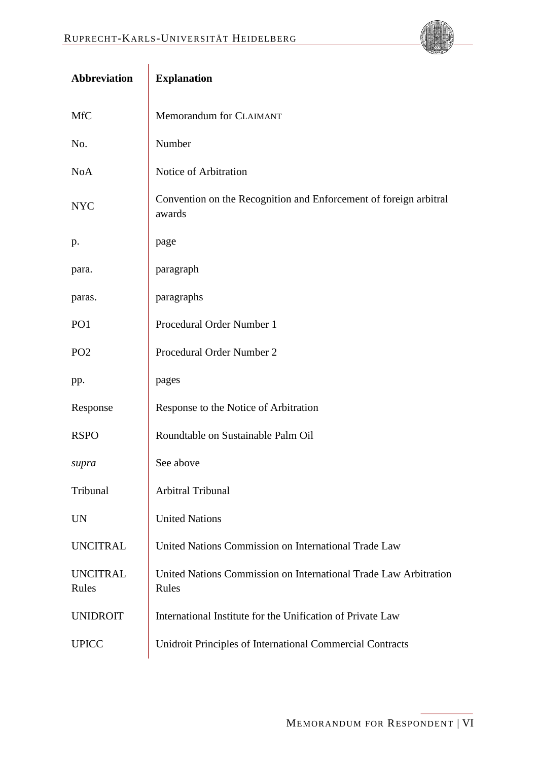| **Abbreviation** | **Explanation** |
|---|---|
| MfC | Memorandum for CLAIMANT |
| No. | Number |
| NoA | Notice of Arbitration |
| NYC | Convention on the Recognition and Enforcement of foreign arbitral awards |
| p. | page |
| para. | paragraph |
| paras. | paragraphs |
| PO1 | Procedural Order Number 1 |
| PO2 | Procedural Order Number 2 |
| pp. | pages |
| Response | Response to the Notice of Arbitration |
| RSPO | Roundtable on Sustainable Palm Oil |
| *supra* | See above |
| Tribunal | Arbitral Tribunal |
| UN | United Nations |
| UNCITRAL | United Nations Commission on International Trade Law |
| UNCITRAL Rules | United Nations Commission on International Trade Law Arbitration Rules |
| UNIDROIT | International Institute for the Unification of Private Law |
| UPICC | Unidroit Principles of International Commercial Contracts |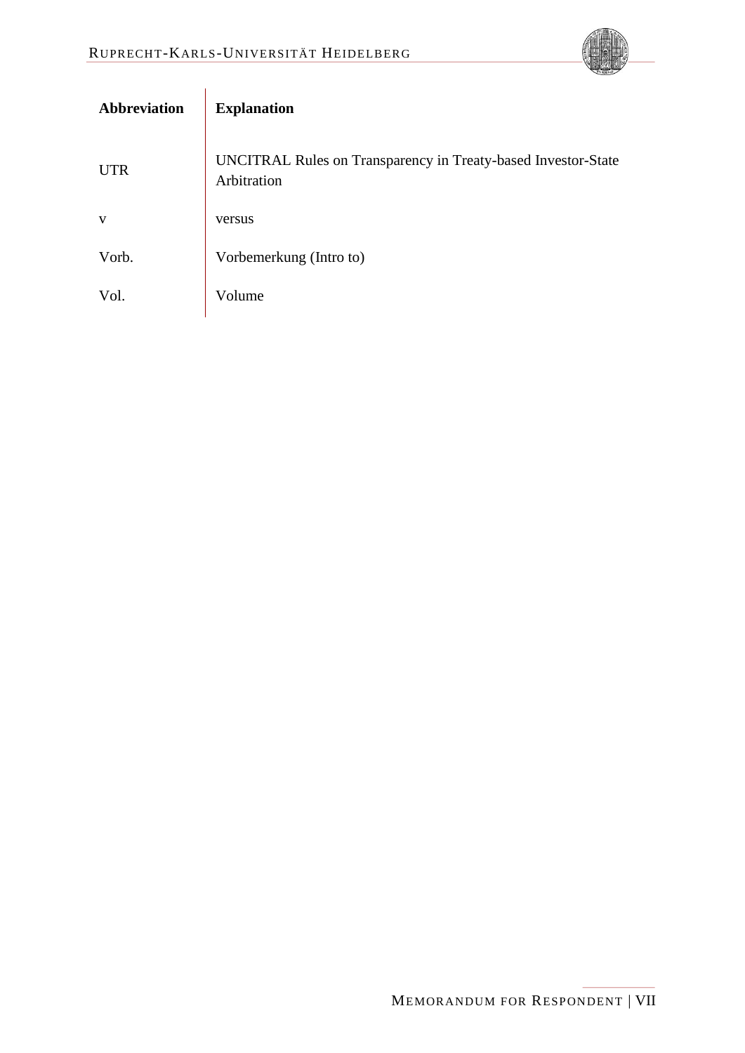| Abbreviation | Explanation |
|---|---|
| UTR | UNCITRAL Rules on Transparency in Treaty-based Investor-State Arbitration |
| v | versus |
| Vorb. | Vorbemerkung (Intro to) |
| Vol. | Volume |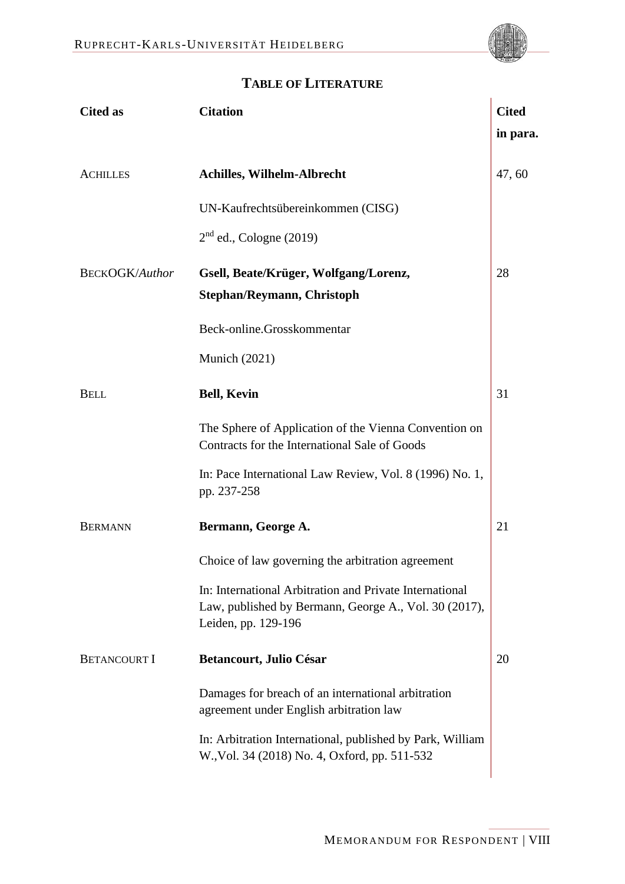## TABLE OF LITERATURE

| Cited as | Citation | Cited in para. |
|---|---|---|
| ACHILLES | **Achilles, Wilhelm-Albrecht**<br>UN-Kaufrechtsübereinkommen (CISG)<br>2nd ed., Cologne (2019) | 47, 60 |
| BECKOGK/*Author* | **Gsell, Beate/Krüger, Wolfgang/Lorenz, Stephan/Reymann, Christoph**<br>Beck-online.Grosskommentar<br>Munich (2021) | 28 |
| BELL | **Bell, Kevin**<br>The Sphere of Application of the Vienna Convention on Contracts for the International Sale of Goods<br>In: Pace International Law Review, Vol. 8 (1996) No. 1, pp. 237-258 | 31 |
| BERMANN | **Bermann, George A.**<br>Choice of law governing the arbitration agreement<br>In: International Arbitration and Private International Law, published by Bermann, George A., Vol. 30 (2017), Leiden, pp. 129-196 | 21 |
| BETANCOURT I | **Betancourt, Julio César**<br>Damages for breach of an international arbitration agreement under English arbitration law<br>In: Arbitration International, published by Park, William W.,Vol. 34 (2018) No. 4, Oxford, pp. 511-532 | 20 |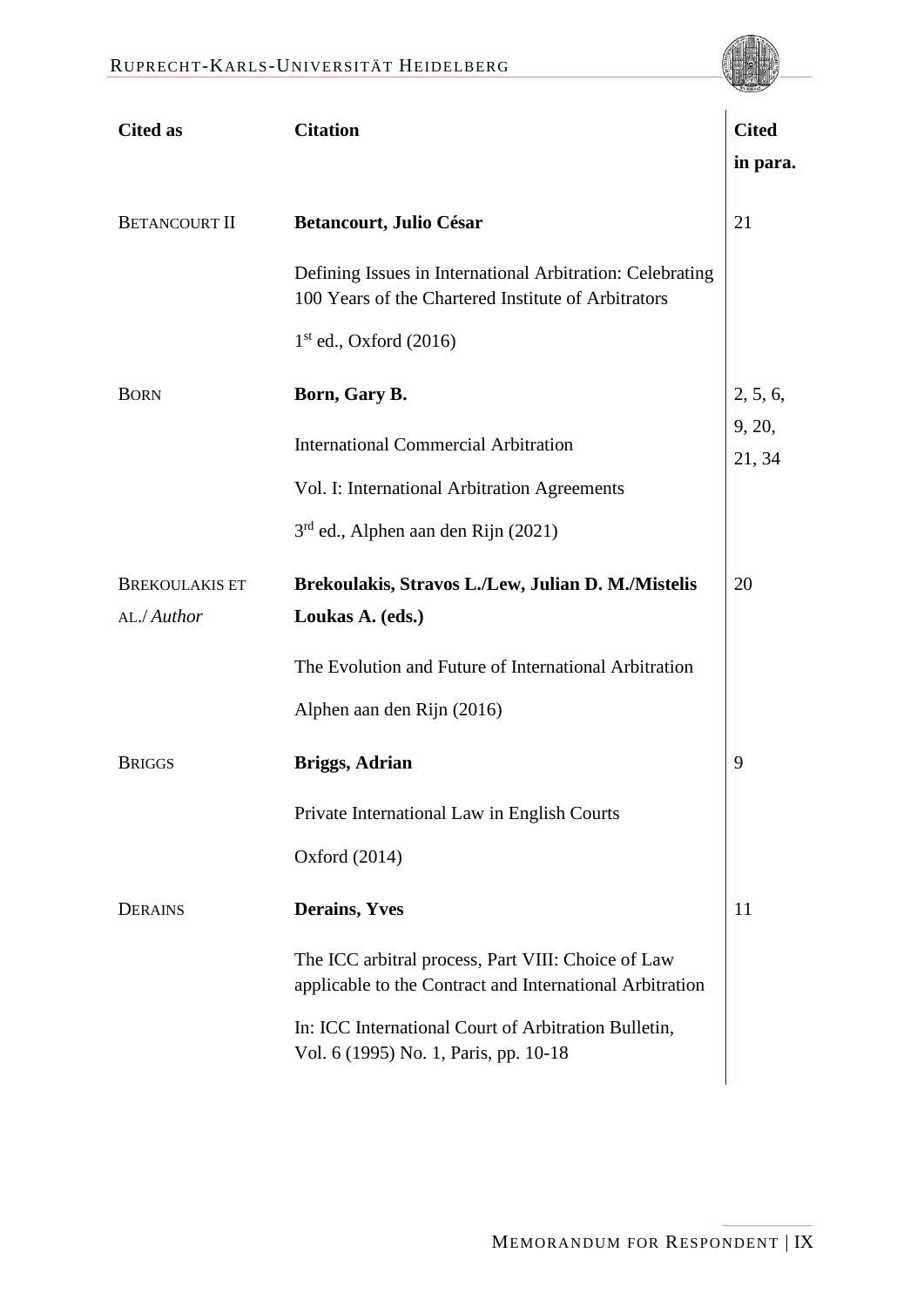| Cited as | Citation | Cited in para. |
|---|---|---|
| BETANCOURT II | **Betancourt, Julio César**<br><br>Defining Issues in International Arbitration: Celebrating 100 Years of the Chartered Institute of Arbitrators<br><br>1st ed., Oxford (2016) | 21 |
| BORN | **Born, Gary B.**<br><br>International Commercial Arbitration<br><br>Vol. I: International Arbitration Agreements<br><br>3rd ed., Alphen aan den Rijn (2021) | 2, 5, 6, 9, 20, 21, 34 |
| BREKOULAKIS ET AL./ *Author* | **Brekoulakis, Stravos L./Lew, Julian D. M./Mistelis Loukas A. (eds.)**<br><br>The Evolution and Future of International Arbitration<br><br>Alphen aan den Rijn (2016) | 20 |
| BRIGGS | **Briggs, Adrian**<br><br>Private International Law in English Courts<br><br>Oxford (2014) | 9 |
| DERAINS | **Derains, Yves**<br><br>The ICC arbitral process, Part VIII: Choice of Law applicable to the Contract and International Arbitration<br><br>In: ICC International Court of Arbitration Bulletin, Vol. 6 (1995) No. 1, Paris, pp. 10-18 | 11 |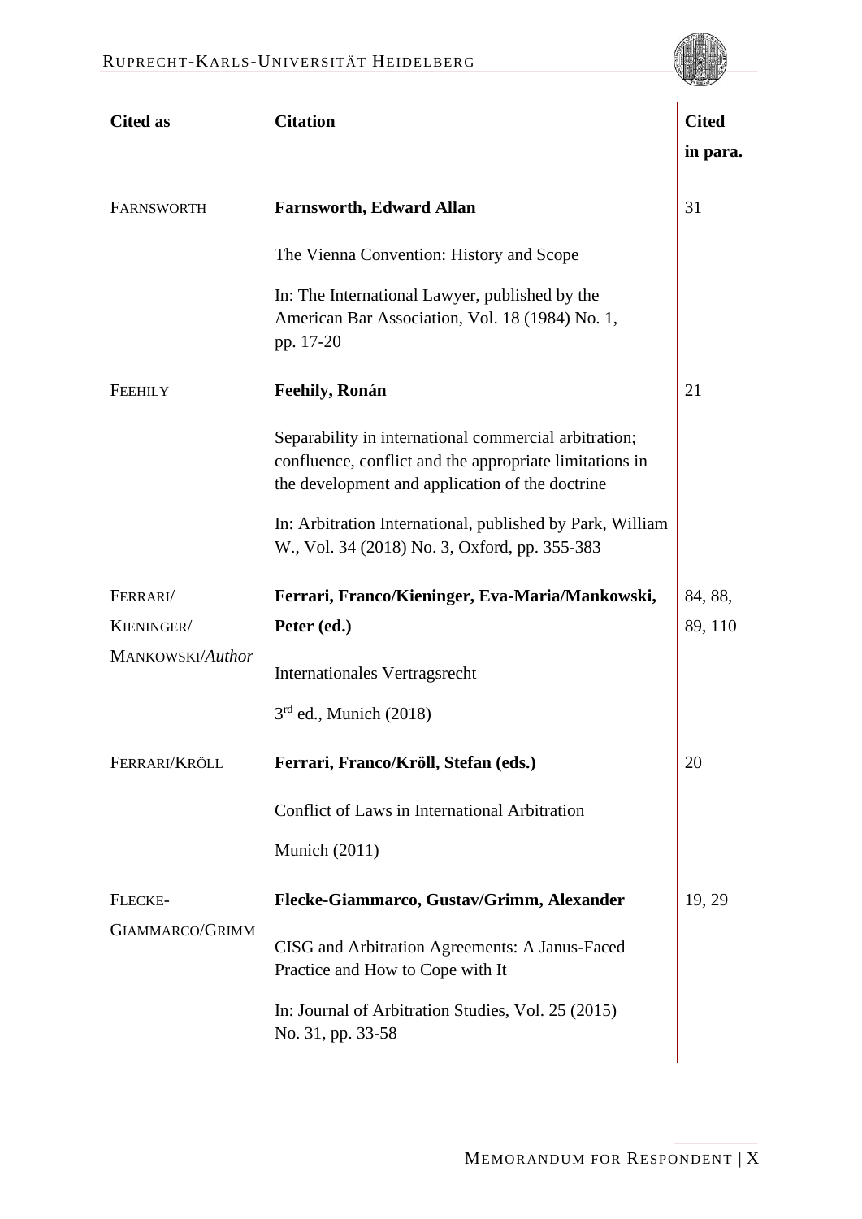| Cited as | Citation | Cited in para. |
|---|---|---|
| FARNSWORTH | **Farnsworth, Edward Allan**<br><br>The Vienna Convention: History and Scope<br><br>In: The International Lawyer, published by the American Bar Association, Vol. 18 (1984) No. 1, pp. 17-20 | 31 |
| FEEHILY | **Feehily, Ronán**<br><br>Separability in international commercial arbitration; confluence, conflict and the appropriate limitations in the development and application of the doctrine<br><br>In: Arbitration International, published by Park, William W., Vol. 34 (2018) No. 3, Oxford, pp. 355-383 | 21 |
| FERRARI/ KIENINGER/ MANKOWSKI/*Author* | **Ferrari, Franco/Kieninger, Eva-Maria/Mankowski, Peter (ed.)**<br><br>Internationales Vertragsrecht<br><br>3rd ed., Munich (2018) | 84, 88, 89, 110 |
| FERRARI/KRÖLL | **Ferrari, Franco/Kröll, Stefan (eds.)**<br><br>Conflict of Laws in International Arbitration<br><br>Munich (2011) | 20 |
| FLECKE-GIAMMARCO/GRIMM | **Flecke-Giammarco, Gustav/Grimm, Alexander**<br><br>CISG and Arbitration Agreements: A Janus-Faced Practice and How to Cope with It<br><br>In: Journal of Arbitration Studies, Vol. 25 (2015) No. 31, pp. 33-58 | 19, 29 |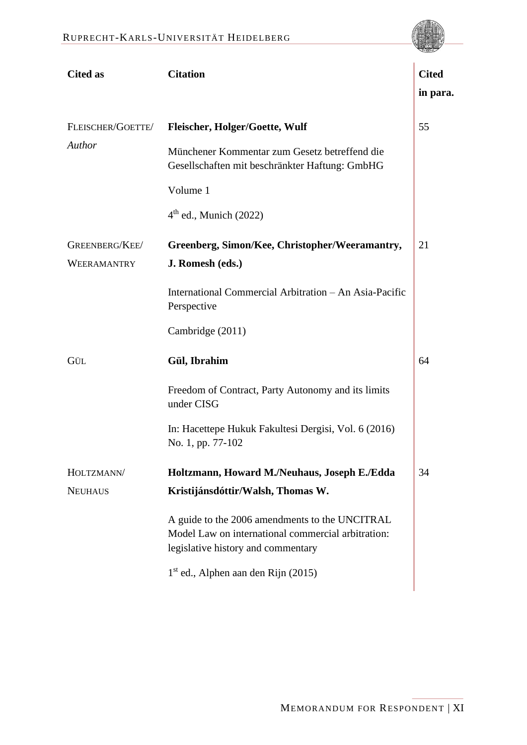| Cited as | Citation | Cited in para. |
|---|---|---|
| FLEISCHER/GOETTE/ *Author* | **Fleischer, Holger/Goette, Wulf**<br><br>Münchener Kommentar zum Gesetz betreffend die Gesellschaften mit beschränkter Haftung: GmbHG<br><br>Volume 1<br><br>4th ed., Munich (2022) | 55 |
| GREENBERG/KEE/ WEERAMANTRY | **Greenberg, Simon/Kee, Christopher/Weeramantry, J. Romesh (eds.)**<br><br>International Commercial Arbitration – An Asia-Pacific Perspective<br><br>Cambridge (2011) | 21 |
| GÜL | **Gül, Ibrahim**<br><br>Freedom of Contract, Party Autonomy and its limits under CISG<br><br>In: Hacettepe Hukuk Fakultesi Dergisi, Vol. 6 (2016) No. 1, pp. 77-102 | 64 |
| HOLTZMANN/ NEUHAUS | **Holtzmann, Howard M./Neuhaus, Joseph E./Edda Kristijánsdóttir/Walsh, Thomas W.**<br><br>A guide to the 2006 amendments to the UNCITRAL Model Law on international commercial arbitration: legislative history and commentary<br><br>1st ed., Alphen aan den Rijn (2015) | 34 |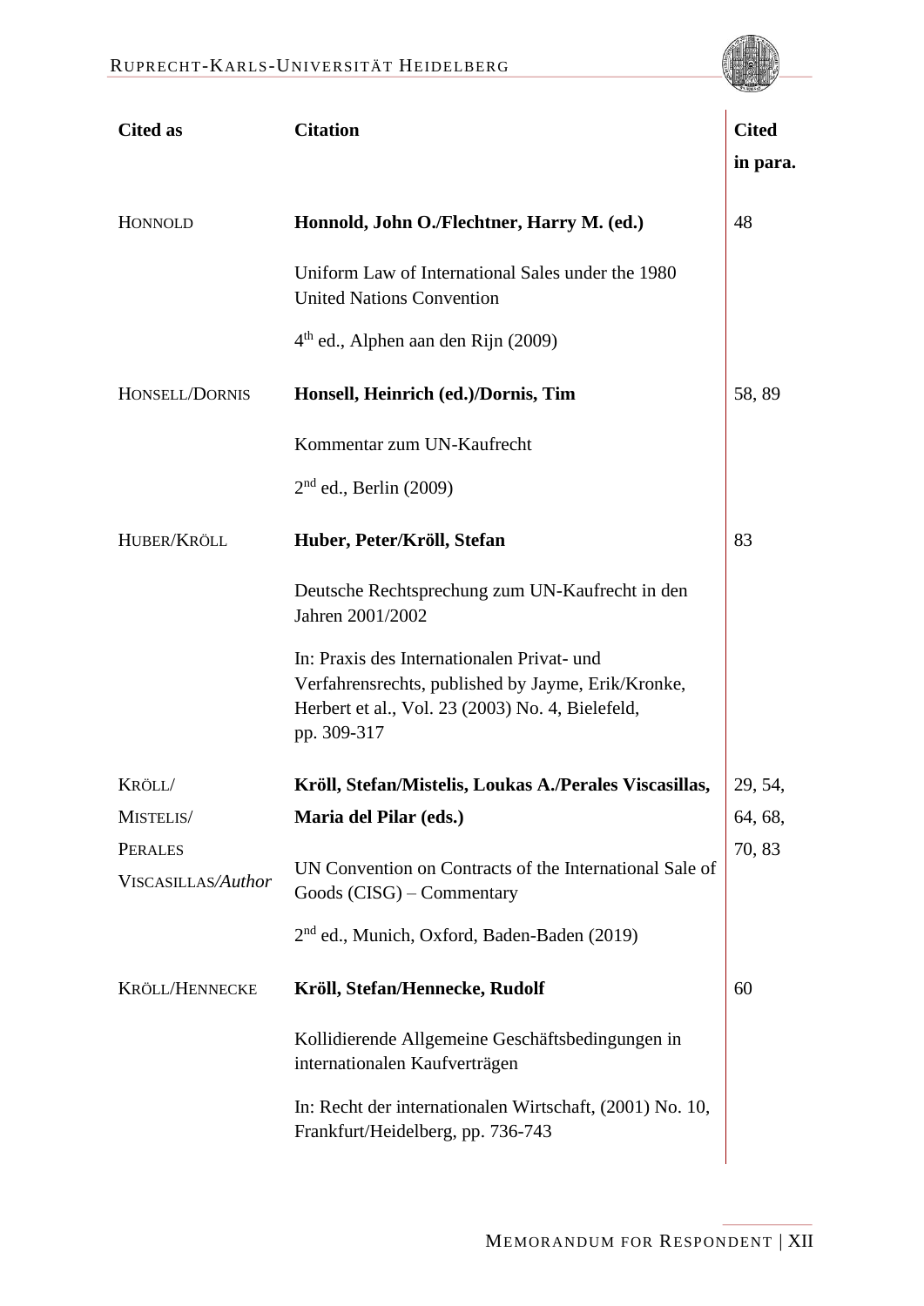| Cited as | Citation | Cited in para. |
|---|---|---|
| HONNOLD | **Honnold, John O./Flechtner, Harry M. (ed.)**<br><br>Uniform Law of International Sales under the 1980 United Nations Convention<br><br>4th ed., Alphen aan den Rijn (2009) | 48 |
| HONSELL/DORNIS | **Honsell, Heinrich (ed.)/Dornis, Tim**<br><br>Kommentar zum UN-Kaufrecht<br><br>2nd ed., Berlin (2009) | 58, 89 |
| HUBER/KRÖLL | **Huber, Peter/Kröll, Stefan**<br><br>Deutsche Rechtsprechung zum UN-Kaufrecht in den Jahren 2001/2002<br><br>In: Praxis des Internationalen Privat- und Verfahrensrechts, published by Jayme, Erik/Kronke, Herbert et al., Vol. 23 (2003) No. 4, Bielefeld, pp. 309-317 | 83 |
| KRÖLL/ MISTELIS/ PERALES VISCASILLAS/*Author* | **Kröll, Stefan/Mistelis, Loukas A./Perales Viscasillas, Maria del Pilar (eds.)**<br><br>UN Convention on Contracts of the International Sale of Goods (CISG) – Commentary<br><br>2nd ed., Munich, Oxford, Baden-Baden (2019) | 29, 54, 64, 68, 70, 83 |
| KRÖLL/HENNECKE | **Kröll, Stefan/Hennecke, Rudolf**<br><br>Kollidierende Allgemeine Geschäftsbedingungen in internationalen Kaufverträgen<br><br>In: Recht der internationalen Wirtschaft, (2001) No. 10, Frankfurt/Heidelberg, pp. 736-743 | 60 |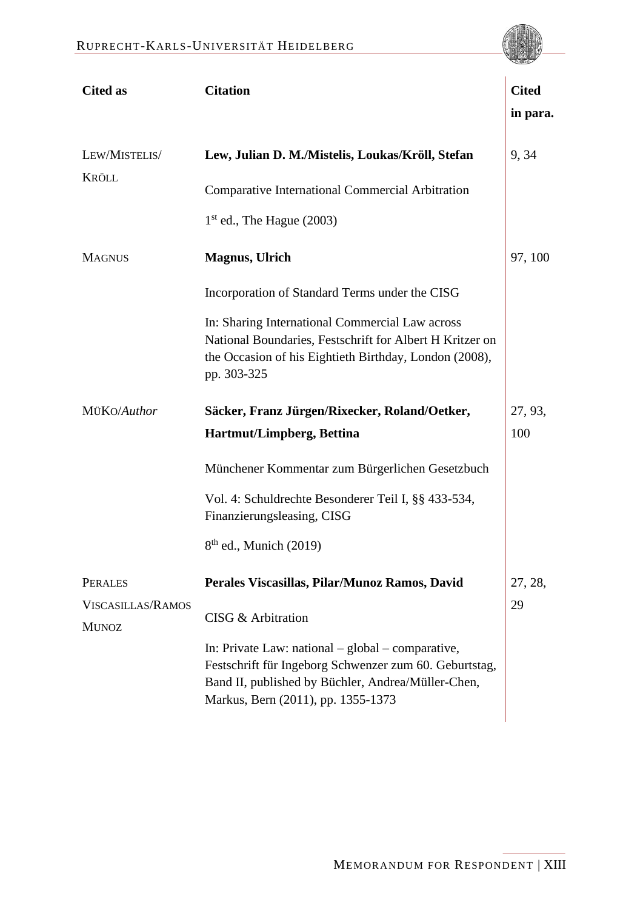| Cited as | Citation | Cited in para. |
|---|---|---|
| LEW/MISTELIS/ KRÖLL | **Lew, Julian D. M./Mistelis, Loukas/Kröll, Stefan**<br><br>Comparative International Commercial Arbitration<br><br>1st ed., The Hague (2003) | 9, 34 |
| MAGNUS | **Magnus, Ulrich**<br><br>Incorporation of Standard Terms under the CISG<br><br>In: Sharing International Commercial Law across National Boundaries, Festschrift for Albert H Kritzer on the Occasion of his Eightieth Birthday, London (2008), pp. 303-325 | 97, 100 |
| MÜKO/*Author* | **Säcker, Franz Jürgen/Rixecker, Roland/Oetker, Hartmut/Limpberg, Bettina**<br><br>Münchener Kommentar zum Bürgerlichen Gesetzbuch<br><br>Vol. 4: Schuldrechte Besonderer Teil I, §§ 433-534, Finanzierungsleasing, CISG<br><br>8th ed., Munich (2019) | 27, 93, 100 |
| PERALES VISCASILLAS/RAMOS MUNOZ | **Perales Viscasillas, Pilar/Munoz Ramos, David**<br><br>CISG & Arbitration<br><br>In: Private Law: national – global – comparative, Festschrift für Ingeborg Schwenzer zum 60. Geburtstag, Band II, published by Büchler, Andrea/Müller-Chen, Markus, Bern (2011), pp. 1355-1373 | 27, 28, 29 |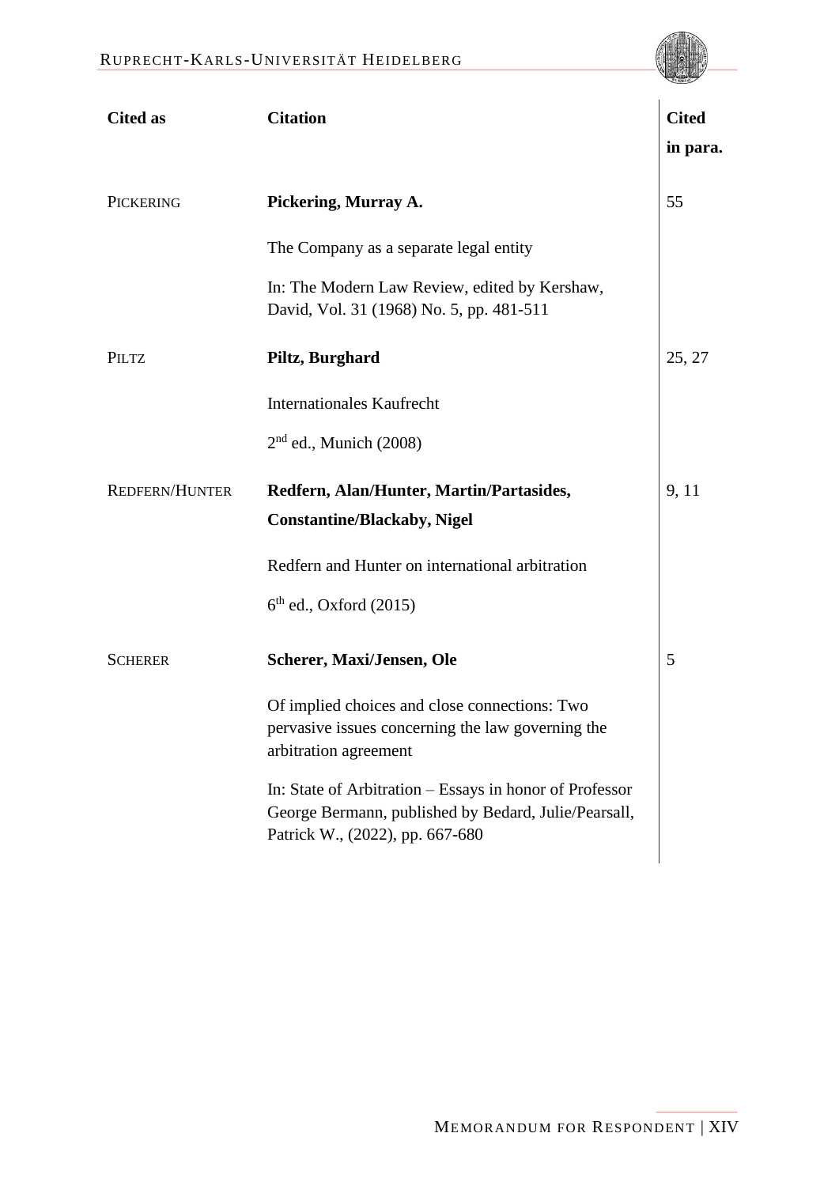| Cited as | Citation | Cited in para. |
|---|---|---|
| PICKERING | **Pickering, Murray A.**<br><br>The Company as a separate legal entity<br><br>In: The Modern Law Review, edited by Kershaw, David, Vol. 31 (1968) No. 5, pp. 481-511 | 55 |
| PILTZ | **Piltz, Burghard**<br><br>Internationales Kaufrecht<br><br>2nd ed., Munich (2008) | 25, 27 |
| REDFERN/HUNTER | **Redfern, Alan/Hunter, Martin/Partasides, Constantine/Blackaby, Nigel**<br><br>Redfern and Hunter on international arbitration<br><br>6th ed., Oxford (2015) | 9, 11 |
| SCHERER | **Scherer, Maxi/Jensen, Ole**<br><br>Of implied choices and close connections: Two pervasive issues concerning the law governing the arbitration agreement<br><br>In: State of Arbitration – Essays in honor of Professor George Bermann, published by Bedard, Julie/Pearsall, Patrick W., (2022), pp. 667-680 | 5 |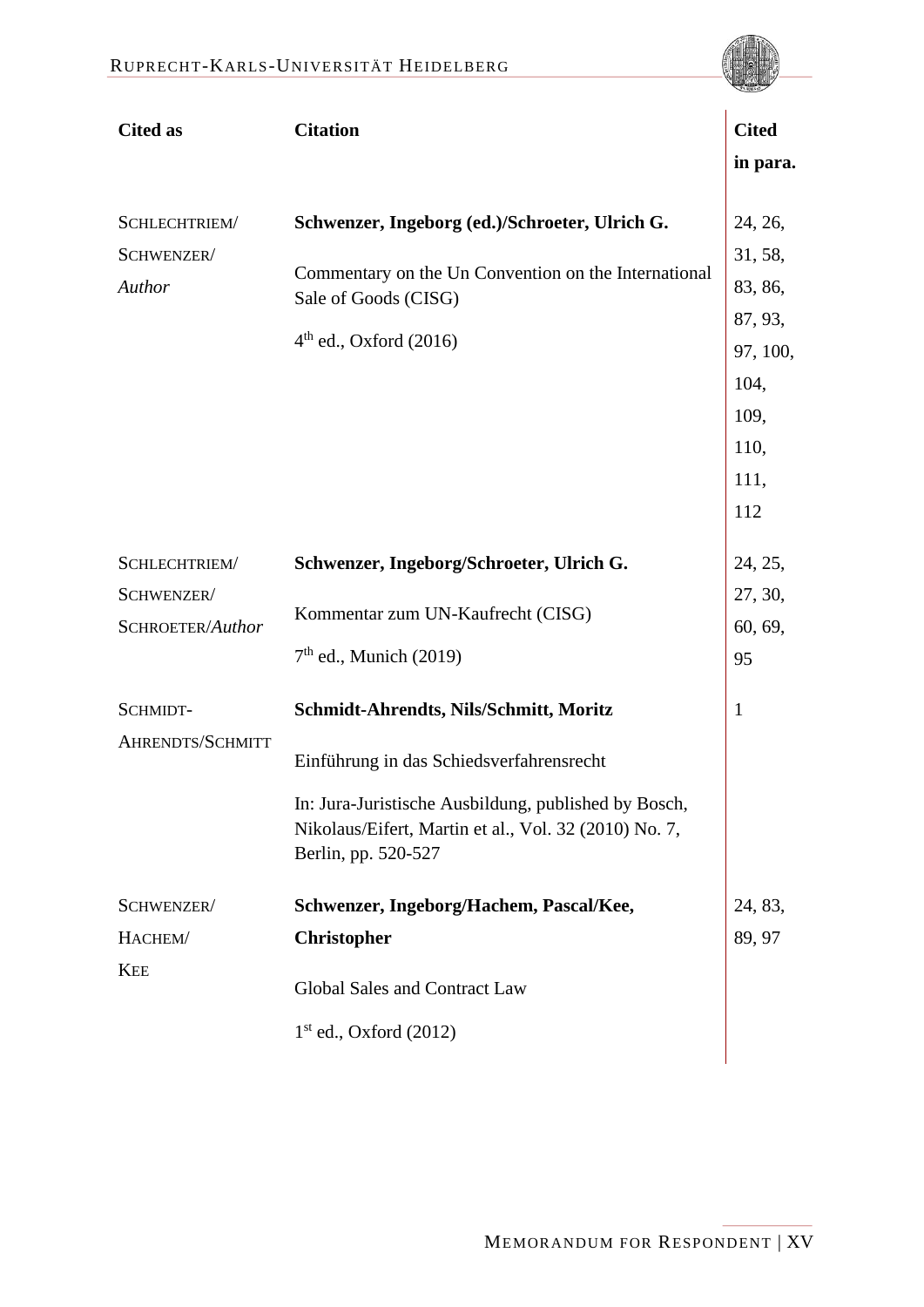| Cited as | Citation | Cited in para. |
|---|---|---|
| SCHLECHTRIEM/ SCHWENZER/ *Author* | **Schwenzer, Ingeborg (ed.)/Schroeter, Ulrich G.**<br><br>Commentary on the Un Convention on the International Sale of Goods (CISG)<br><br>4th ed., Oxford (2016) | 24, 26, 31, 58, 83, 86, 87, 93, 97, 100, 104, 109, 110, 111, 112 |
| SCHLECHTRIEM/ SCHWENZER/ SCHROETER/*Author* | **Schwenzer, Ingeborg/Schroeter, Ulrich G.**<br><br>Kommentar zum UN-Kaufrecht (CISG)<br><br>7th ed., Munich (2019) | 24, 25, 27, 30, 60, 69, 95 |
| SCHMIDT-AHRENDTS/SCHMITT | **Schmidt-Ahrendts, Nils/Schmitt, Moritz**<br><br>Einführung in das Schiedsverfahrensrecht<br><br>In: Jura-Juristische Ausbildung, published by Bosch, Nikolaus/Eifert, Martin et al., Vol. 32 (2010) No. 7, Berlin, pp. 520-527 | 1 |
| SCHWENZER/ HACHEM/ KEE | **Schwenzer, Ingeborg/Hachem, Pascal/Kee, Christopher**<br><br>Global Sales and Contract Law<br><br>1st ed., Oxford (2012) | 24, 83, 89, 97 |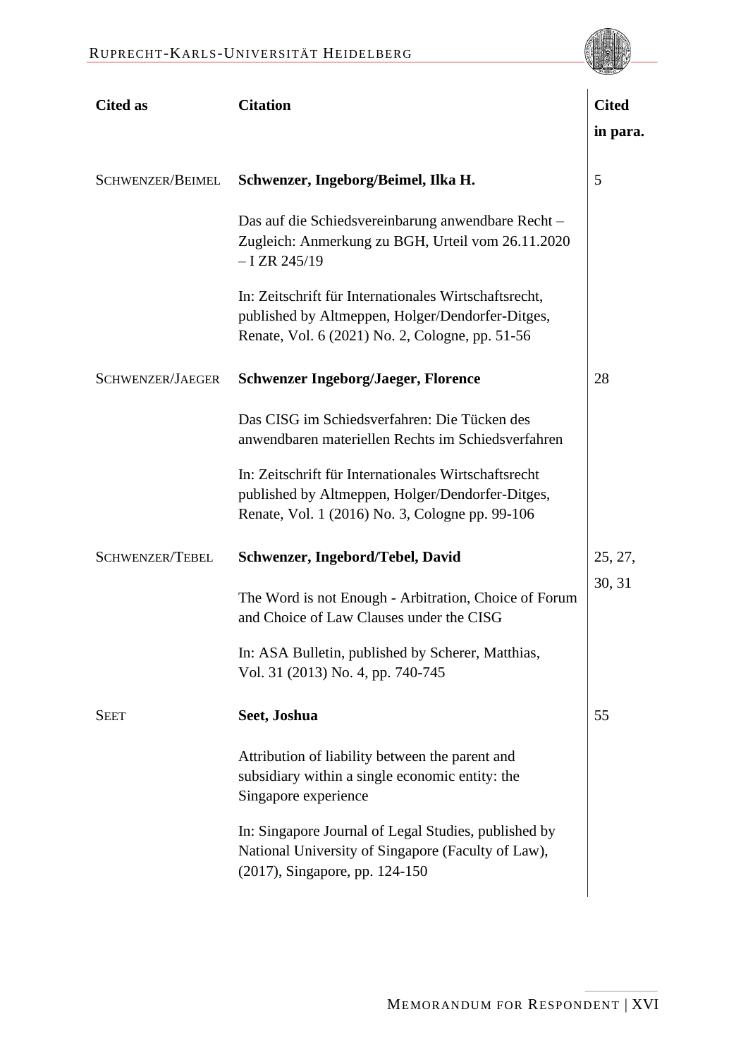| Cited as | Citation | Cited in para. |
|---|---|---|
| SCHWENZER/BEIMEL | **Schwenzer, Ingeborg/Beimel, Ilka H.**<br><br>Das auf die Schiedsvereinbarung anwendbare Recht – Zugleich: Anmerkung zu BGH, Urteil vom 26.11.2020 – I ZR 245/19<br><br>In: Zeitschrift für Internationales Wirtschaftsrecht, published by Altmeppen, Holger/Dendorfer-Ditges, Renate, Vol. 6 (2021) No. 2, Cologne, pp. 51-56 | 5 |
| SCHWENZER/JAEGER | **Schwenzer Ingeborg/Jaeger, Florence**<br><br>Das CISG im Schiedsverfahren: Die Tücken des anwendbaren materiellen Rechts im Schiedsverfahren<br><br>In: Zeitschrift für Internationales Wirtschaftsrecht published by Altmeppen, Holger/Dendorfer-Ditges, Renate, Vol. 1 (2016) No. 3, Cologne pp. 99-106 | 28 |
| SCHWENZER/TEBEL | **Schwenzer, Ingebord/Tebel, David**<br><br>The Word is not Enough - Arbitration, Choice of Forum and Choice of Law Clauses under the CISG<br><br>In: ASA Bulletin, published by Scherer, Matthias, Vol. 31 (2013) No. 4, pp. 740-745 | 25, 27, 30, 31 |
| SEET | **Seet, Joshua**<br><br>Attribution of liability between the parent and subsidiary within a single economic entity: the Singapore experience<br><br>In: Singapore Journal of Legal Studies, published by National University of Singapore (Faculty of Law), (2017), Singapore, pp. 124-150 | 55 |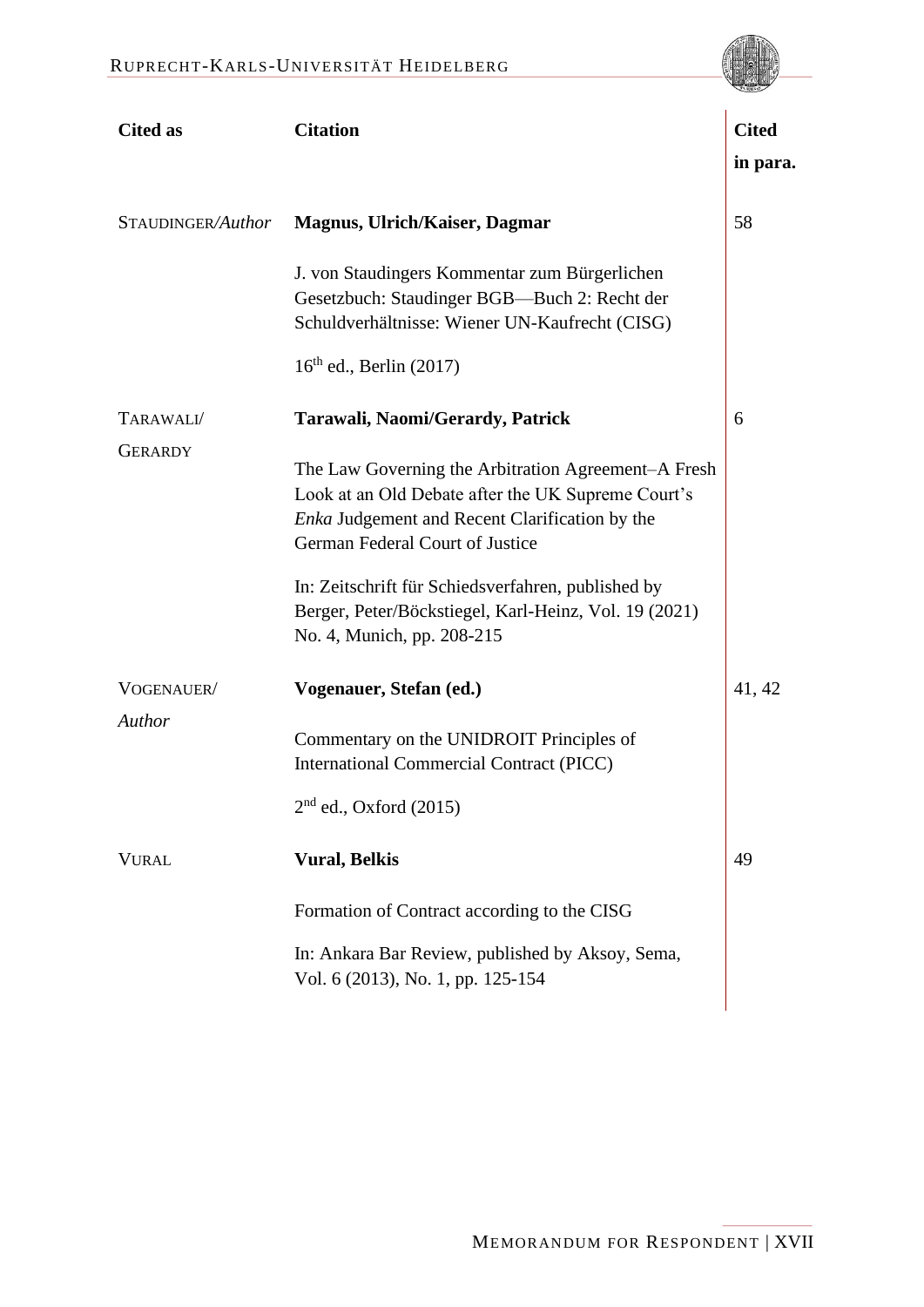| Cited as | Citation | Cited in para. |
|---|---|---|
| STAUDINGER/*Author* | **Magnus, Ulrich/Kaiser, Dagmar**<br><br>J. von Staudingers Kommentar zum Bürgerlichen Gesetzbuch: Staudinger BGB—Buch 2: Recht der Schuldverhältnisse: Wiener UN-Kaufrecht (CISG)<br><br>$16^{th}$ ed., Berlin (2017) | 58 |
| TARAWALI/ GERARDY | **Tarawali, Naomi/Gerardy, Patrick**<br><br>The Law Governing the Arbitration Agreement–A Fresh Look at an Old Debate after the UK Supreme Court's *Enka* Judgement and Recent Clarification by the German Federal Court of Justice<br><br>In: Zeitschrift für Schiedsverfahren, published by Berger, Peter/Böckstiegel, Karl-Heinz, Vol. 19 (2021) No. 4, Munich, pp. 208-215 | 6 |
| VOGENAUER/ *Author* | **Vogenauer, Stefan (ed.)**<br><br>Commentary on the UNIDROIT Principles of International Commercial Contract (PICC)<br><br>$2^{nd}$ ed., Oxford (2015) | 41, 42 |
| VURAL | **Vural, Belkis**<br><br>Formation of Contract according to the CISG<br><br>In: Ankara Bar Review, published by Aksoy, Sema, Vol. 6 (2013), No. 1, pp. 125-154 | 49 |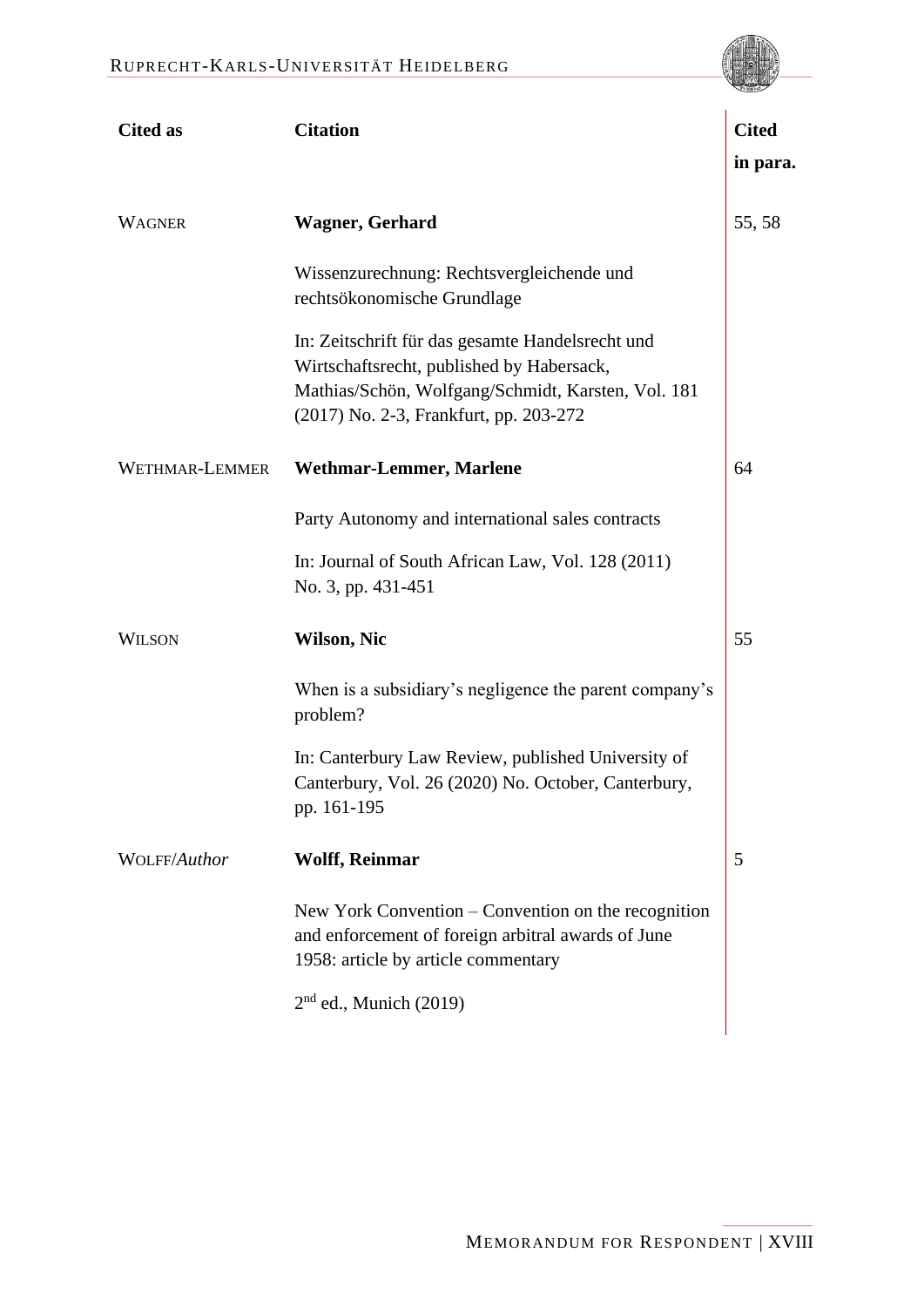| Cited as | Citation | Cited in para. |
|---|---|---|
| WAGNER | **Wagner, Gerhard**<br><br>Wissenzurechnung: Rechtsvergleichende und rechtsökonomische Grundlage<br><br>In: Zeitschrift für das gesamte Handelsrecht und Wirtschaftsrecht, published by Habersack, Mathias/Schön, Wolfgang/Schmidt, Karsten, Vol. 181 (2017) No. 2-3, Frankfurt, pp. 203-272 | 55, 58 |
| WETHMAR-LEMMER | **Wethmar-Lemmer, Marlene**<br><br>Party Autonomy and international sales contracts<br><br>In: Journal of South African Law, Vol. 128 (2011) No. 3, pp. 431-451 | 64 |
| WILSON | **Wilson, Nic**<br><br>When is a subsidiary's negligence the parent company's problem?<br><br>In: Canterbury Law Review, published University of Canterbury, Vol. 26 (2020) No. October, Canterbury, pp. 161-195 | 55 |
| WOLFF/*Author* | **Wolff, Reinmar**<br><br>New York Convention – Convention on the recognition and enforcement of foreign arbitral awards of June 1958: article by article commentary<br><br>2nd ed., Munich (2019) | 5 |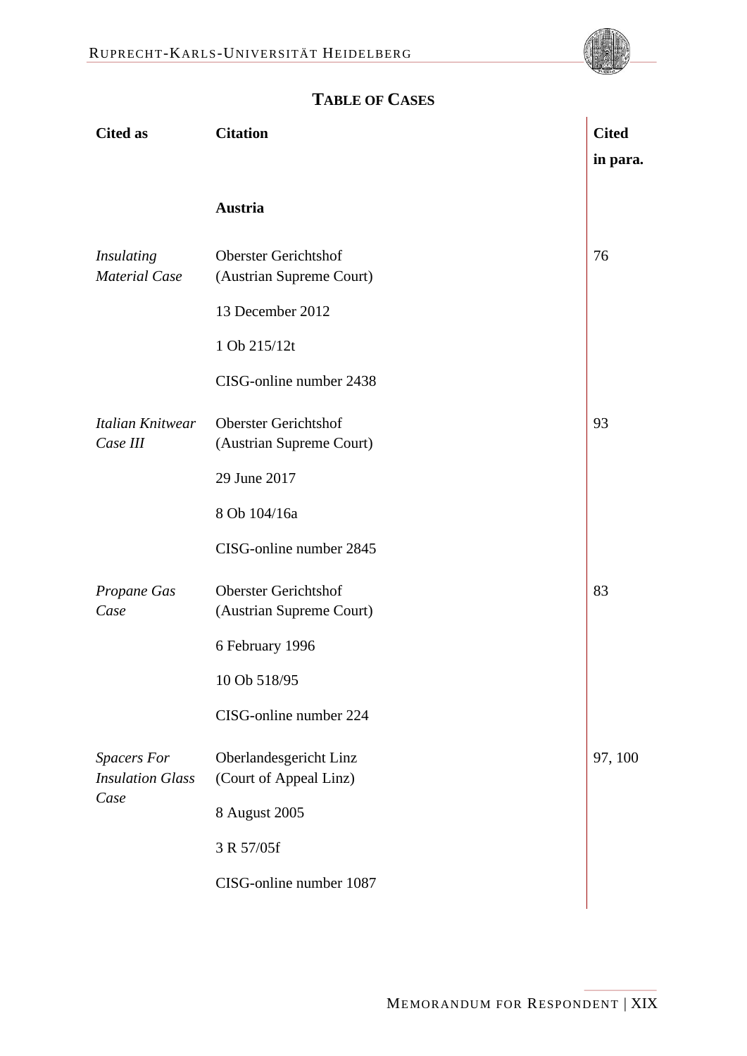## TABLE OF CASES

| Cited as | Citation | Cited in para. |
|---|---|---|
| | **Austria** | |
| *Insulating Material Case* | Oberster Gerichtshof (Austrian Supreme Court)<br>13 December 2012<br>1 Ob 215/12t<br>CISG-online number 2438 | 76 |
| *Italian Knitwear Case III* | Oberster Gerichtshof (Austrian Supreme Court)<br>29 June 2017<br>8 Ob 104/16a<br>CISG-online number 2845 | 93 |
| *Propane Gas Case* | Oberster Gerichtshof (Austrian Supreme Court)<br>6 February 1996<br>10 Ob 518/95<br>CISG-online number 224 | 83 |
| *Spacers For Insulation Glass Case* | Oberlandesgericht Linz (Court of Appeal Linz)<br>8 August 2005<br>3 R 57/05f<br>CISG-online number 1087 | 97, 100 |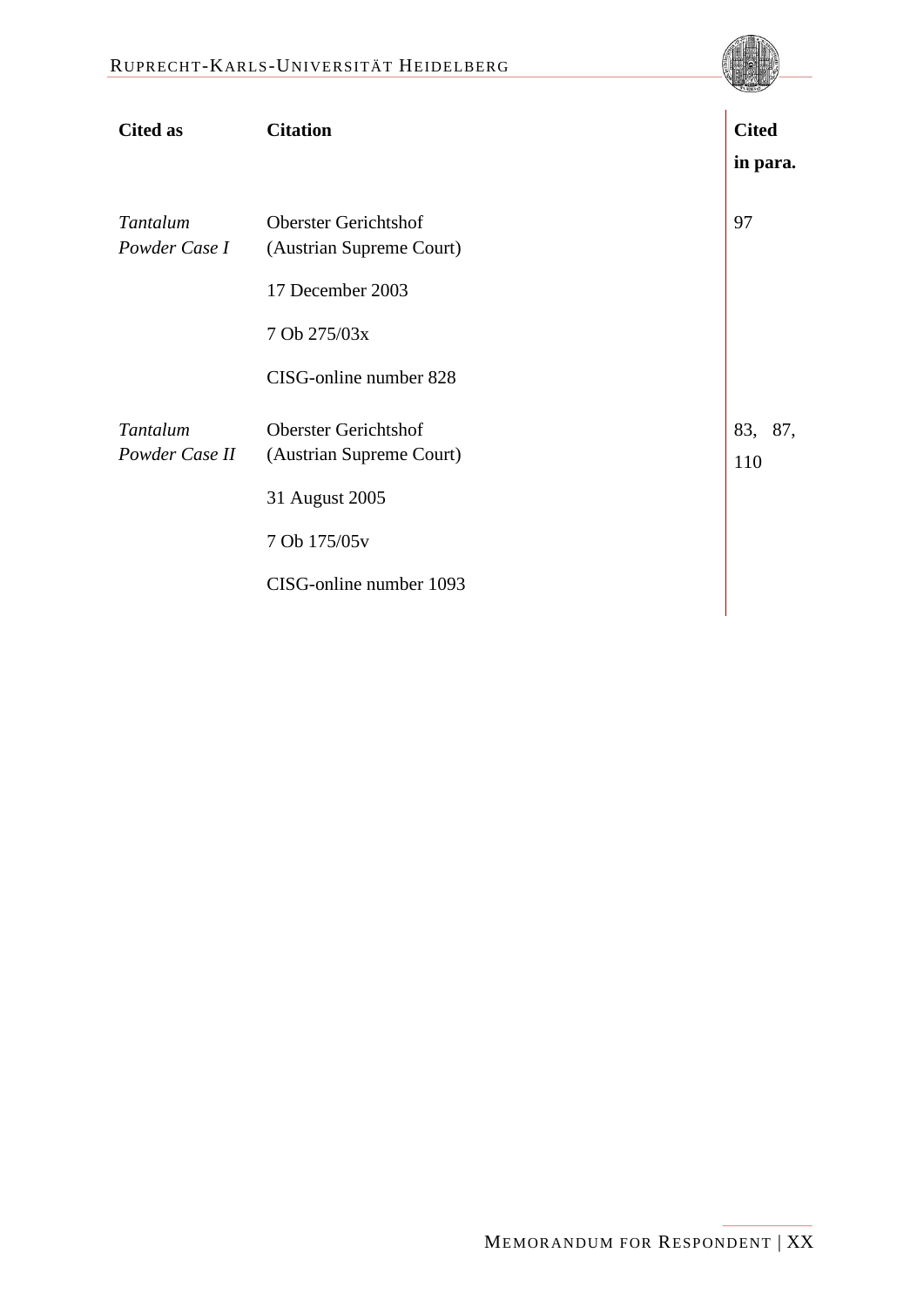| Cited as | Citation | Cited in para. |
|---|---|---|
| *Tantalum Powder Case I* | Oberster Gerichtshof (Austrian Supreme Court)<br><br>17 December 2003<br><br>7 Ob 275/03x<br><br>CISG-online number 828 | 97 |
| *Tantalum Powder Case II* | Oberster Gerichtshof (Austrian Supreme Court)<br><br>31 August 2005<br><br>7 Ob 175/05v<br><br>CISG-online number 1093 | 83, 87, 110 |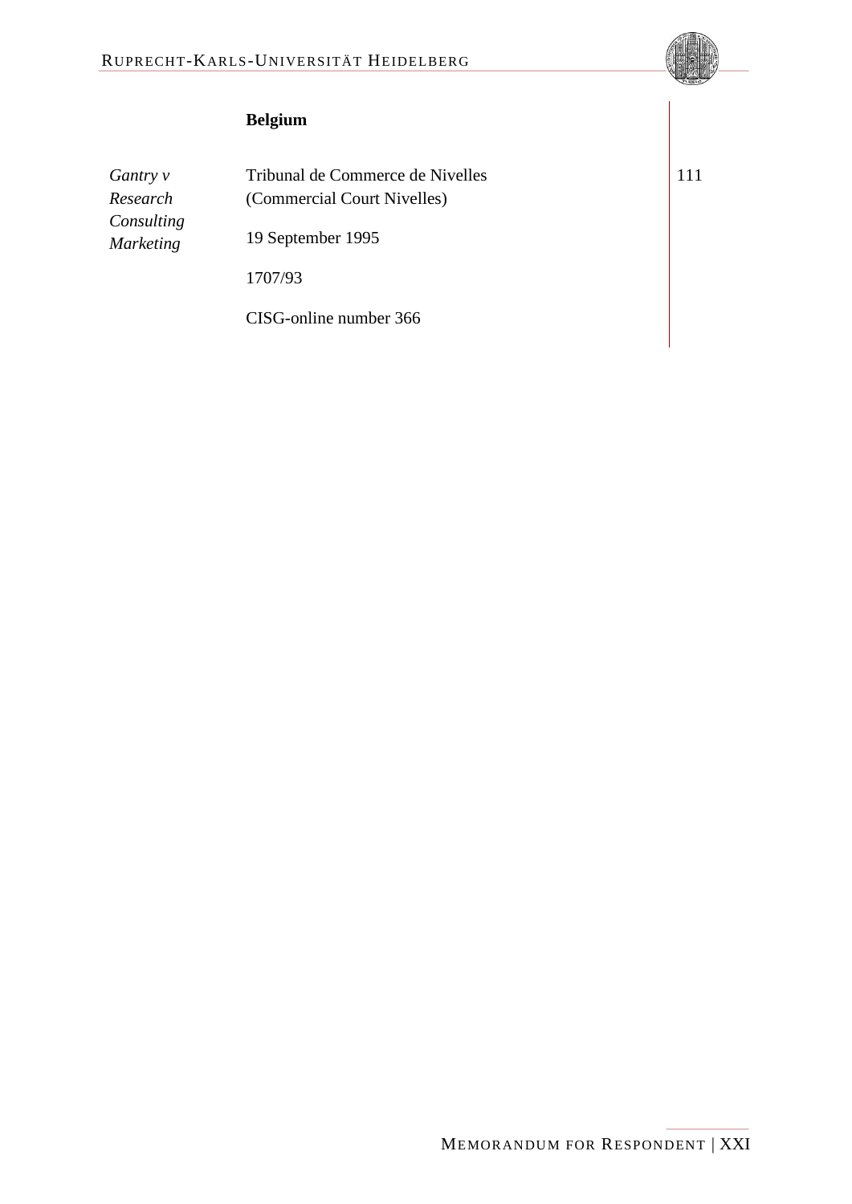| | **Belgium** | |
|---|---|---|
| *Gantry v Research Consulting Marketing* | Tribunal de Commerce de Nivelles (Commercial Court Nivelles)<br><br>19 September 1995<br><br>1707/93<br><br>CISG-online number 366 | 111 |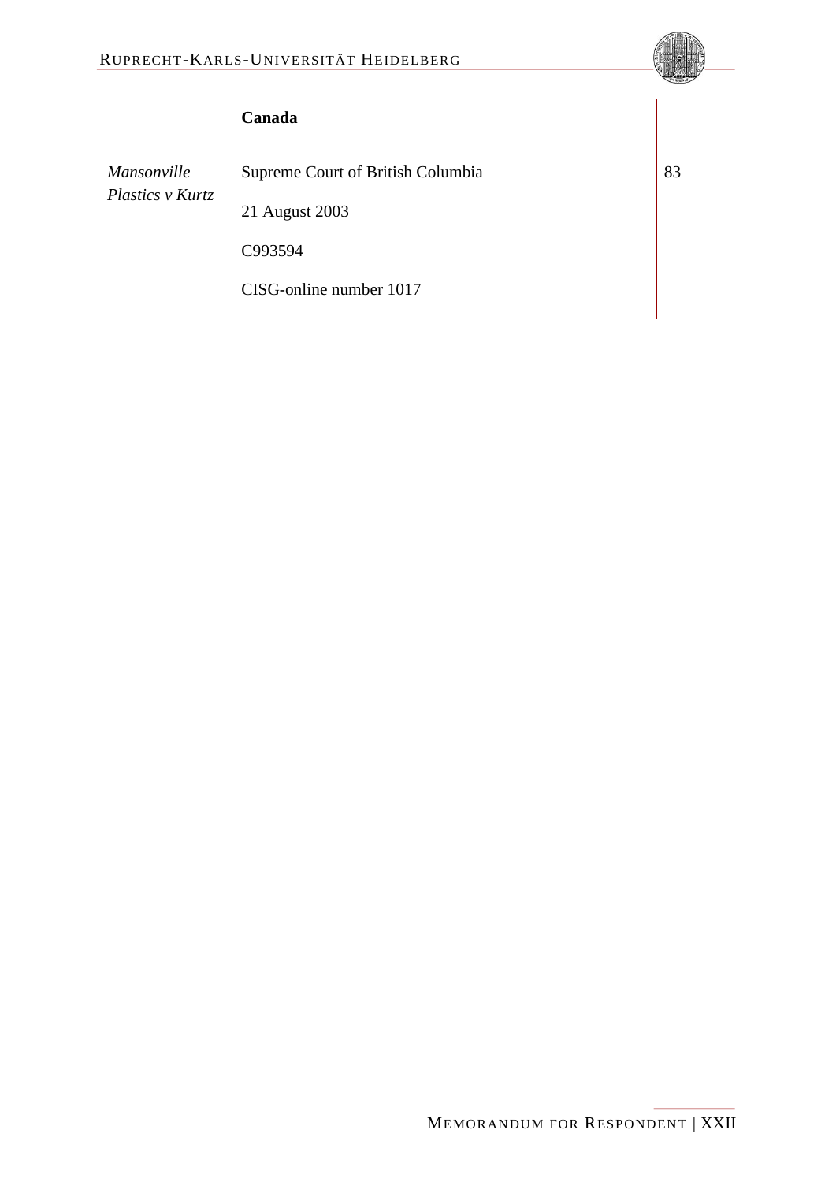**Canada**

| | | |
|---|---|---|
| *Mansonville Plastics v Kurtz* | Supreme Court of British Columbia<br><br>21 August 2003<br><br>C993594<br><br>CISG-online number 1017 | 83 |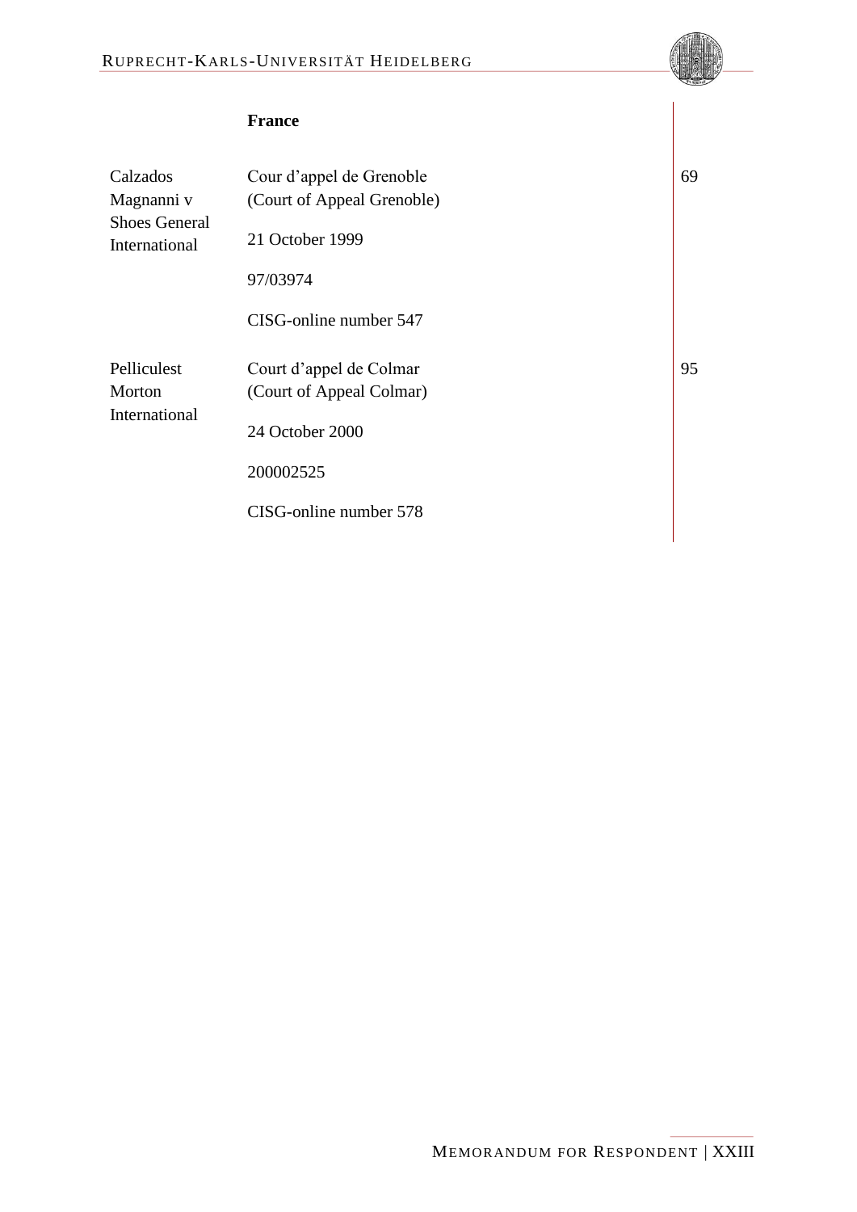| | **France** | |
|---|---|---|
| Calzados Magnanni v Shoes General International | Cour d'appel de Grenoble (Court of Appeal Grenoble)<br><br>21 October 1999<br><br>97/03974<br><br>CISG-online number 547 | 69 |
| Pelliculest Morton International | Court d'appel de Colmar (Court of Appeal Colmar)<br><br>24 October 2000<br><br>200002525<br><br>CISG-online number 578 | 95 |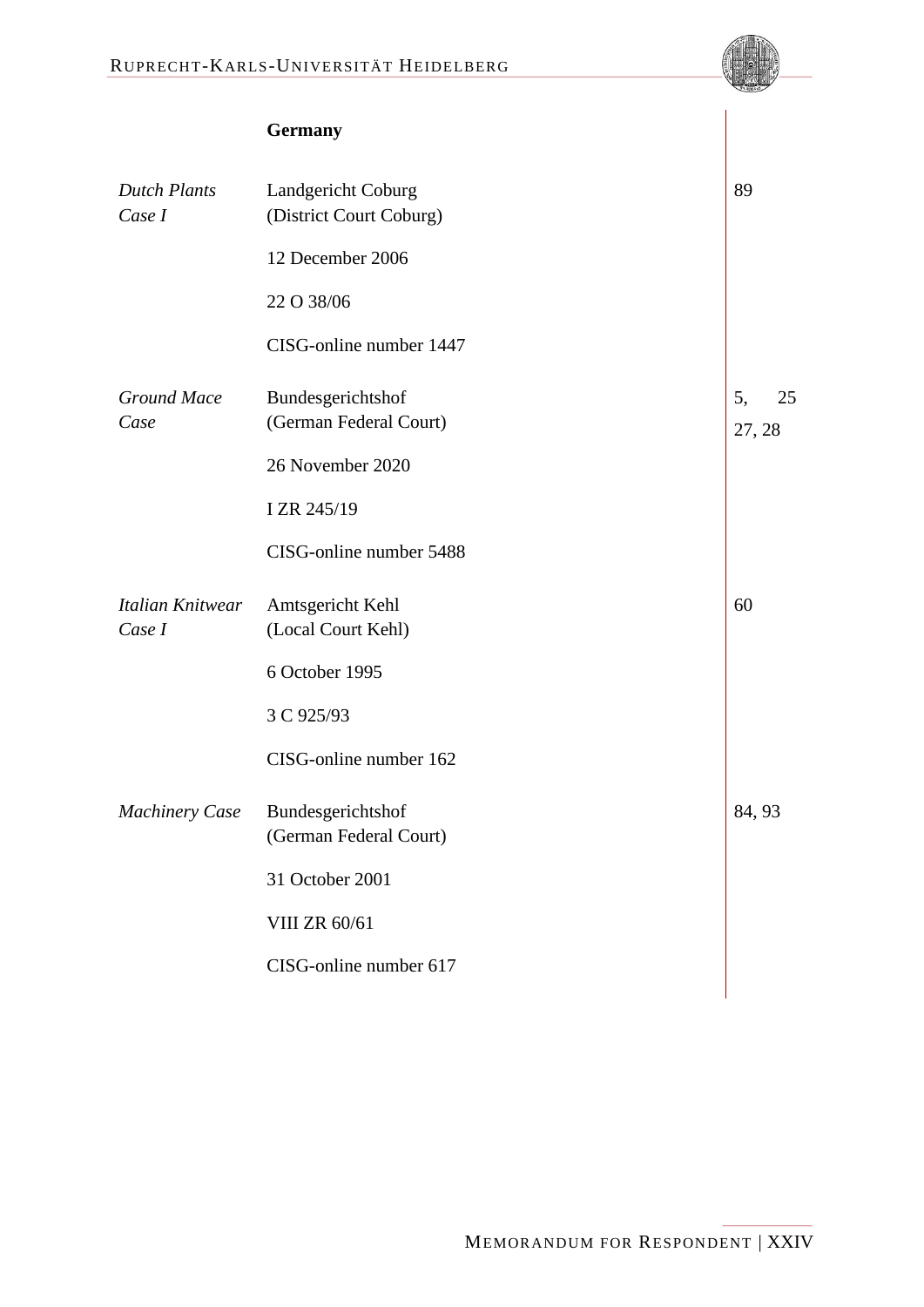**Germany**

| | | |
|---|---|---|
| *Dutch Plants Case I* | Landgericht Coburg (District Court Coburg)<br><br>12 December 2006<br><br>22 O 38/06<br><br>CISG-online number 1447 | 89 |
| *Ground Mace Case* | Bundesgerichtshof (German Federal Court)<br><br>26 November 2020<br><br>I ZR 245/19<br><br>CISG-online number 5488 | 5, 25 27, 28 |
| *Italian Knitwear Case I* | Amtsgericht Kehl (Local Court Kehl)<br><br>6 October 1995<br><br>3 C 925/93<br><br>CISG-online number 162 | 60 |
| *Machinery Case* | Bundesgerichtshof (German Federal Court)<br><br>31 October 2001<br><br>VIII ZR 60/61<br><br>CISG-online number 617 | 84, 93 |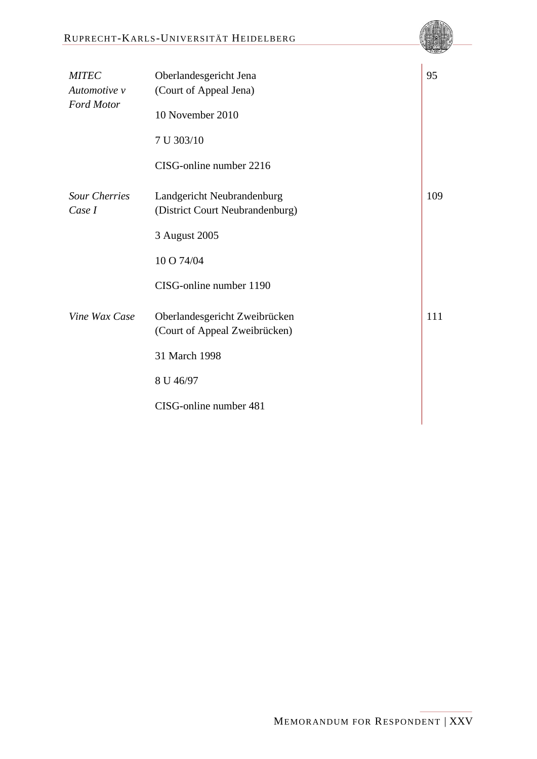| | | |
|---|---|---|
| *MITEC Automotive v Ford Motor* | Oberlandesgericht Jena (Court of Appeal Jena)<br><br>10 November 2010<br><br>7 U 303/10<br><br>CISG-online number 2216 | 95 |
| *Sour Cherries Case I* | Landgericht Neubrandenburg (District Court Neubrandenburg)<br><br>3 August 2005<br><br>10 O 74/04<br><br>CISG-online number 1190 | 109 |
| *Vine Wax Case* | Oberlandesgericht Zweibrücken (Court of Appeal Zweibrücken)<br><br>31 March 1998<br><br>8 U 46/97<br><br>CISG-online number 481 | 111 |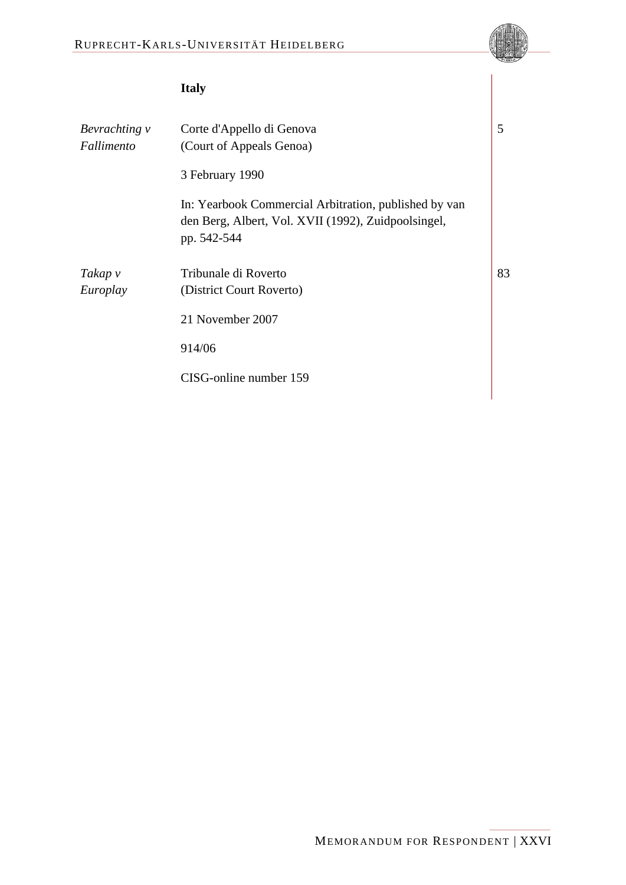**Italy**

| | | |
|---|---|---|
| *Bevrachting v Fallimento* | Corte d'Appello di Genova (Court of Appeals Genoa)<br><br>3 February 1990<br><br>In: Yearbook Commercial Arbitration, published by van den Berg, Albert, Vol. XVII (1992), Zuidpoolsingel, pp. 542-544 | 5 |
| *Takap v Europlay* | Tribunale di Roverto (District Court Roverto)<br><br>21 November 2007<br><br>914/06<br><br>CISG-online number 159 | 83 |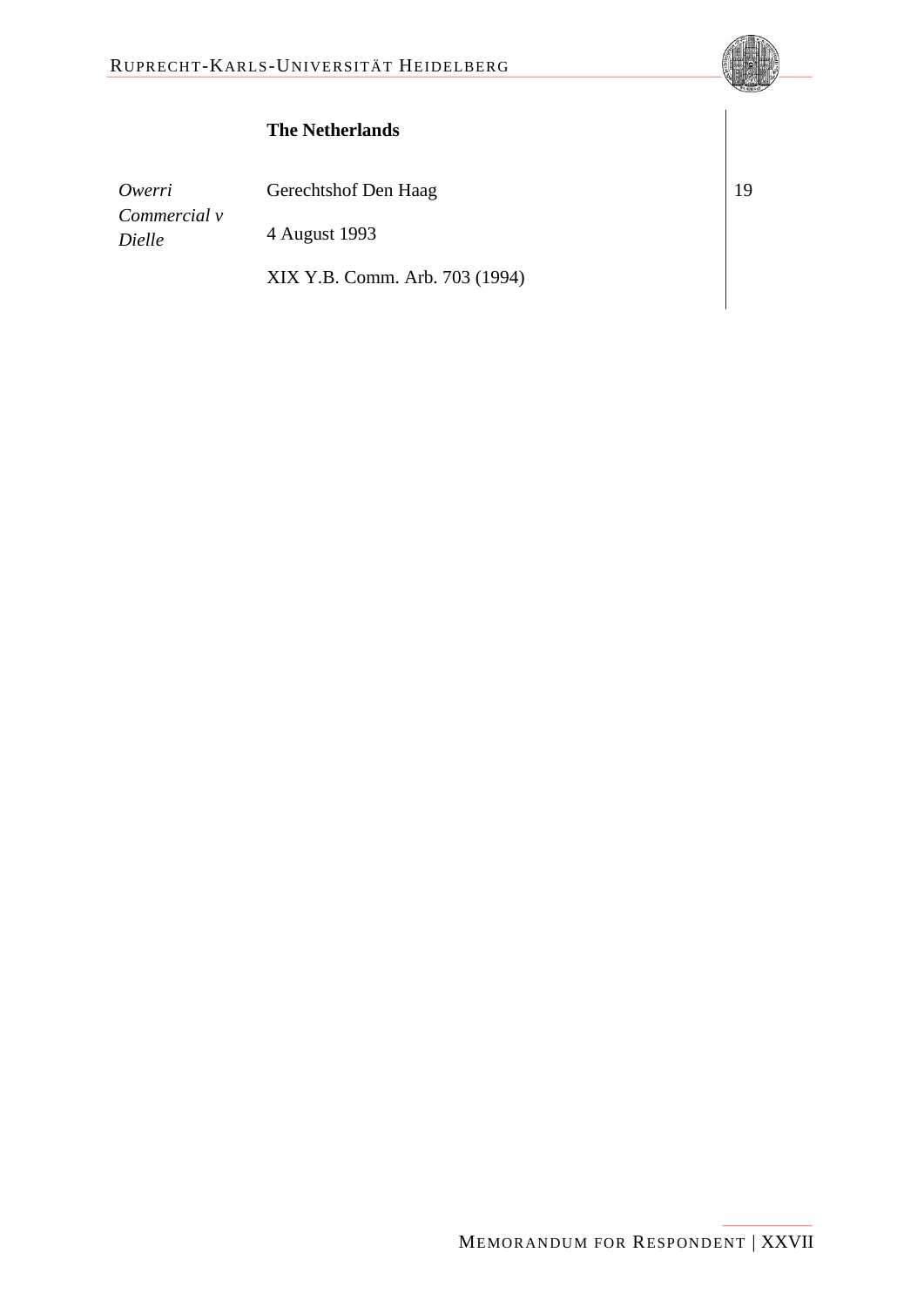**The Netherlands**

| | | |
|---|---|---|
| *Owerri Commercial v Dielle* | Gerechtshof Den Haag<br>4 August 1993<br>XIX Y.B. Comm. Arb. 703 (1994) | 19 |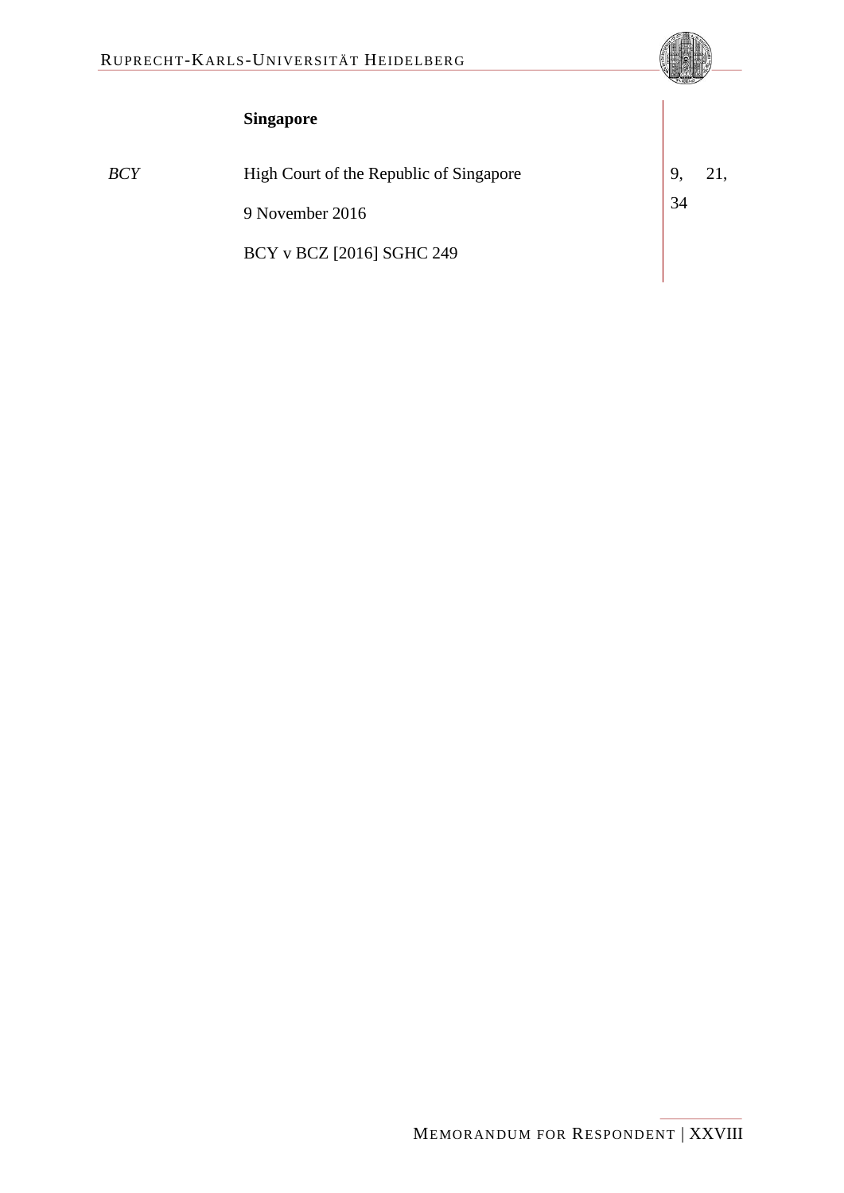**Singapore**

| | | |
|---|---|---|
| *BCY* | High Court of the Republic of Singapore<br><br>9 November 2016<br><br>BCY v BCZ [2016] SGHC 249 | 9, 21, 34 |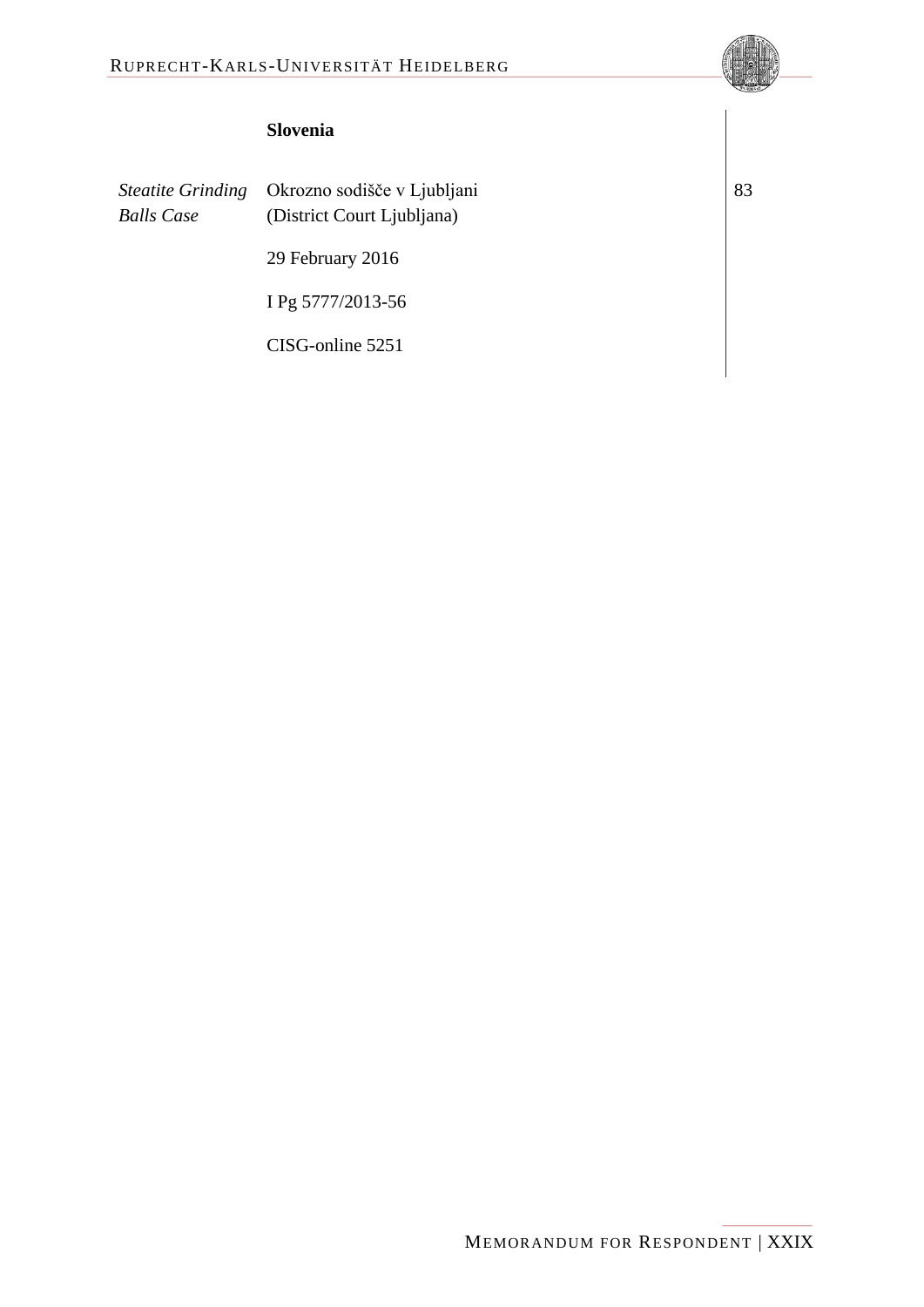| | **Slovenia** | |
|---|---|---|
| *Steatite Grinding Balls Case* | Okrozno sodišče v Ljubljani (District Court Ljubljana)<br><br>29 February 2016<br><br>I Pg 5777/2013-56<br><br>CISG-online 5251 | 83 |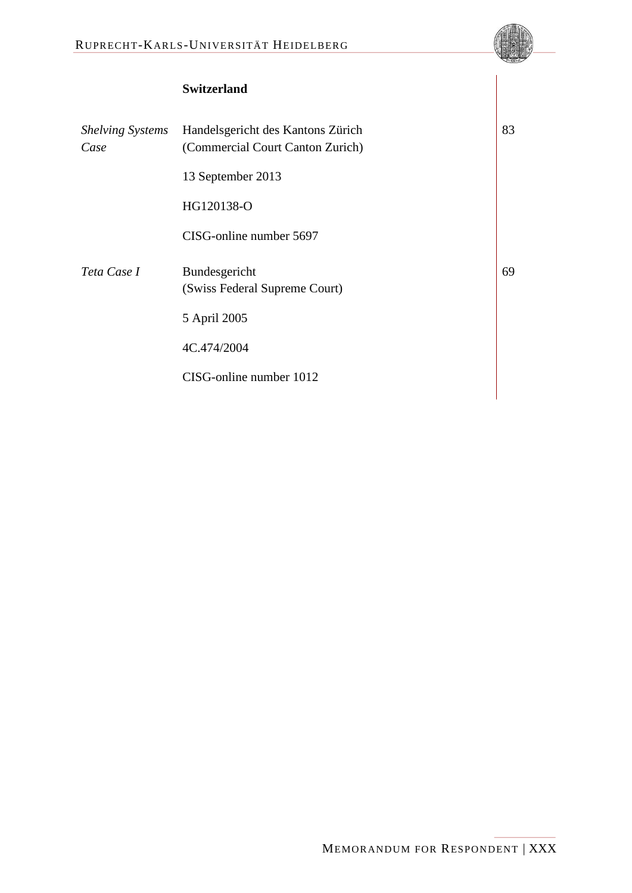| | **Switzerland** | |
|---|---|---|
| *Shelving Systems Case* | Handelsgericht des Kantons Zürich (Commercial Court Canton Zurich)<br><br>13 September 2013<br><br>HG120138-O<br><br>CISG-online number 5697 | 83 |
| *Teta Case I* | Bundesgericht (Swiss Federal Supreme Court)<br><br>5 April 2005<br><br>4C.474/2004<br><br>CISG-online number 1012 | 69 |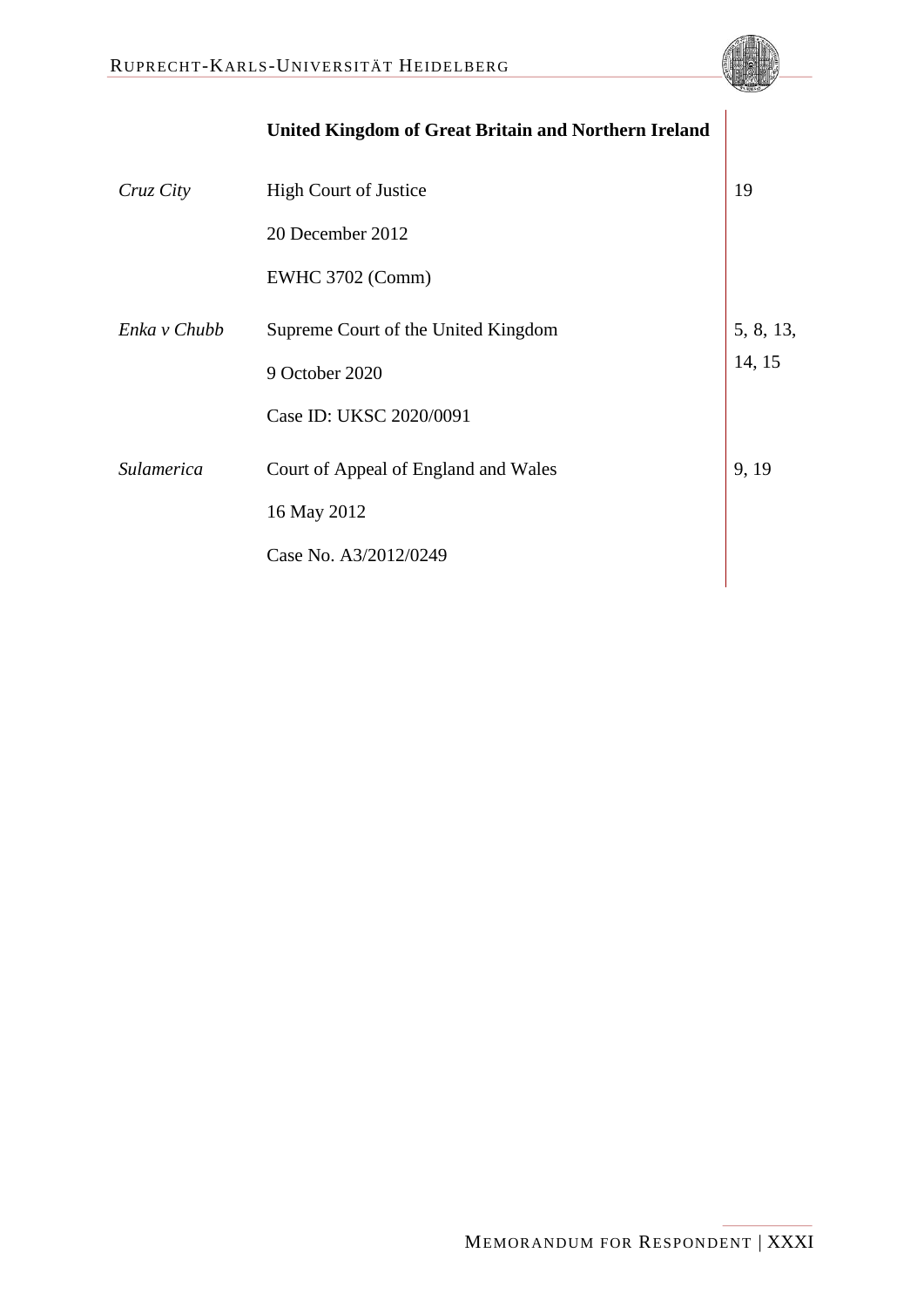| | **United Kingdom of Great Britain and Northern Ireland** | |
|---|---|---|
| *Cruz City* | High Court of Justice<br>20 December 2012<br>EWHC 3702 (Comm) | 19 |
| *Enka v Chubb* | Supreme Court of the United Kingdom<br>9 October 2020<br>Case ID: UKSC 2020/0091 | 5, 8, 13, 14, 15 |
| *Sulamerica* | Court of Appeal of England and Wales<br>16 May 2012<br>Case No. A3/2012/0249 | 9, 19 |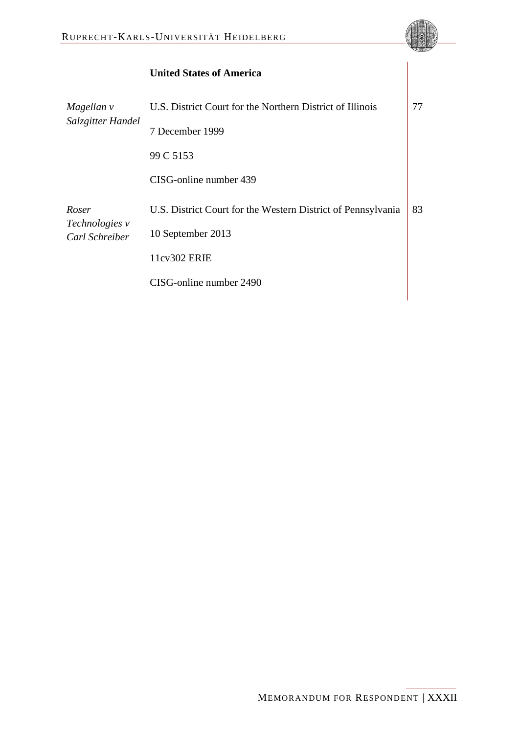| | **United States of America** | |
|---|---|---|
| *Magellan v Salzgitter Handel* | U.S. District Court for the Northern District of Illinois<br>7 December 1999<br>99 C 5153<br>CISG-online number 439 | 77 |
| *Roser Technologies v Carl Schreiber* | U.S. District Court for the Western District of Pennsylvania<br>10 September 2013<br>11cv302 ERIE<br>CISG-online number 2490 | 83 |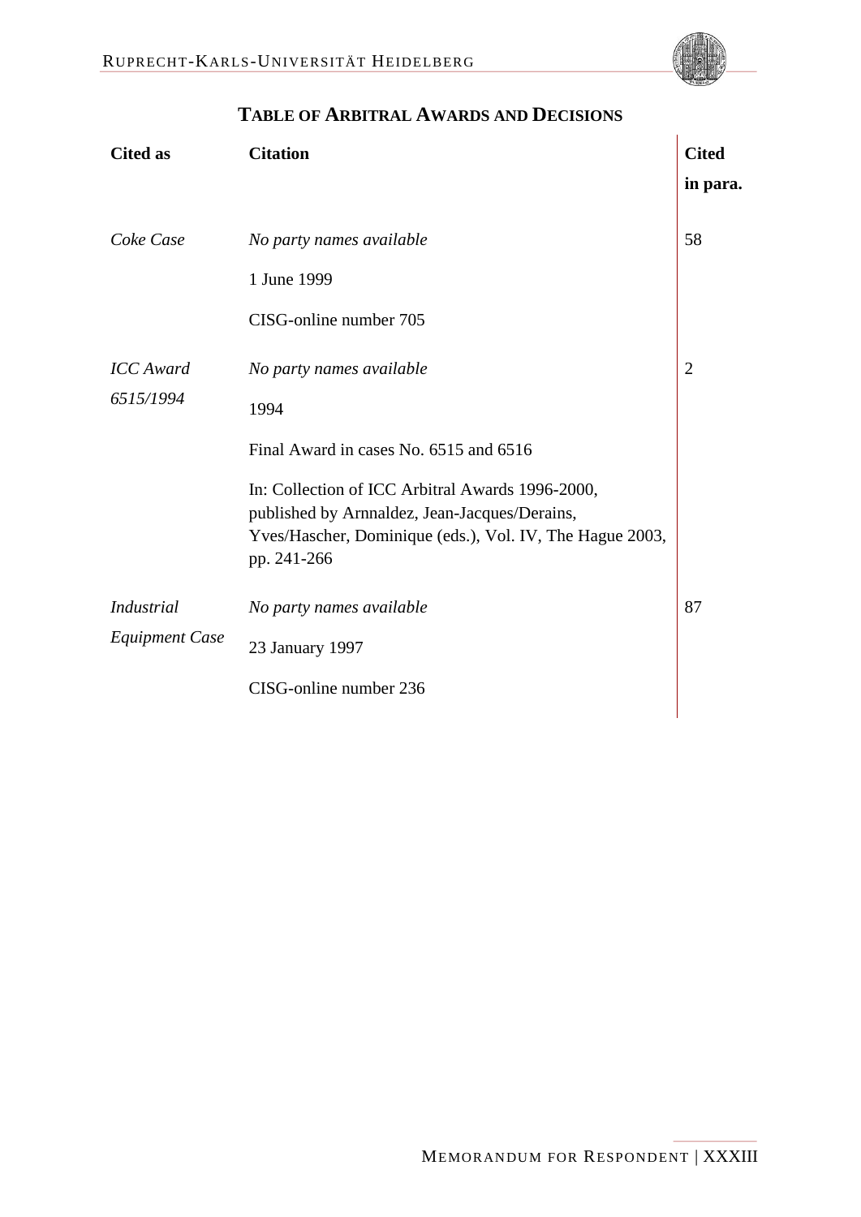## TABLE OF ARBITRAL AWARDS AND DECISIONS

| Cited as | Citation | Cited in para. |
|---|---|---|
| *Coke Case* | *No party names available*<br>1 June 1999<br>CISG-online number 705 | 58 |
| *ICC Award 6515/1994* | *No party names available*<br>1994<br>Final Award in cases No. 6515 and 6516<br>In: Collection of ICC Arbitral Awards 1996-2000, published by Arnnaldez, Jean-Jacques/Derains, Yves/Hascher, Dominique (eds.), Vol. IV, The Hague 2003, pp. 241-266 | 2 |
| *Industrial Equipment Case* | *No party names available*<br>23 January 1997<br>CISG-online number 236 | 87 |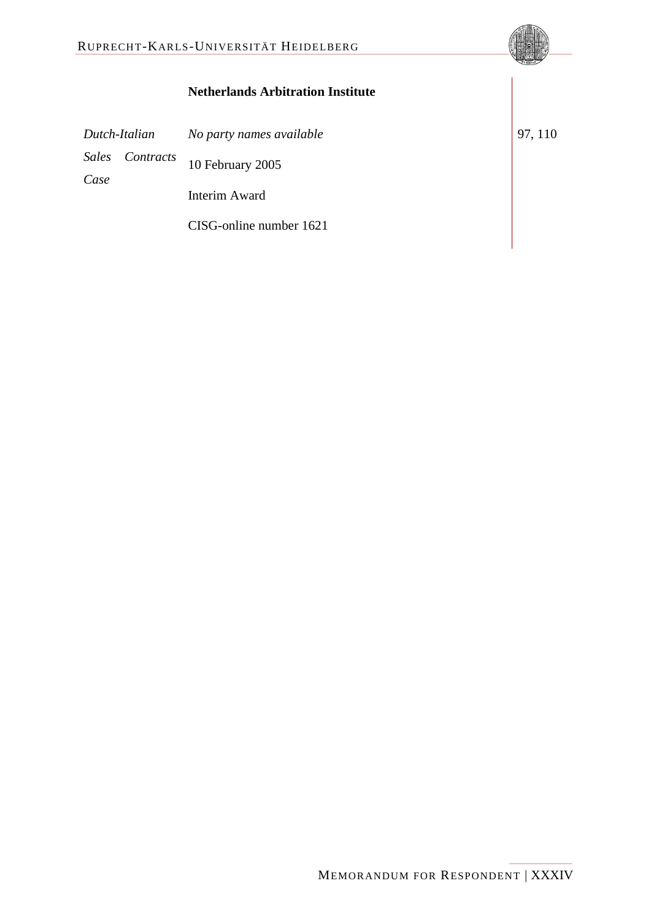**Netherlands Arbitration Institute**

| | | |
|---|---|---|
| *Dutch-Italian Sales Contracts Case* | *No party names available*<br>10 February 2005<br>Interim Award<br>CISG-online number 1621 | 97, 110 |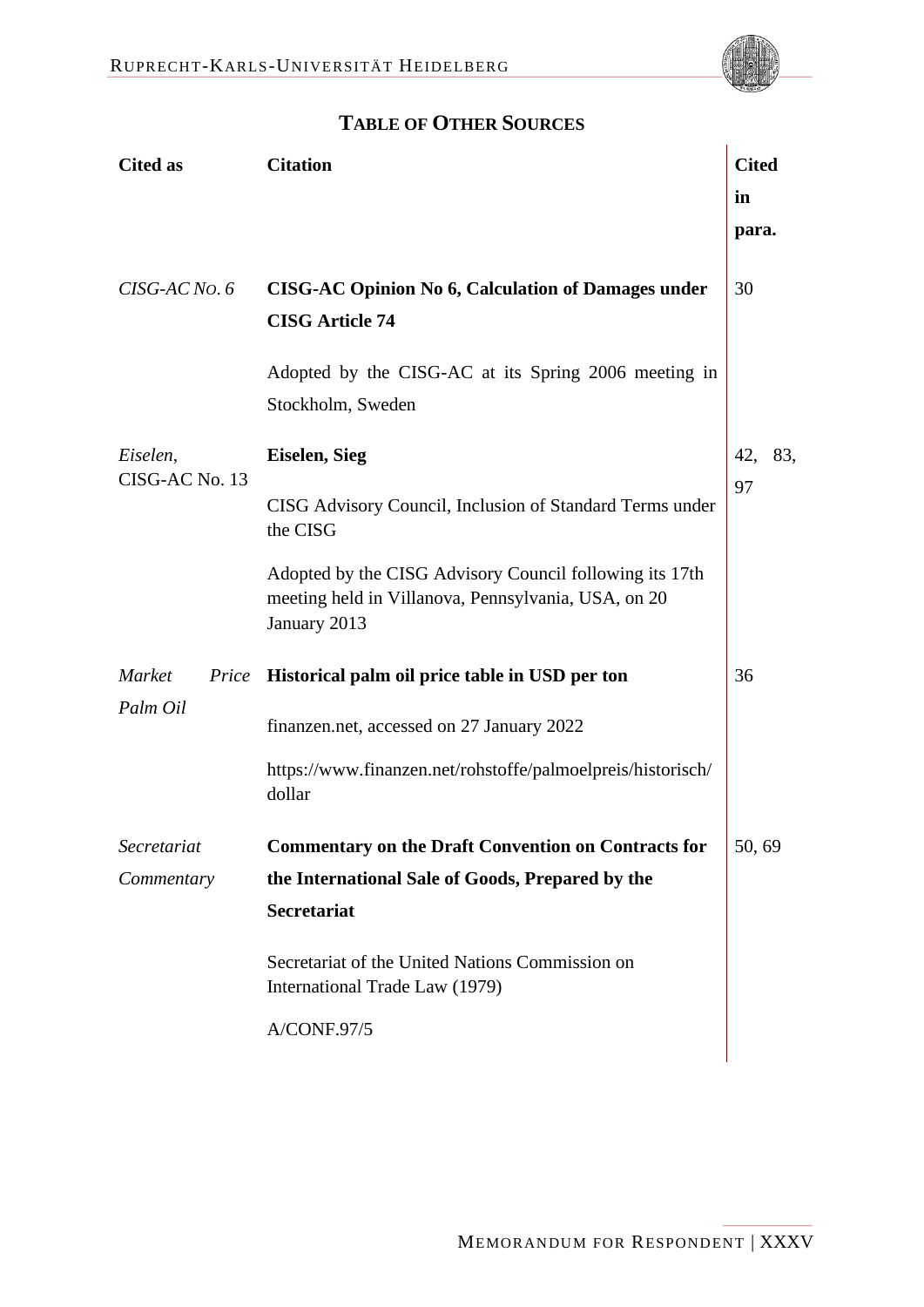## TABLE OF OTHER SOURCES

| Cited as | Citation | Cited in para. |
|---|---|---|
| *CISG-AC No. 6* | **CISG-AC Opinion No 6, Calculation of Damages under CISG Article 74**<br><br>Adopted by the CISG-AC at its Spring 2006 meeting in Stockholm, Sweden | 30 |
| *Eiselen*, CISG-AC No. 13 | **Eiselen, Sieg**<br><br>CISG Advisory Council, Inclusion of Standard Terms under the CISG<br><br>Adopted by the CISG Advisory Council following its 17th meeting held in Villanova, Pennsylvania, USA, on 20 January 2013 | 42, 83, 97 |
| *Market Price Palm Oil* | **Historical palm oil price table in USD per ton**<br><br>finanzen.net, accessed on 27 January 2022<br><br>https://www.finanzen.net/rohstoffe/palmoelpreis/historisch/dollar | 36 |
| *Secretariat Commentary* | **Commentary on the Draft Convention on Contracts for the International Sale of Goods, Prepared by the Secretariat**<br><br>Secretariat of the United Nations Commission on International Trade Law (1979)<br><br>A/CONF.97/5 | 50, 69 |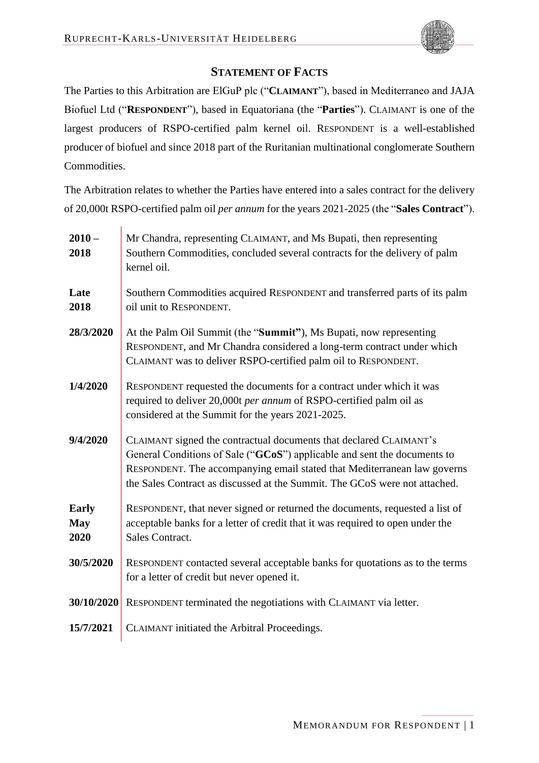## STATEMENT OF FACTS

The Parties to this Arbitration are ElGuP plc ("**CLAIMANT**"), based in Mediterraneo and JAJA Biofuel Ltd ("**RESPONDENT**"), based in Equatoriana (the "**Parties**"). CLAIMANT is one of the largest producers of RSPO-certified palm kernel oil. RESPONDENT is a well-established producer of biofuel and since 2018 part of the Ruritanian multinational conglomerate Southern Commodities.

The Arbitration relates to whether the Parties have entered into a sales contract for the delivery of 20,000t RSPO-certified palm oil *per annum* for the years 2021-2025 (the "**Sales Contract**").

| | |
|---|---|
| **2010 – 2018** | Mr Chandra, representing CLAIMANT, and Ms Bupati, then representing Southern Commodities, concluded several contracts for the delivery of palm kernel oil. |
| **Late 2018** | Southern Commodities acquired RESPONDENT and transferred parts of its palm oil unit to RESPONDENT. |
| **28/3/2020** | At the Palm Oil Summit (the "**Summit"**), Ms Bupati, now representing RESPONDENT, and Mr Chandra considered a long-term contract under which CLAIMANT was to deliver RSPO-certified palm oil to RESPONDENT. |
| **1/4/2020** | RESPONDENT requested the documents for a contract under which it was required to deliver 20,000t *per annum* of RSPO-certified palm oil as considered at the Summit for the years 2021-2025. |
| **9/4/2020** | CLAIMANT signed the contractual documents that declared CLAIMANT's General Conditions of Sale ("**GCoS**") applicable and sent the documents to RESPONDENT. The accompanying email stated that Mediterranean law governs the Sales Contract as discussed at the Summit. The GCoS were not attached. |
| **Early May 2020** | RESPONDENT, that never signed or returned the documents, requested a list of acceptable banks for a letter of credit that it was required to open under the Sales Contract. |
| **30/5/2020** | RESPONDENT contacted several acceptable banks for quotations as to the terms for a letter of credit but never opened it. |
| **30/10/2020** | RESPONDENT terminated the negotiations with CLAIMANT via letter. |
| **15/7/2021** | CLAIMANT initiated the Arbitral Proceedings. |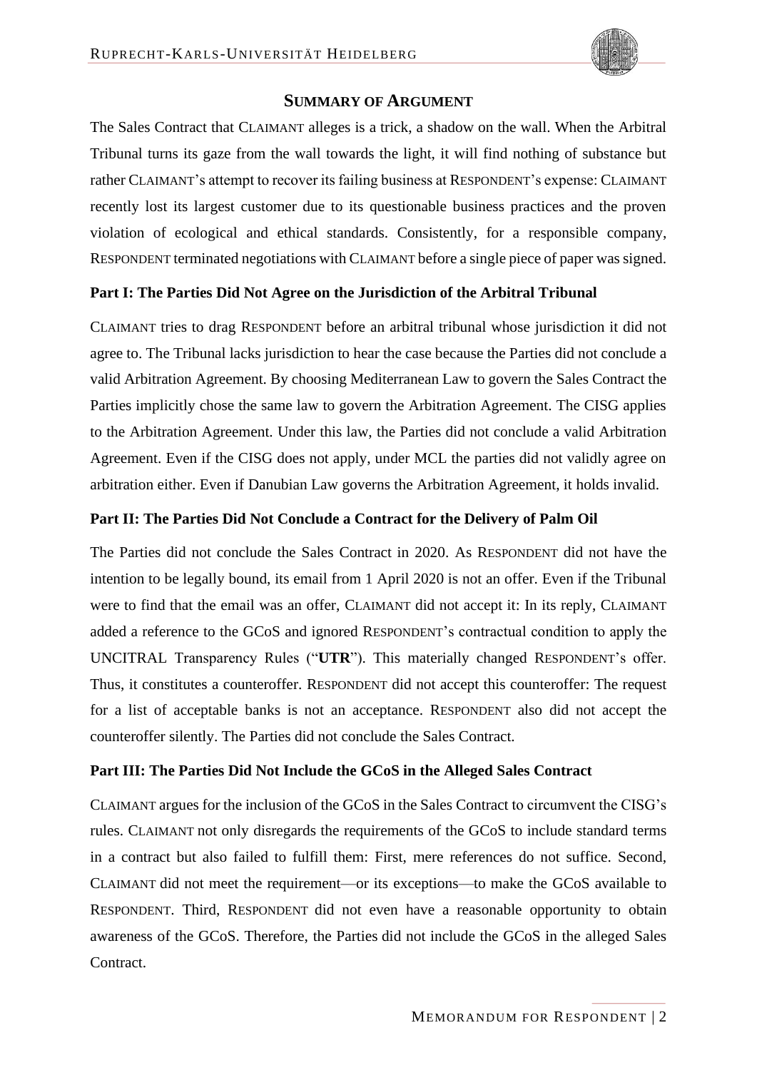## SUMMARY OF ARGUMENT

The Sales Contract that CLAIMANT alleges is a trick, a shadow on the wall. When the Arbitral Tribunal turns its gaze from the wall towards the light, it will find nothing of substance but rather CLAIMANT's attempt to recover its failing business at RESPONDENT's expense: CLAIMANT recently lost its largest customer due to its questionable business practices and the proven violation of ecological and ethical standards. Consistently, for a responsible company, RESPONDENT terminated negotiations with CLAIMANT before a single piece of paper was signed.

**Part I: The Parties Did Not Agree on the Jurisdiction of the Arbitral Tribunal**

CLAIMANT tries to drag RESPONDENT before an arbitral tribunal whose jurisdiction it did not agree to. The Tribunal lacks jurisdiction to hear the case because the Parties did not conclude a valid Arbitration Agreement. By choosing Mediterranean Law to govern the Sales Contract the Parties implicitly chose the same law to govern the Arbitration Agreement. The CISG applies to the Arbitration Agreement. Under this law, the Parties did not conclude a valid Arbitration Agreement. Even if the CISG does not apply, under MCL the parties did not validly agree on arbitration either. Even if Danubian Law governs the Arbitration Agreement, it holds invalid.

**Part II: The Parties Did Not Conclude a Contract for the Delivery of Palm Oil**

The Parties did not conclude the Sales Contract in 2020. As RESPONDENT did not have the intention to be legally bound, its email from 1 April 2020 is not an offer. Even if the Tribunal were to find that the email was an offer, CLAIMANT did not accept it: In its reply, CLAIMANT added a reference to the GCoS and ignored RESPONDENT's contractual condition to apply the UNCITRAL Transparency Rules ("**UTR**"). This materially changed RESPONDENT's offer. Thus, it constitutes a counteroffer. RESPONDENT did not accept this counteroffer: The request for a list of acceptable banks is not an acceptance. RESPONDENT also did not accept the counteroffer silently. The Parties did not conclude the Sales Contract.

**Part III: The Parties Did Not Include the GCoS in the Alleged Sales Contract**

CLAIMANT argues for the inclusion of the GCoS in the Sales Contract to circumvent the CISG's rules. CLAIMANT not only disregards the requirements of the GCoS to include standard terms in a contract but also failed to fulfill them: First, mere references do not suffice. Second, CLAIMANT did not meet the requirement—or its exceptions—to make the GCoS available to RESPONDENT. Third, RESPONDENT did not even have a reasonable opportunity to obtain awareness of the GCoS. Therefore, the Parties did not include the GCoS in the alleged Sales Contract.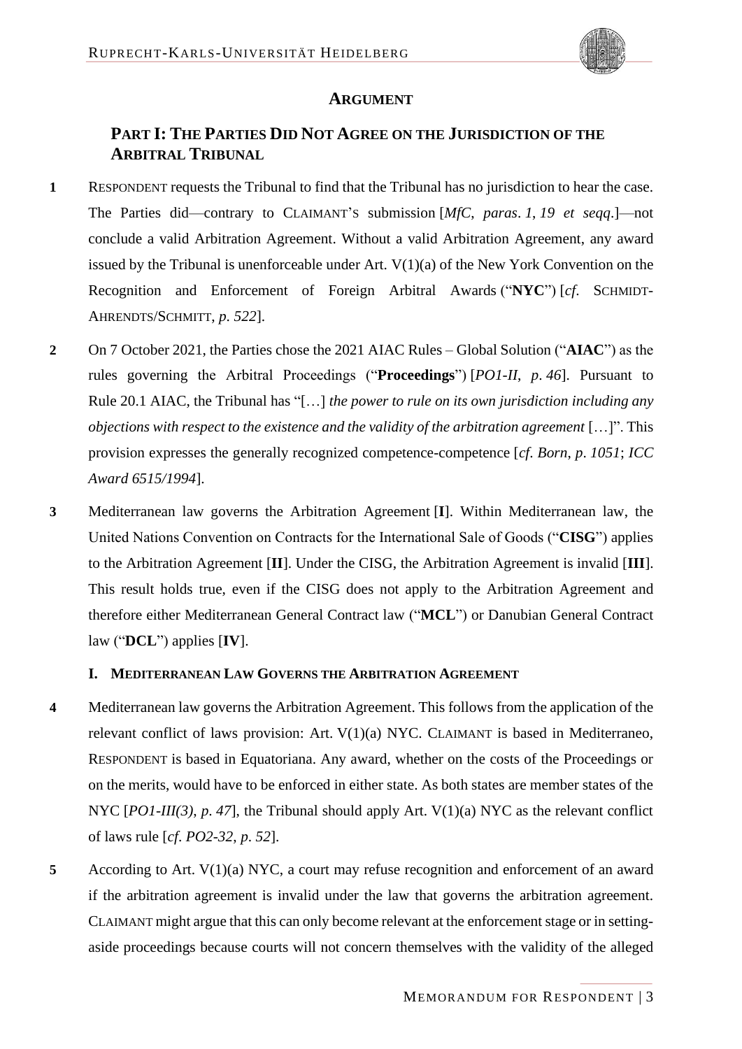## ARGUMENT

### PART I: THE PARTIES DID NOT AGREE ON THE JURISDICTION OF THE ARBITRAL TRIBUNAL

**1** RESPONDENT requests the Tribunal to find that the Tribunal has no jurisdiction to hear the case. The Parties did—contrary to CLAIMANT'S submission [*MfC, paras. 1, 19 et seqq.*]—not conclude a valid Arbitration Agreement. Without a valid Arbitration Agreement, any award issued by the Tribunal is unenforceable under Art. V(1)(a) of the New York Convention on the Recognition and Enforcement of Foreign Arbitral Awards ("**NYC**") [*cf.* SCHMIDT-AHRENDTS/SCHMITT, *p. 522*].

**2** On 7 October 2021, the Parties chose the 2021 AIAC Rules – Global Solution ("**AIAC**") as the rules governing the Arbitral Proceedings ("**Proceedings**") [*PO1-II, p. 46*]. Pursuant to Rule 20.1 AIAC, the Tribunal has "[…] *the power to rule on its own jurisdiction including any objections with respect to the existence and the validity of the arbitration agreement* […]". This provision expresses the generally recognized competence-competence [*cf. Born, p. 1051*; *ICC Award 6515/1994*].

**3** Mediterranean law governs the Arbitration Agreement [**I**]. Within Mediterranean law, the United Nations Convention on Contracts for the International Sale of Goods ("**CISG**") applies to the Arbitration Agreement [**II**]. Under the CISG, the Arbitration Agreement is invalid [**III**]. This result holds true, even if the CISG does not apply to the Arbitration Agreement and therefore either Mediterranean General Contract law ("**MCL**") or Danubian General Contract law ("**DCL**") applies [**IV**].

#### I. MEDITERRANEAN LAW GOVERNS THE ARBITRATION AGREEMENT

**4** Mediterranean law governs the Arbitration Agreement. This follows from the application of the relevant conflict of laws provision: Art. V(1)(a) NYC. CLAIMANT is based in Mediterraneo, RESPONDENT is based in Equatoriana. Any award, whether on the costs of the Proceedings or on the merits, would have to be enforced in either state. As both states are member states of the NYC [*PO1-III(3), p. 47*], the Tribunal should apply Art. V(1)(a) NYC as the relevant conflict of laws rule [*cf. PO2-32, p. 52*].

**5** According to Art. V(1)(a) NYC, a court may refuse recognition and enforcement of an award if the arbitration agreement is invalid under the law that governs the arbitration agreement. CLAIMANT might argue that this can only become relevant at the enforcement stage or in setting-aside proceedings because courts will not concern themselves with the validity of the alleged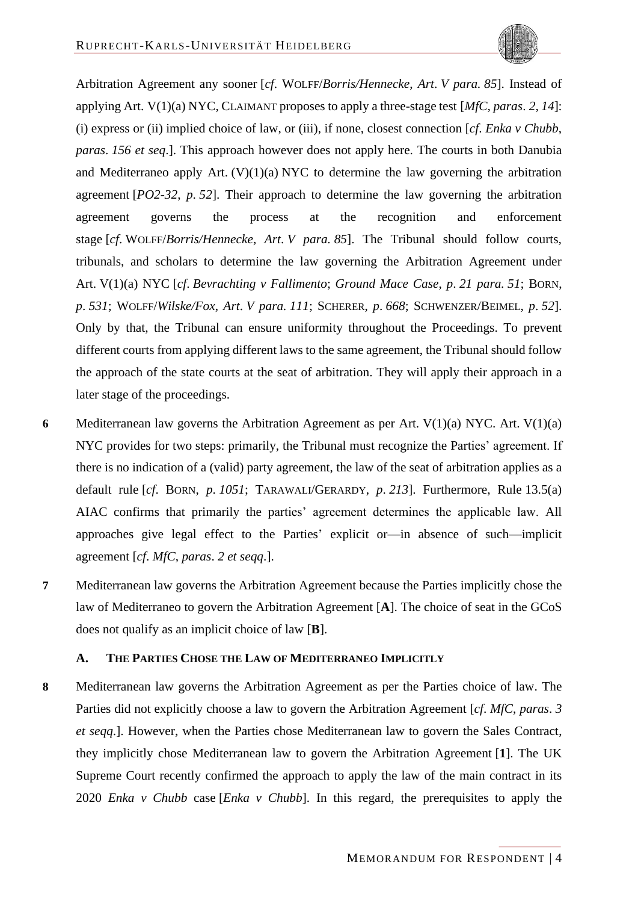Arbitration Agreement any sooner [*cf*. WOLFF/*Borris/Hennecke*, *Art*. *V para. 85*]. Instead of applying Art. V(1)(a) NYC, CLAIMANT proposes to apply a three-stage test [*MfC, paras*. *2*, *14*]: (i) express or (ii) implied choice of law, or (iii), if none, closest connection [*cf*. *Enka v Chubb*, *paras*. *156 et seq*.]. This approach however does not apply here. The courts in both Danubia and Mediterraneo apply Art. (V)(1)(a) NYC to determine the law governing the arbitration agreement [*PO2-32*, *p*. *52*]. Their approach to determine the law governing the arbitration agreement governs the process at the recognition and enforcement stage [*cf*. WOLFF/*Borris/Hennecke*, *Art*. *V para. 85*]. The Tribunal should follow courts, tribunals, and scholars to determine the law governing the Arbitration Agreement under Art. V(1)(a) NYC [*cf*. *Bevrachting v Fallimento*; *Ground Mace Case*, *p*. *21 para. 51*; BORN, *p*. *531*; WOLFF/*Wilske/Fox*, *Art*. *V para. 111*; SCHERER, *p*. *668*; SCHWENZER/BEIMEL, *p*. *52*]. Only by that, the Tribunal can ensure uniformity throughout the Proceedings. To prevent different courts from applying different laws to the same agreement, the Tribunal should follow the approach of the state courts at the seat of arbitration. They will apply their approach in a later stage of the proceedings.

**6** Mediterranean law governs the Arbitration Agreement as per Art. V(1)(a) NYC. Art. V(1)(a) NYC provides for two steps: primarily, the Tribunal must recognize the Parties' agreement. If there is no indication of a (valid) party agreement, the law of the seat of arbitration applies as a default rule [*cf*. BORN, *p*. *1051*; TARAWALI/GERARDY, *p*. *213*]. Furthermore, Rule 13.5(a) AIAC confirms that primarily the parties' agreement determines the applicable law. All approaches give legal effect to the Parties' explicit or—in absence of such—implicit agreement [*cf*. *MfC, paras*. *2 et seqq*.].

**7** Mediterranean law governs the Arbitration Agreement because the Parties implicitly chose the law of Mediterraneo to govern the Arbitration Agreement [**A**]. The choice of seat in the GCoS does not qualify as an implicit choice of law [**B**].

### A. THE PARTIES CHOSE THE LAW OF MEDITERRANEO IMPLICITLY

**8** Mediterranean law governs the Arbitration Agreement as per the Parties choice of law. The Parties did not explicitly choose a law to govern the Arbitration Agreement [*cf*. *MfC, paras*. *3 et seqq*.]. However, when the Parties chose Mediterranean law to govern the Sales Contract, they implicitly chose Mediterranean law to govern the Arbitration Agreement [**1**]. The UK Supreme Court recently confirmed the approach to apply the law of the main contract in its 2020 *Enka v Chubb* case [*Enka v Chubb*]. In this regard, the prerequisites to apply the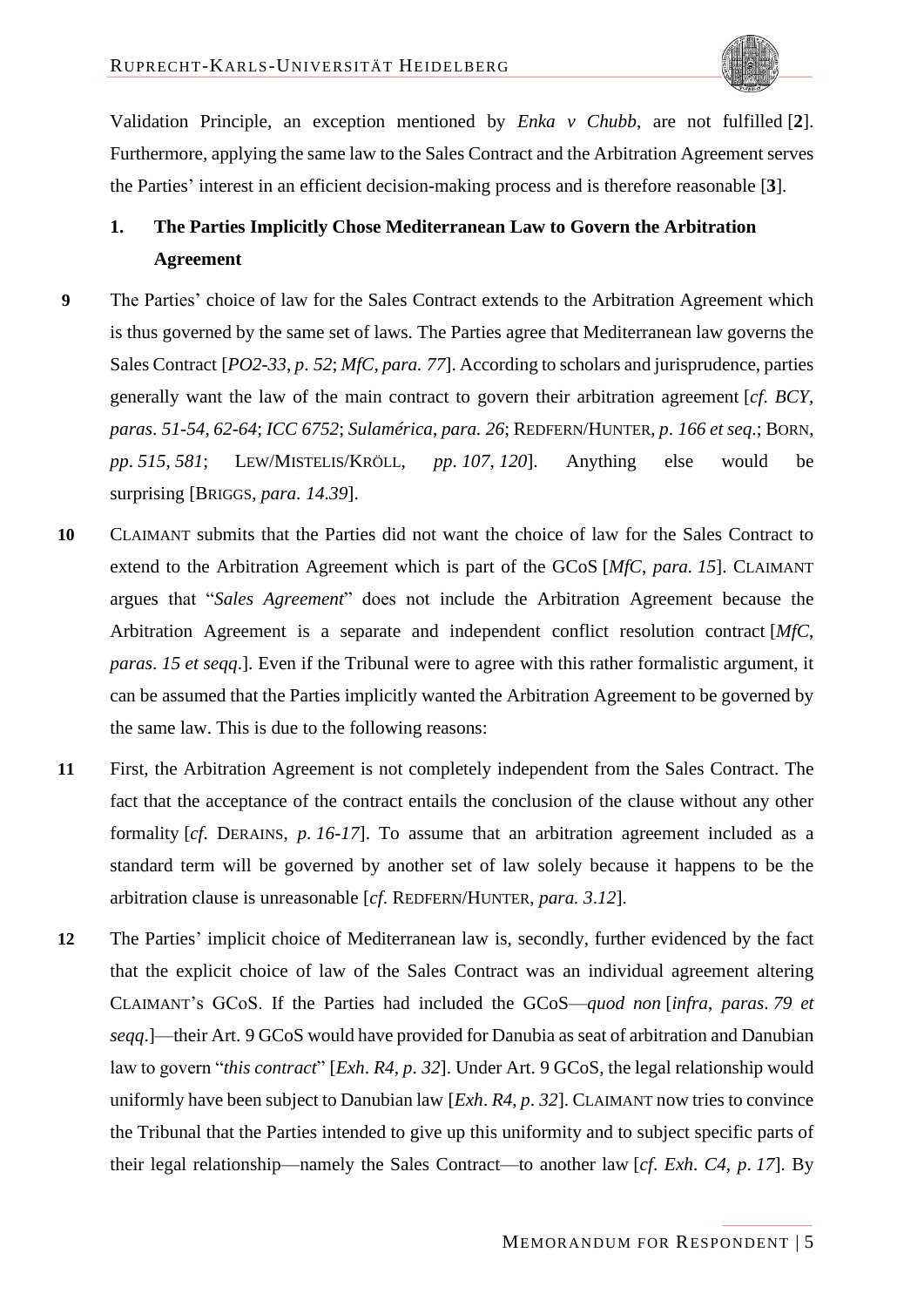Validation Principle, an exception mentioned by *Enka v Chubb*, are not fulfilled [**2**]. Furthermore, applying the same law to the Sales Contract and the Arbitration Agreement serves the Parties' interest in an efficient decision-making process and is therefore reasonable [**3**].

### 1. The Parties Implicitly Chose Mediterranean Law to Govern the Arbitration Agreement

**9** The Parties' choice of law for the Sales Contract extends to the Arbitration Agreement which is thus governed by the same set of laws. The Parties agree that Mediterranean law governs the Sales Contract [*PO2-33*, *p. 52*; *MfC*, *para. 77*]. According to scholars and jurisprudence, parties generally want the law of the main contract to govern their arbitration agreement [*cf. BCY*, *paras. 51-54*, *62-64*; *ICC 6752*; *Sulamérica*, *para. 26*; REDFERN/HUNTER, *p. 166 et seq.*; BORN, *pp. 515*, *581*; LEW/MISTELIS/KRÖLL, *pp. 107*, *120*]. Anything else would be surprising [BRIGGS, *para. 14.39*].

**10** CLAIMANT submits that the Parties did not want the choice of law for the Sales Contract to extend to the Arbitration Agreement which is part of the GCoS [*MfC*, *para. 15*]. CLAIMANT argues that "*Sales Agreement*" does not include the Arbitration Agreement because the Arbitration Agreement is a separate and independent conflict resolution contract [*MfC*, *paras. 15 et seqq.*]. Even if the Tribunal were to agree with this rather formalistic argument, it can be assumed that the Parties implicitly wanted the Arbitration Agreement to be governed by the same law. This is due to the following reasons:

**11** First, the Arbitration Agreement is not completely independent from the Sales Contract. The fact that the acceptance of the contract entails the conclusion of the clause without any other formality [*cf.* DERAINS, *p. 16-17*]. To assume that an arbitration agreement included as a standard term will be governed by another set of law solely because it happens to be the arbitration clause is unreasonable [*cf.* REDFERN/HUNTER, *para. 3.12*].

**12** The Parties' implicit choice of Mediterranean law is, secondly, further evidenced by the fact that the explicit choice of law of the Sales Contract was an individual agreement altering CLAIMANT's GCoS. If the Parties had included the GCoS—*quod non* [*infra*, *paras. 79 et seqq.*]—their Art. 9 GCoS would have provided for Danubia as seat of arbitration and Danubian law to govern "*this contract*" [*Exh. R4*, *p. 32*]. Under Art. 9 GCoS, the legal relationship would uniformly have been subject to Danubian law [*Exh. R4*, *p. 32*]. CLAIMANT now tries to convince the Tribunal that the Parties intended to give up this uniformity and to subject specific parts of their legal relationship—namely the Sales Contract—to another law [*cf. Exh. C4*, *p. 17*]. By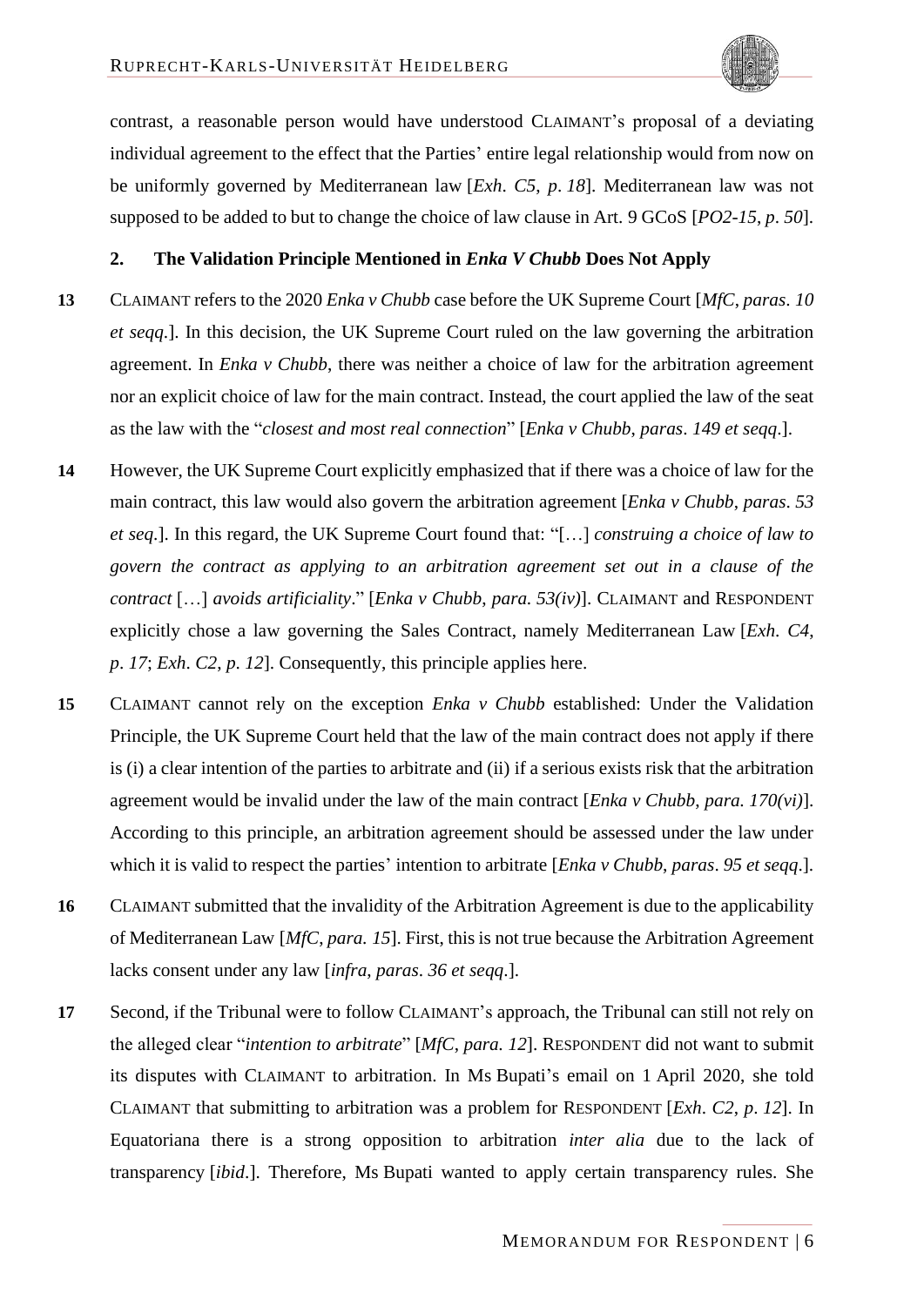contrast, a reasonable person would have understood CLAIMANT's proposal of a deviating individual agreement to the effect that the Parties' entire legal relationship would from now on be uniformly governed by Mediterranean law [*Exh. C5, p. 18*]. Mediterranean law was not supposed to be added to but to change the choice of law clause in Art. 9 GCoS [*PO2-15, p. 50*].

### 2. The Validation Principle Mentioned in *Enka V Chubb* Does Not Apply

**13** CLAIMANT refers to the 2020 *Enka v Chubb* case before the UK Supreme Court [*MfC, paras. 10 et seqq.*]. In this decision, the UK Supreme Court ruled on the law governing the arbitration agreement. In *Enka v Chubb*, there was neither a choice of law for the arbitration agreement nor an explicit choice of law for the main contract. Instead, the court applied the law of the seat as the law with the "*closest and most real connection*" [*Enka v Chubb, paras. 149 et seqq.*].

**14** However, the UK Supreme Court explicitly emphasized that if there was a choice of law for the main contract, this law would also govern the arbitration agreement [*Enka v Chubb, paras. 53 et seq.*]. In this regard, the UK Supreme Court found that: "[…] *construing a choice of law to govern the contract as applying to an arbitration agreement set out in a clause of the contract* […] *avoids artificiality*." [*Enka v Chubb, para. 53(iv)*]. CLAIMANT and RESPONDENT explicitly chose a law governing the Sales Contract, namely Mediterranean Law [*Exh. C4, p. 17*; *Exh. C2, p. 12*]. Consequently, this principle applies here.

**15** CLAIMANT cannot rely on the exception *Enka v Chubb* established: Under the Validation Principle, the UK Supreme Court held that the law of the main contract does not apply if there is (i) a clear intention of the parties to arbitrate and (ii) if a serious exists risk that the arbitration agreement would be invalid under the law of the main contract [*Enka v Chubb, para. 170(vi)*]. According to this principle, an arbitration agreement should be assessed under the law under which it is valid to respect the parties' intention to arbitrate [*Enka v Chubb, paras. 95 et seqq.*].

**16** CLAIMANT submitted that the invalidity of the Arbitration Agreement is due to the applicability of Mediterranean Law [*MfC, para. 15*]. First, this is not true because the Arbitration Agreement lacks consent under any law [*infra, paras. 36 et seqq.*].

**17** Second, if the Tribunal were to follow CLAIMANT's approach, the Tribunal can still not rely on the alleged clear "*intention to arbitrate*" [*MfC, para. 12*]. RESPONDENT did not want to submit its disputes with CLAIMANT to arbitration. In Ms Bupati's email on 1 April 2020, she told CLAIMANT that submitting to arbitration was a problem for RESPONDENT [*Exh. C2, p. 12*]. In Equatoriana there is a strong opposition to arbitration *inter alia* due to the lack of transparency [*ibid.*]. Therefore, Ms Bupati wanted to apply certain transparency rules. She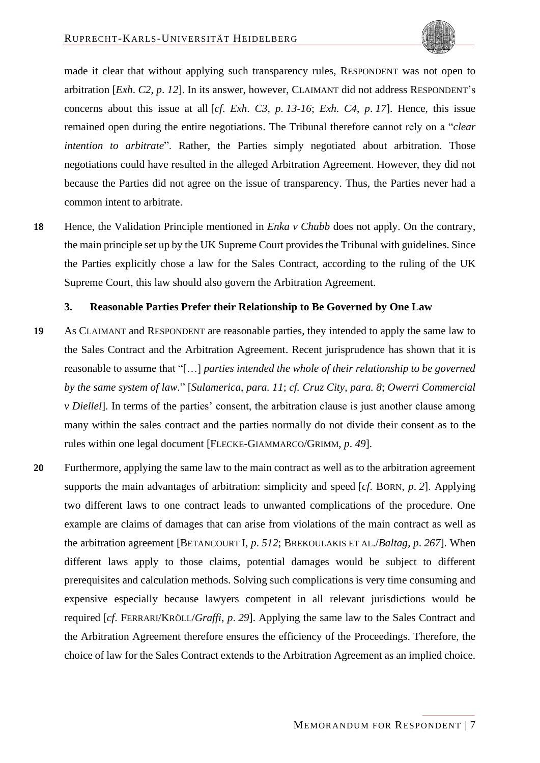made it clear that without applying such transparency rules, RESPONDENT was not open to arbitration [*Exh. C2, p. 12*]. In its answer, however, CLAIMANT did not address RESPONDENT's concerns about this issue at all [*cf. Exh. C3, p. 13-16*; *Exh. C4, p. 17*]. Hence, this issue remained open during the entire negotiations. The Tribunal therefore cannot rely on a "*clear intention to arbitrate*". Rather, the Parties simply negotiated about arbitration. Those negotiations could have resulted in the alleged Arbitration Agreement. However, they did not because the Parties did not agree on the issue of transparency. Thus, the Parties never had a common intent to arbitrate.

**18** Hence, the Validation Principle mentioned in *Enka v Chubb* does not apply. On the contrary, the main principle set up by the UK Supreme Court provides the Tribunal with guidelines. Since the Parties explicitly chose a law for the Sales Contract, according to the ruling of the UK Supreme Court, this law should also govern the Arbitration Agreement.

### 3. Reasonable Parties Prefer their Relationship to Be Governed by One Law

**19** As CLAIMANT and RESPONDENT are reasonable parties, they intended to apply the same law to the Sales Contract and the Arbitration Agreement. Recent jurisprudence has shown that it is reasonable to assume that "[…] *parties intended the whole of their relationship to be governed by the same system of law*." [*Sulamerica, para. 11*; *cf. Cruz City, para. 8*; *Owerri Commercial v Diellel*]. In terms of the parties' consent, the arbitration clause is just another clause among many within the sales contract and the parties normally do not divide their consent as to the rules within one legal document [FLECKE-GIAMMARCO/GRIMM, *p. 49*].

**20** Furthermore, applying the same law to the main contract as well as to the arbitration agreement supports the main advantages of arbitration: simplicity and speed [*cf.* BORN, *p. 2*]. Applying two different laws to one contract leads to unwanted complications of the procedure. One example are claims of damages that can arise from violations of the main contract as well as the arbitration agreement [BETANCOURT I, *p. 512*; BREKOULAKIS ET AL./*Baltag*, *p. 267*]. When different laws apply to those claims, potential damages would be subject to different prerequisites and calculation methods. Solving such complications is very time consuming and expensive especially because lawyers competent in all relevant jurisdictions would be required [*cf.* FERRARI/KRÖLL/*Graffi*, *p. 29*]. Applying the same law to the Sales Contract and the Arbitration Agreement therefore ensures the efficiency of the Proceedings. Therefore, the choice of law for the Sales Contract extends to the Arbitration Agreement as an implied choice.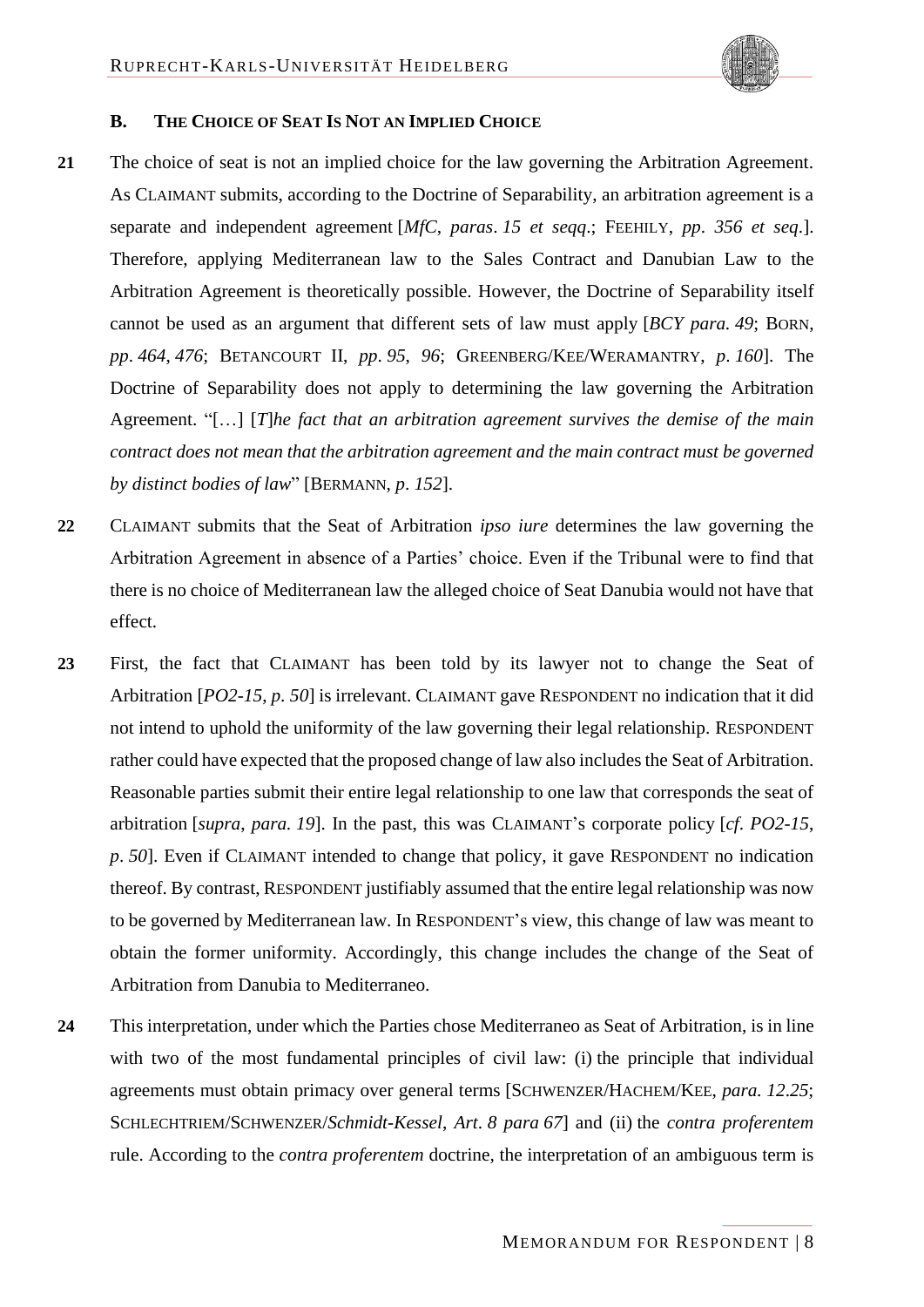### B. The Choice of Seat Is Not an Implied Choice

**21** The choice of seat is not an implied choice for the law governing the Arbitration Agreement. As CLAIMANT submits, according to the Doctrine of Separability, an arbitration agreement is a separate and independent agreement [*MfC*, *paras*. *15 et seqq*.; FEEHILY, *pp*. *356 et seq*.]. Therefore, applying Mediterranean law to the Sales Contract and Danubian Law to the Arbitration Agreement is theoretically possible. However, the Doctrine of Separability itself cannot be used as an argument that different sets of law must apply [*BCY para. 49*; BORN, *pp*. *464*, *476*; BETANCOURT II, *pp*. *95*, *96*; GREENBERG/KEE/WERAMANTRY, *p*. *160*]. The Doctrine of Separability does not apply to determining the law governing the Arbitration Agreement. "[…] [*T*]*he fact that an arbitration agreement survives the demise of the main contract does not mean that the arbitration agreement and the main contract must be governed by distinct bodies of law*" [BERMANN, *p*. *152*].

**22** CLAIMANT submits that the Seat of Arbitration *ipso iure* determines the law governing the Arbitration Agreement in absence of a Parties' choice. Even if the Tribunal were to find that there is no choice of Mediterranean law the alleged choice of Seat Danubia would not have that effect.

**23** First, the fact that CLAIMANT has been told by its lawyer not to change the Seat of Arbitration [*PO2-15*, *p*. *50*] is irrelevant. CLAIMANT gave RESPONDENT no indication that it did not intend to uphold the uniformity of the law governing their legal relationship. RESPONDENT rather could have expected that the proposed change of law also includes the Seat of Arbitration. Reasonable parties submit their entire legal relationship to one law that corresponds the seat of arbitration [*supra*, *para*. *19*]. In the past, this was CLAIMANT's corporate policy [*cf*. *PO2-15*, *p*. *50*]. Even if CLAIMANT intended to change that policy, it gave RESPONDENT no indication thereof. By contrast, RESPONDENT justifiably assumed that the entire legal relationship was now to be governed by Mediterranean law. In RESPONDENT's view, this change of law was meant to obtain the former uniformity. Accordingly, this change includes the change of the Seat of Arbitration from Danubia to Mediterraneo.

**24** This interpretation, under which the Parties chose Mediterraneo as Seat of Arbitration, is in line with two of the most fundamental principles of civil law: (i) the principle that individual agreements must obtain primacy over general terms [SCHWENZER/HACHEM/KEE, *para. 12.25*; SCHLECHTRIEM/SCHWENZER/*Schmidt-Kessel*, *Art*. *8 para 67*] and (ii) the *contra proferentem* rule. According to the *contra proferentem* doctrine, the interpretation of an ambiguous term is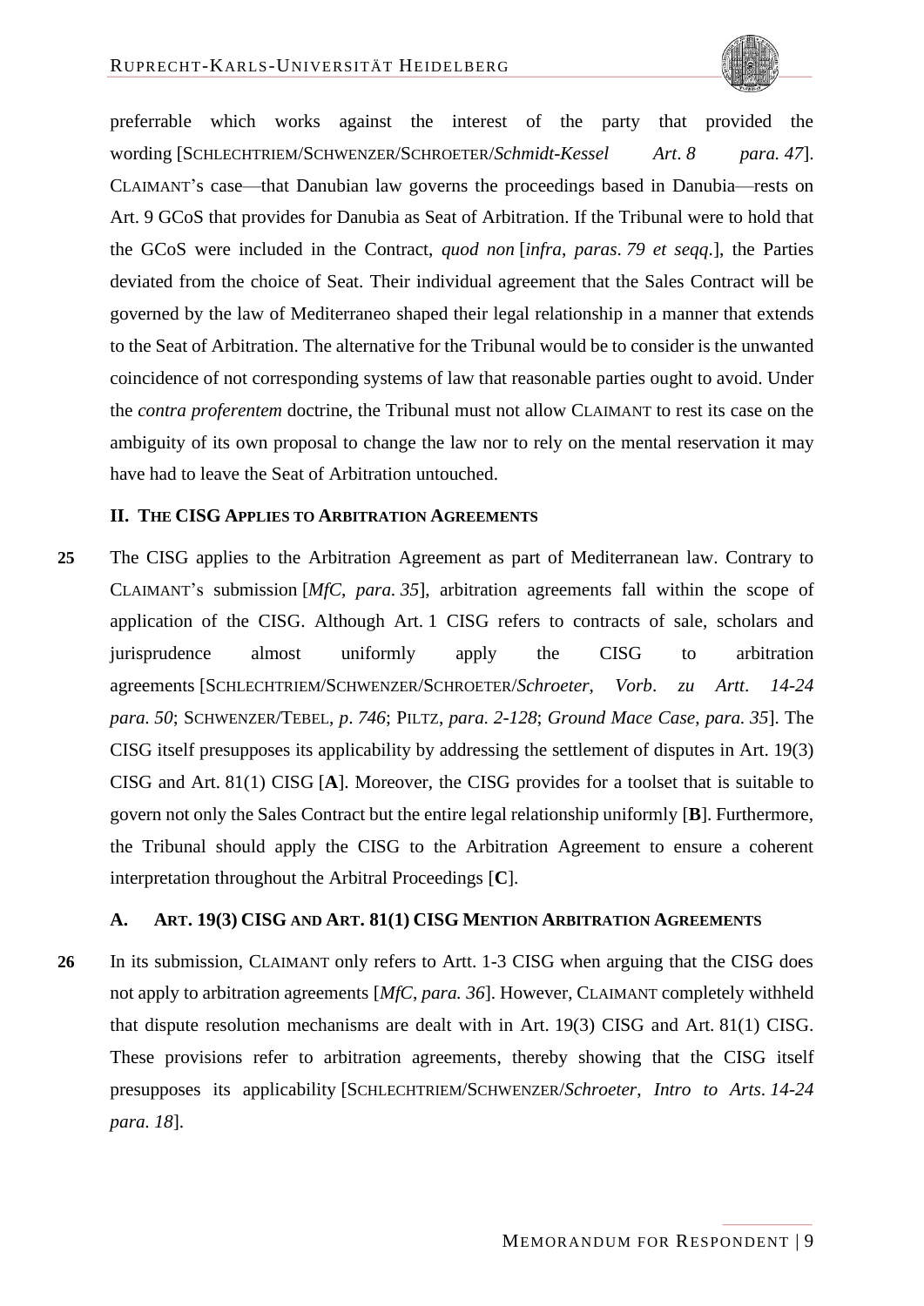preferrable which works against the interest of the party that provided the wording [SCHLECHTRIEM/SCHWENZER/SCHROETER/*Schmidt-Kessel Art. 8 para. 47*]. CLAIMANT's case—that Danubian law governs the proceedings based in Danubia—rests on Art. 9 GCoS that provides for Danubia as Seat of Arbitration. If the Tribunal were to hold that the GCoS were included in the Contract, *quod non* [*infra*, *paras. 79 et seqq.*], the Parties deviated from the choice of Seat. Their individual agreement that the Sales Contract will be governed by the law of Mediterraneo shaped their legal relationship in a manner that extends to the Seat of Arbitration. The alternative for the Tribunal would be to consider is the unwanted coincidence of not corresponding systems of law that reasonable parties ought to avoid. Under the *contra proferentem* doctrine, the Tribunal must not allow CLAIMANT to rest its case on the ambiguity of its own proposal to change the law nor to rely on the mental reservation it may have had to leave the Seat of Arbitration untouched.

### II. THE CISG APPLIES TO ARBITRATION AGREEMENTS

**25** The CISG applies to the Arbitration Agreement as part of Mediterranean law. Contrary to CLAIMANT's submission [*MfC*, *para. 35*], arbitration agreements fall within the scope of application of the CISG. Although Art. 1 CISG refers to contracts of sale, scholars and jurisprudence almost uniformly apply the CISG to arbitration agreements [SCHLECHTRIEM/SCHWENZER/SCHROETER/*Schroeter*, *Vorb. zu Artt. 14-24 para. 50*; SCHWENZER/TEBEL, *p. 746*; PILTZ, *para. 2-128*; *Ground Mace Case*, *para. 35*]. The CISG itself presupposes its applicability by addressing the settlement of disputes in Art. 19(3) CISG and Art. 81(1) CISG [**A**]. Moreover, the CISG provides for a toolset that is suitable to govern not only the Sales Contract but the entire legal relationship uniformly [**B**]. Furthermore, the Tribunal should apply the CISG to the Arbitration Agreement to ensure a coherent interpretation throughout the Arbitral Proceedings [**C**].

#### A. ART. 19(3) CISG AND ART. 81(1) CISG MENTION ARBITRATION AGREEMENTS

**26** In its submission, CLAIMANT only refers to Artt. 1-3 CISG when arguing that the CISG does not apply to arbitration agreements [*MfC*, *para. 36*]. However, CLAIMANT completely withheld that dispute resolution mechanisms are dealt with in Art. 19(3) CISG and Art. 81(1) CISG. These provisions refer to arbitration agreements, thereby showing that the CISG itself presupposes its applicability [SCHLECHTRIEM/SCHWENZER/*Schroeter*, *Intro to Arts. 14-24 para. 18*].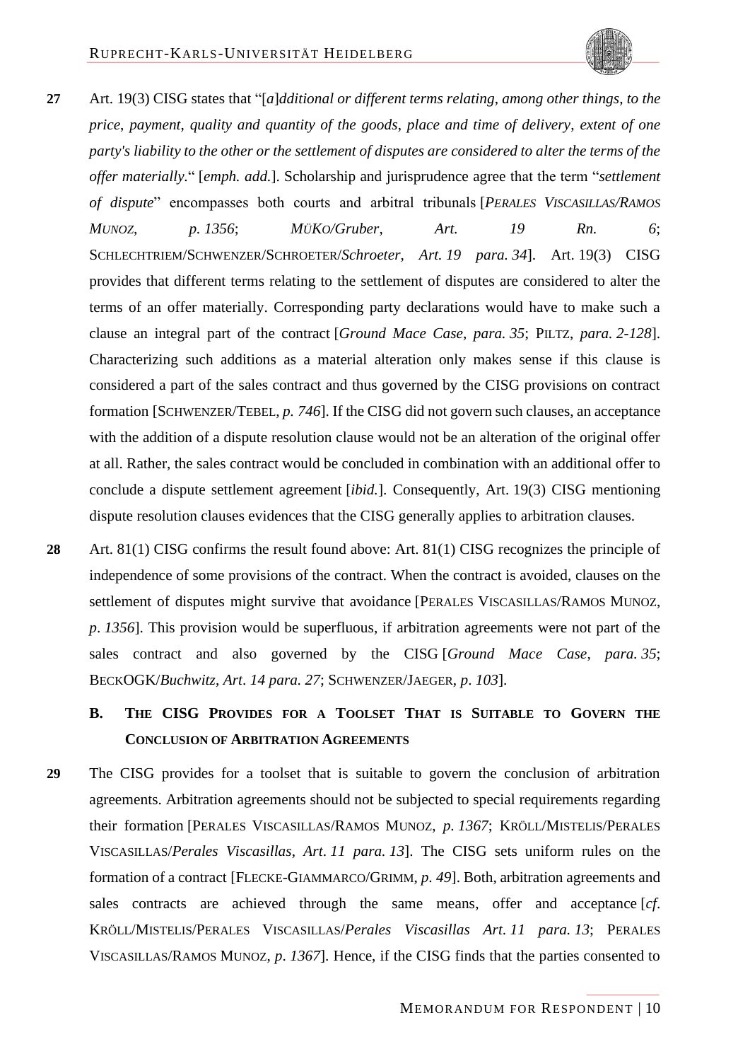**27** Art. 19(3) CISG states that "[*a*]*dditional or different terms relating, among other things, to the price, payment, quality and quantity of the goods, place and time of delivery, extent of one party's liability to the other or the settlement of disputes are considered to alter the terms of the offer materially*." [*emph. add.*]. Scholarship and jurisprudence agree that the term "*settlement of dispute*" encompasses both courts and arbitral tribunals [*PERALES VISCASILLAS/RAMOS MUNOZ, p. 1356*; *MÜKO/Gruber, Art. 19 Rn. 6*; SCHLECHTRIEM/SCHWENZER/SCHROETER/*Schroeter*, *Art. 19 para. 34*]. Art. 19(3) CISG provides that different terms relating to the settlement of disputes are considered to alter the terms of an offer materially. Corresponding party declarations would have to make such a clause an integral part of the contract [*Ground Mace Case*, *para. 35*; PILTZ, *para. 2-128*]. Characterizing such additions as a material alteration only makes sense if this clause is considered a part of the sales contract and thus governed by the CISG provisions on contract formation [SCHWENZER/TEBEL, *p. 746*]. If the CISG did not govern such clauses, an acceptance with the addition of a dispute resolution clause would not be an alteration of the original offer at all. Rather, the sales contract would be concluded in combination with an additional offer to conclude a dispute settlement agreement [*ibid.*]. Consequently, Art. 19(3) CISG mentioning dispute resolution clauses evidences that the CISG generally applies to arbitration clauses.

**28** Art. 81(1) CISG confirms the result found above: Art. 81(1) CISG recognizes the principle of independence of some provisions of the contract. When the contract is avoided, clauses on the settlement of disputes might survive that avoidance [PERALES VISCASILLAS/RAMOS MUNOZ, *p. 1356*]. This provision would be superfluous, if arbitration agreements were not part of the sales contract and also governed by the CISG [*Ground Mace Case*, *para. 35*; BECKOGK/*Buchwitz*, *Art. 14 para. 27*; SCHWENZER/JAEGER, *p. 103*].

### B. THE CISG PROVIDES FOR A TOOLSET THAT IS SUITABLE TO GOVERN THE CONCLUSION OF ARBITRATION AGREEMENTS

**29** The CISG provides for a toolset that is suitable to govern the conclusion of arbitration agreements. Arbitration agreements should not be subjected to special requirements regarding their formation [PERALES VISCASILLAS/RAMOS MUNOZ, *p. 1367*; KRÖLL/MISTELIS/PERALES VISCASILLAS/*Perales Viscasillas*, *Art. 11 para. 13*]. The CISG sets uniform rules on the formation of a contract [FLECKE-GIAMMARCO/GRIMM, *p. 49*]. Both, arbitration agreements and sales contracts are achieved through the same means, offer and acceptance [*cf.* KRÖLL/MISTELIS/PERALES VISCASILLAS/*Perales Viscasillas Art. 11 para. 13*; PERALES VISCASILLAS/RAMOS MUNOZ, *p. 1367*]. Hence, if the CISG finds that the parties consented to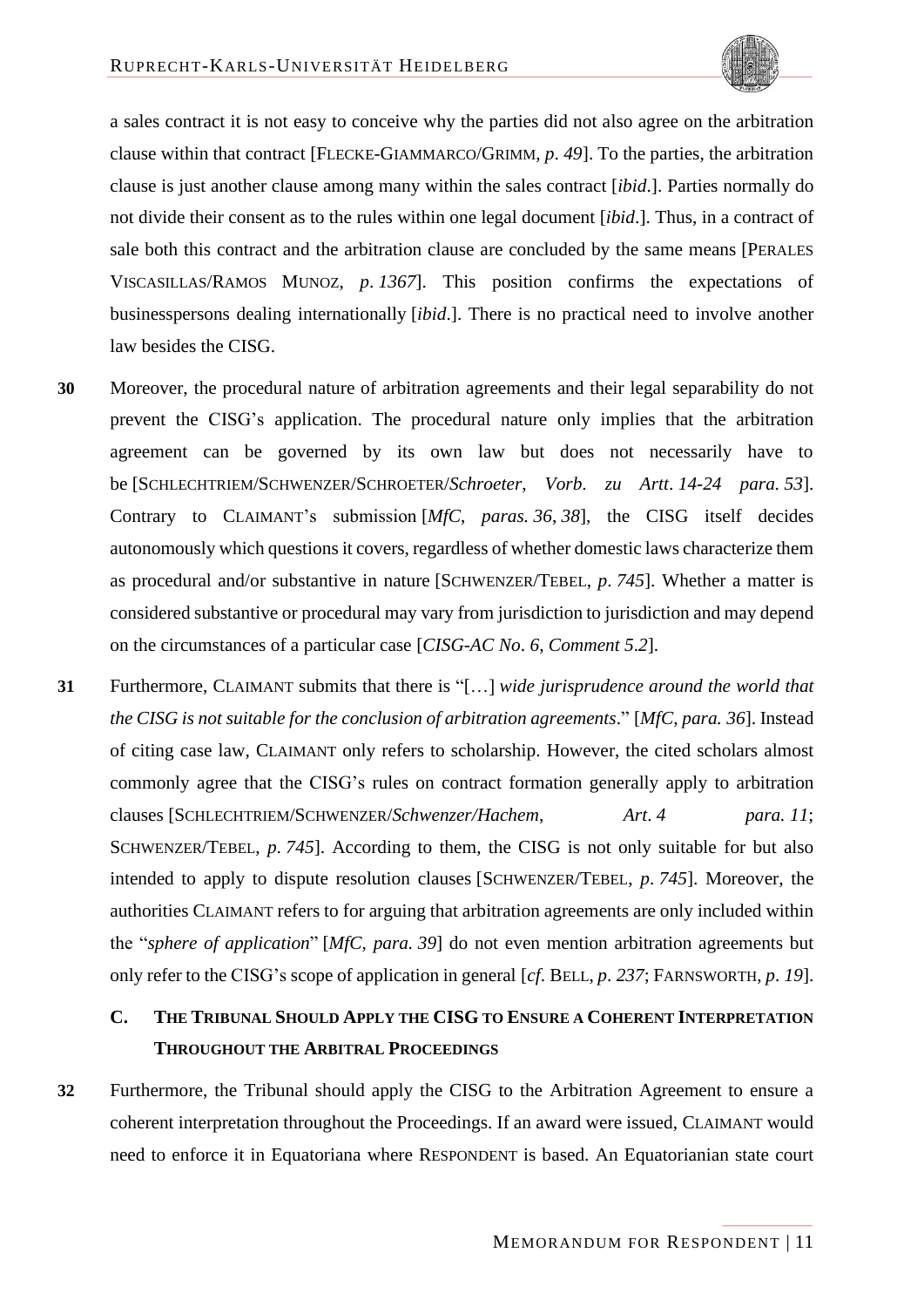a sales contract it is not easy to conceive why the parties did not also agree on the arbitration clause within that contract [FLECKE-GIAMMARCO/GRIMM, *p. 49*]. To the parties, the arbitration clause is just another clause among many within the sales contract [*ibid*.]. Parties normally do not divide their consent as to the rules within one legal document [*ibid*.]. Thus, in a contract of sale both this contract and the arbitration clause are concluded by the same means [PERALES VISCASILLAS/RAMOS MUNOZ, *p. 1367*]. This position confirms the expectations of businesspersons dealing internationally [*ibid*.]. There is no practical need to involve another law besides the CISG.

**30** Moreover, the procedural nature of arbitration agreements and their legal separability do not prevent the CISG's application. The procedural nature only implies that the arbitration agreement can be governed by its own law but does not necessarily have to be [SCHLECHTRIEM/SCHWENZER/SCHROETER/*Schroeter*, *Vorb. zu Artt. 14-24 para. 53*]. Contrary to CLAIMANT's submission [*MfC*, *paras. 36*, *38*], the CISG itself decides autonomously which questions it covers, regardless of whether domestic laws characterize them as procedural and/or substantive in nature [SCHWENZER/TEBEL, *p. 745*]. Whether a matter is considered substantive or procedural may vary from jurisdiction to jurisdiction and may depend on the circumstances of a particular case [*CISG-AC No. 6*, *Comment 5.2*].

**31** Furthermore, CLAIMANT submits that there is "[…] *wide jurisprudence around the world that the CISG is not suitable for the conclusion of arbitration agreements*." [*MfC*, *para. 36*]. Instead of citing case law, CLAIMANT only refers to scholarship. However, the cited scholars almost commonly agree that the CISG's rules on contract formation generally apply to arbitration clauses [SCHLECHTRIEM/SCHWENZER/*Schwenzer/Hachem*, *Art. 4 para. 11*; SCHWENZER/TEBEL, *p. 745*]. According to them, the CISG is not only suitable for but also intended to apply to dispute resolution clauses [SCHWENZER/TEBEL, *p. 745*]. Moreover, the authorities CLAIMANT refers to for arguing that arbitration agreements are only included within the "*sphere of application*" [*MfC*, *para. 39*] do not even mention arbitration agreements but only refer to the CISG's scope of application in general [*cf*. BELL, *p. 237*; FARNSWORTH, *p. 19*].

### C. THE TRIBUNAL SHOULD APPLY THE CISG TO ENSURE A COHERENT INTERPRETATION THROUGHOUT THE ARBITRAL PROCEEDINGS

**32** Furthermore, the Tribunal should apply the CISG to the Arbitration Agreement to ensure a coherent interpretation throughout the Proceedings. If an award were issued, CLAIMANT would need to enforce it in Equatoriana where RESPONDENT is based. An Equatorianian state court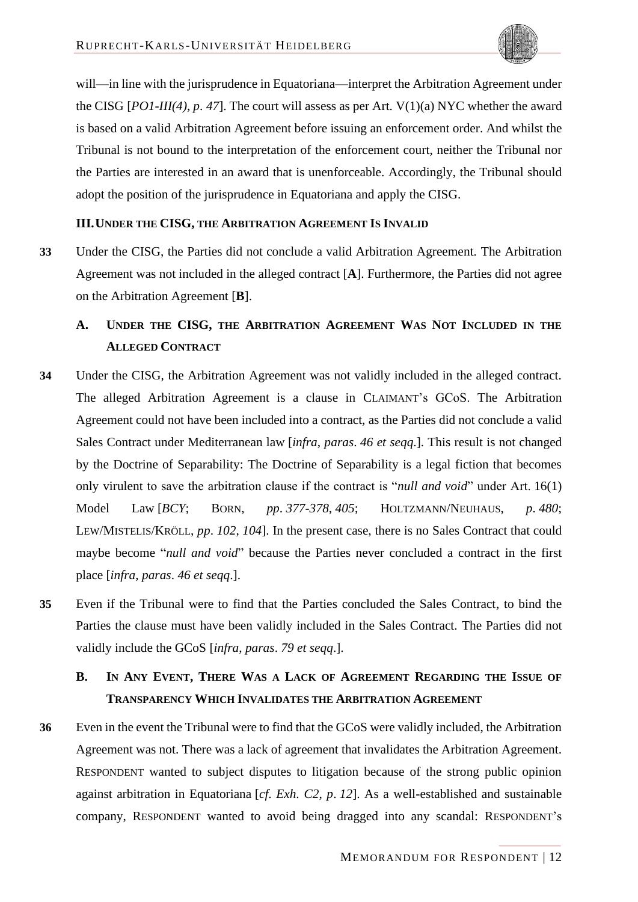will—in line with the jurisprudence in Equatoriana—interpret the Arbitration Agreement under the CISG [*PO1-III(4)*, *p*. *47*]. The court will assess as per Art. V(1)(a) NYC whether the award is based on a valid Arbitration Agreement before issuing an enforcement order. And whilst the Tribunal is not bound to the interpretation of the enforcement court, neither the Tribunal nor the Parties are interested in an award that is unenforceable. Accordingly, the Tribunal should adopt the position of the jurisprudence in Equatoriana and apply the CISG.

### III. UNDER THE CISG, THE ARBITRATION AGREEMENT IS INVALID

**33** Under the CISG, the Parties did not conclude a valid Arbitration Agreement. The Arbitration Agreement was not included in the alleged contract [**A**]. Furthermore, the Parties did not agree on the Arbitration Agreement [**B**].

#### A. UNDER THE CISG, THE ARBITRATION AGREEMENT WAS NOT INCLUDED IN THE ALLEGED CONTRACT

**34** Under the CISG, the Arbitration Agreement was not validly included in the alleged contract. The alleged Arbitration Agreement is a clause in CLAIMANT's GCoS. The Arbitration Agreement could not have been included into a contract, as the Parties did not conclude a valid Sales Contract under Mediterranean law [*infra*, *paras*. *46 et seqq*.]. This result is not changed by the Doctrine of Separability: The Doctrine of Separability is a legal fiction that becomes only virulent to save the arbitration clause if the contract is "*null and void*" under Art. 16(1) Model Law [*BCY*; BORN, *pp*. *377-378*, *405*; HOLTZMANN/NEUHAUS, *p*. *480*; LEW/MISTELIS/KRÖLL, *pp*. *102*, *104*]. In the present case, there is no Sales Contract that could maybe become "*null and void*" because the Parties never concluded a contract in the first place [*infra*, *paras*. *46 et seqq*.].

**35** Even if the Tribunal were to find that the Parties concluded the Sales Contract, to bind the Parties the clause must have been validly included in the Sales Contract. The Parties did not validly include the GCoS [*infra, paras*. *79 et seqq*.].

#### B. IN ANY EVENT, THERE WAS A LACK OF AGREEMENT REGARDING THE ISSUE OF TRANSPARENCY WHICH INVALIDATES THE ARBITRATION AGREEMENT

**36** Even in the event the Tribunal were to find that the GCoS were validly included, the Arbitration Agreement was not. There was a lack of agreement that invalidates the Arbitration Agreement. RESPONDENT wanted to subject disputes to litigation because of the strong public opinion against arbitration in Equatoriana [*cf*. *Exh*. *C2*, *p*. *12*]. As a well-established and sustainable company, RESPONDENT wanted to avoid being dragged into any scandal: RESPONDENT's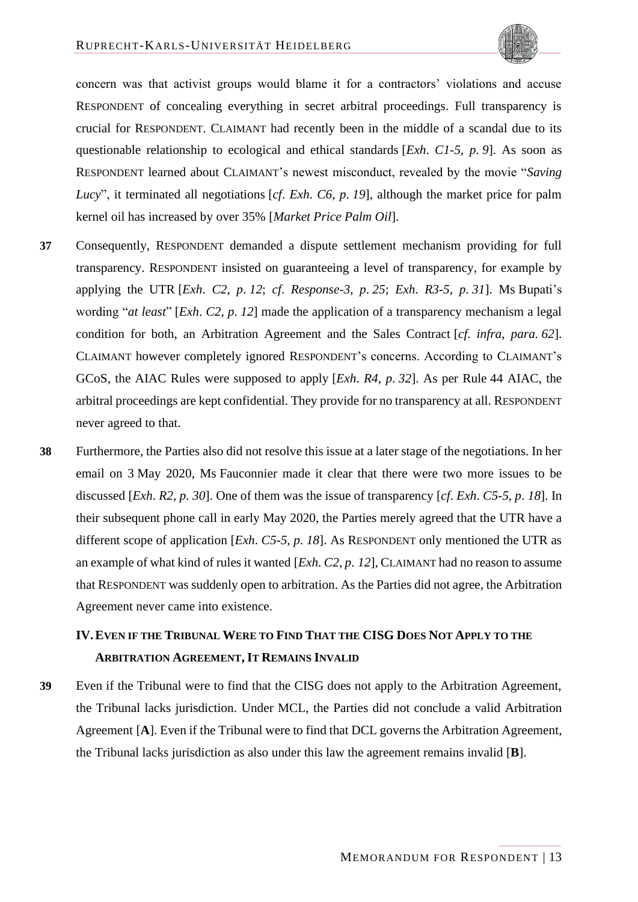concern was that activist groups would blame it for a contractors' violations and accuse RESPONDENT of concealing everything in secret arbitral proceedings. Full transparency is crucial for RESPONDENT. CLAIMANT had recently been in the middle of a scandal due to its questionable relationship to ecological and ethical standards [*Exh. C1-5, p. 9*]. As soon as RESPONDENT learned about CLAIMANT's newest misconduct, revealed by the movie "*Saving Lucy*", it terminated all negotiations [*cf. Exh. C6, p. 19*], although the market price for palm kernel oil has increased by over 35% [*Market Price Palm Oil*].

**37** Consequently, RESPONDENT demanded a dispute settlement mechanism providing for full transparency. RESPONDENT insisted on guaranteeing a level of transparency, for example by applying the UTR [*Exh. C2, p. 12*; *cf. Response-3, p. 25*; *Exh. R3-5, p. 31*]. Ms Bupati's wording "*at least*" [*Exh. C2, p. 12*] made the application of a transparency mechanism a legal condition for both, an Arbitration Agreement and the Sales Contract [*cf. infra, para. 62*]. CLAIMANT however completely ignored RESPONDENT's concerns. According to CLAIMANT's GCoS, the AIAC Rules were supposed to apply [*Exh. R4, p. 32*]. As per Rule 44 AIAC, the arbitral proceedings are kept confidential. They provide for no transparency at all. RESPONDENT never agreed to that.

**38** Furthermore, the Parties also did not resolve this issue at a later stage of the negotiations. In her email on 3 May 2020, Ms Fauconnier made it clear that there were two more issues to be discussed [*Exh. R2, p. 30*]. One of them was the issue of transparency [*cf. Exh. C5-5, p. 18*]. In their subsequent phone call in early May 2020, the Parties merely agreed that the UTR have a different scope of application [*Exh. C5-5, p. 18*]. As RESPONDENT only mentioned the UTR as an example of what kind of rules it wanted [*Exh. C2, p. 12*], CLAIMANT had no reason to assume that RESPONDENT was suddenly open to arbitration. As the Parties did not agree, the Arbitration Agreement never came into existence.

## IV. EVEN IF THE TRIBUNAL WERE TO FIND THAT THE CISG DOES NOT APPLY TO THE ARBITRATION AGREEMENT, IT REMAINS INVALID

**39** Even if the Tribunal were to find that the CISG does not apply to the Arbitration Agreement, the Tribunal lacks jurisdiction. Under MCL, the Parties did not conclude a valid Arbitration Agreement [**A**]. Even if the Tribunal were to find that DCL governs the Arbitration Agreement, the Tribunal lacks jurisdiction as also under this law the agreement remains invalid [**B**].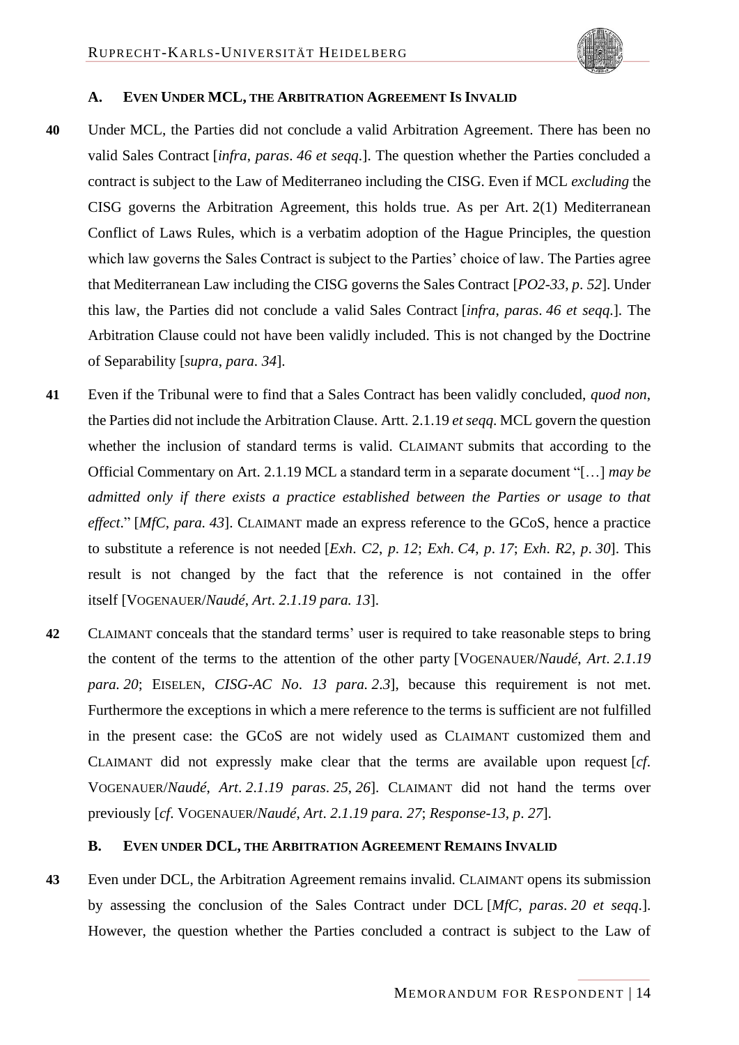### A. Even Under MCL, the Arbitration Agreement Is Invalid

**40** Under MCL, the Parties did not conclude a valid Arbitration Agreement. There has been no valid Sales Contract [*infra*, *paras*. *46 et seqq*.]. The question whether the Parties concluded a contract is subject to the Law of Mediterraneo including the CISG. Even if MCL *excluding* the CISG governs the Arbitration Agreement, this holds true. As per Art. 2(1) Mediterranean Conflict of Laws Rules, which is a verbatim adoption of the Hague Principles, the question which law governs the Sales Contract is subject to the Parties' choice of law. The Parties agree that Mediterranean Law including the CISG governs the Sales Contract [*PO2-33*, *p*. *52*]. Under this law, the Parties did not conclude a valid Sales Contract [*infra*, *paras*. *46 et seqq*.]. The Arbitration Clause could not have been validly included. This is not changed by the Doctrine of Separability [*supra*, *para*. *34*].

**41** Even if the Tribunal were to find that a Sales Contract has been validly concluded, *quod non*, the Parties did not include the Arbitration Clause. Artt. 2.1.19 *et seqq*. MCL govern the question whether the inclusion of standard terms is valid. CLAIMANT submits that according to the Official Commentary on Art. 2.1.19 MCL a standard term in a separate document "[…] *may be admitted only if there exists a practice established between the Parties or usage to that effect*." [*MfC*, *para*. *43*]. CLAIMANT made an express reference to the GCoS, hence a practice to substitute a reference is not needed [*Exh*. *C2*, *p*. *12*; *Exh*. *C4*, *p*. *17*; *Exh*. *R2*, *p*. *30*]. This result is not changed by the fact that the reference is not contained in the offer itself [VOGENAUER/*Naudé*, *Art*. *2.1.19 para. 13*].

**42** CLAIMANT conceals that the standard terms' user is required to take reasonable steps to bring the content of the terms to the attention of the other party [VOGENAUER/*Naudé*, *Art*. *2.1.19 para. 20*; EISELEN, *CISG-AC No*. *13 para. 2.3*], because this requirement is not met. Furthermore the exceptions in which a mere reference to the terms is sufficient are not fulfilled in the present case: the GCoS are not widely used as CLAIMANT customized them and CLAIMANT did not expressly make clear that the terms are available upon request [*cf*. VOGENAUER/*Naudé*, *Art*. *2.1.19 paras*. *25*, *26*]. CLAIMANT did not hand the terms over previously [*cf*. VOGENAUER/*Naudé*, *Art*. *2.1.19 para. 27*; *Response-13*, *p*. *27*].

### B. Even under DCL, the Arbitration Agreement Remains Invalid

**43** Even under DCL, the Arbitration Agreement remains invalid. CLAIMANT opens its submission by assessing the conclusion of the Sales Contract under DCL [*MfC*, *paras*. *20 et seqq*.]. However, the question whether the Parties concluded a contract is subject to the Law of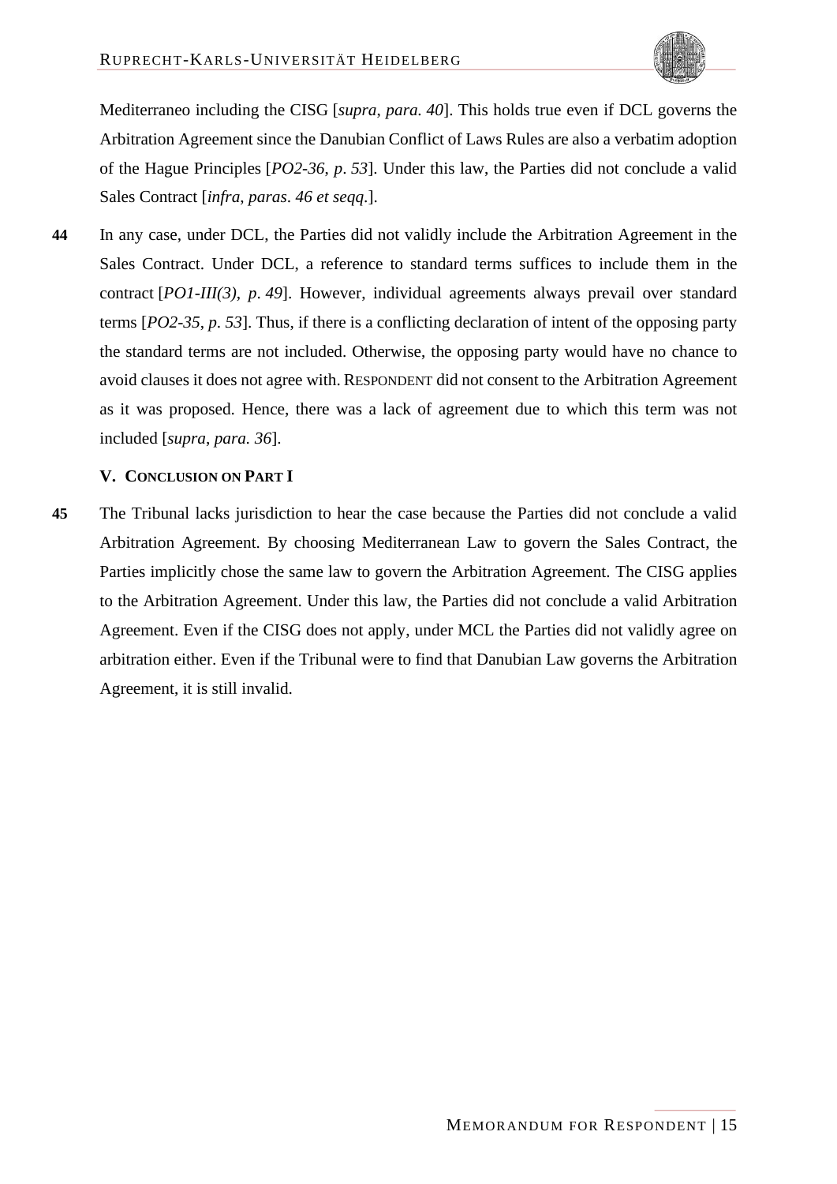Mediterraneo including the CISG [*supra*, *para. 40*]. This holds true even if DCL governs the Arbitration Agreement since the Danubian Conflict of Laws Rules are also a verbatim adoption of the Hague Principles [*PO2-36*, *p*. *53*]. Under this law, the Parties did not conclude a valid Sales Contract [*infra*, *paras*. *46 et seqq*.].

**44** In any case, under DCL, the Parties did not validly include the Arbitration Agreement in the Sales Contract. Under DCL, a reference to standard terms suffices to include them in the contract [*PO1-III(3)*, *p*. *49*]. However, individual agreements always prevail over standard terms [*PO2-35*, *p*. *53*]. Thus, if there is a conflicting declaration of intent of the opposing party the standard terms are not included. Otherwise, the opposing party would have no chance to avoid clauses it does not agree with. RESPONDENT did not consent to the Arbitration Agreement as it was proposed. Hence, there was a lack of agreement due to which this term was not included [*supra*, *para. 36*].

### V. CONCLUSION ON PART I

**45** The Tribunal lacks jurisdiction to hear the case because the Parties did not conclude a valid Arbitration Agreement. By choosing Mediterranean Law to govern the Sales Contract, the Parties implicitly chose the same law to govern the Arbitration Agreement. The CISG applies to the Arbitration Agreement. Under this law, the Parties did not conclude a valid Arbitration Agreement. Even if the CISG does not apply, under MCL the Parties did not validly agree on arbitration either. Even if the Tribunal were to find that Danubian Law governs the Arbitration Agreement, it is still invalid.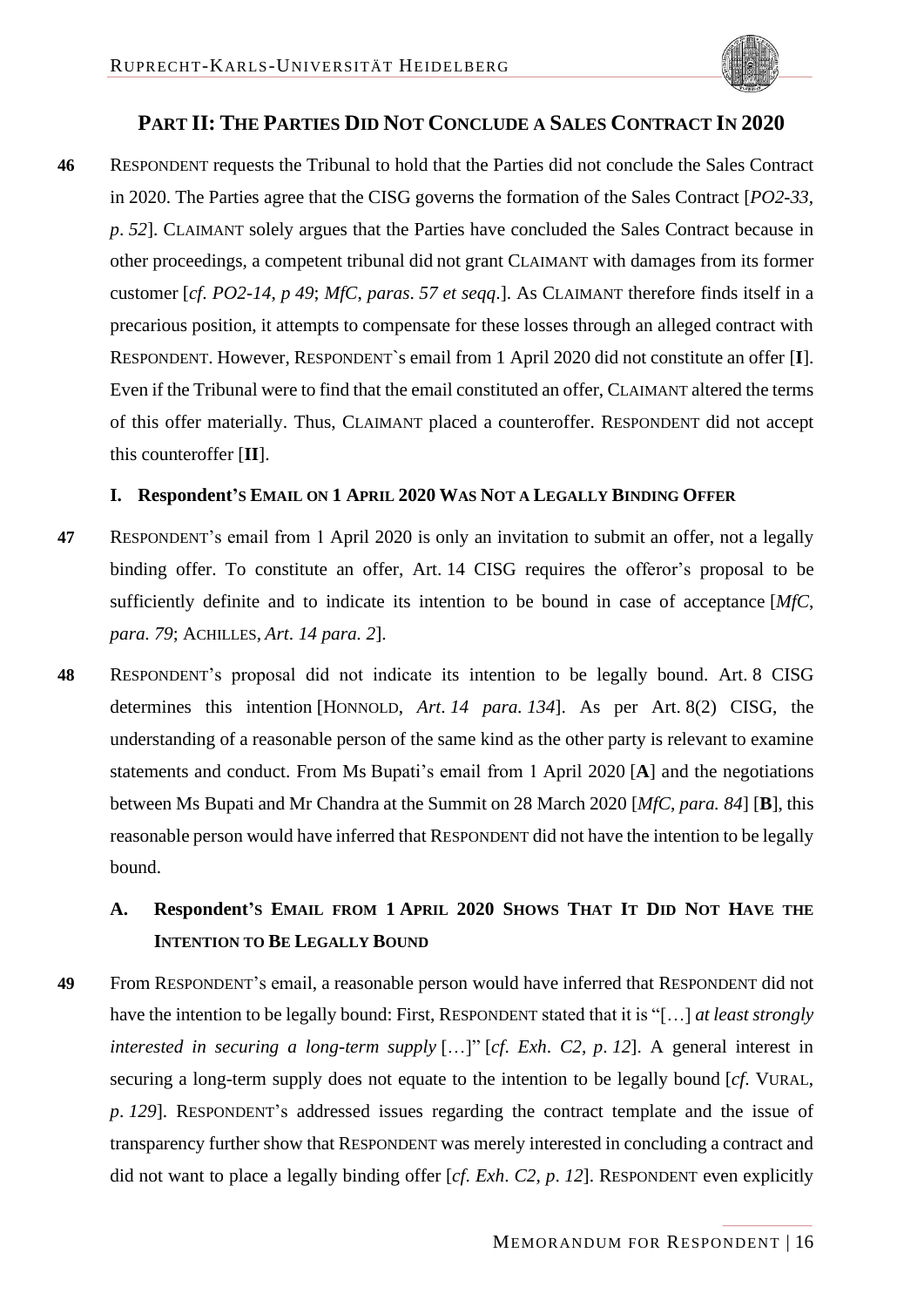## PART II: THE PARTIES DID NOT CONCLUDE A SALES CONTRACT IN 2020

**46** RESPONDENT requests the Tribunal to hold that the Parties did not conclude the Sales Contract in 2020. The Parties agree that the CISG governs the formation of the Sales Contract [*PO2-33*, *p*. *52*]. CLAIMANT solely argues that the Parties have concluded the Sales Contract because in other proceedings, a competent tribunal did not grant CLAIMANT with damages from its former customer [*cf*. *PO2-14*, *p 49*; *MfC*, *paras*. *57 et seqq*.]. As CLAIMANT therefore finds itself in a precarious position, it attempts to compensate for these losses through an alleged contract with RESPONDENT. However, RESPONDENT`s email from 1 April 2020 did not constitute an offer [**I**]. Even if the Tribunal were to find that the email constituted an offer, CLAIMANT altered the terms of this offer materially. Thus, CLAIMANT placed a counteroffer. RESPONDENT did not accept this counteroffer [**II**].

### I. Respondent's EMAIL ON 1 APRIL 2020 WAS NOT A LEGALLY BINDING OFFER

**47** RESPONDENT's email from 1 April 2020 is only an invitation to submit an offer, not a legally binding offer. To constitute an offer, Art. 14 CISG requires the offeror's proposal to be sufficiently definite and to indicate its intention to be bound in case of acceptance [*MfC*, *para. 79*; ACHILLES, *Art*. *14 para. 2*].

**48** RESPONDENT's proposal did not indicate its intention to be legally bound. Art. 8 CISG determines this intention [HONNOLD, *Art*. *14 para. 134*]. As per Art. 8(2) CISG, the understanding of a reasonable person of the same kind as the other party is relevant to examine statements and conduct. From Ms Bupati's email from 1 April 2020 [**A**] and the negotiations between Ms Bupati and Mr Chandra at the Summit on 28 March 2020 [*MfC*, *para. 84*] [**B**], this reasonable person would have inferred that RESPONDENT did not have the intention to be legally bound.

#### A. Respondent's EMAIL FROM 1 APRIL 2020 SHOWS THAT IT DID NOT HAVE THE INTENTION TO BE LEGALLY BOUND

**49** From RESPONDENT's email, a reasonable person would have inferred that RESPONDENT did not have the intention to be legally bound: First, RESPONDENT stated that it is "[…] *at least strongly interested in securing a long-term supply* […]" [*cf*. *Exh*. *C2*, *p*. *12*]. A general interest in securing a long-term supply does not equate to the intention to be legally bound [*cf*. VURAL, *p*. *129*]. RESPONDENT's addressed issues regarding the contract template and the issue of transparency further show that RESPONDENT was merely interested in concluding a contract and did not want to place a legally binding offer [*cf*. *Exh*. *C2*, *p*. *12*]. RESPONDENT even explicitly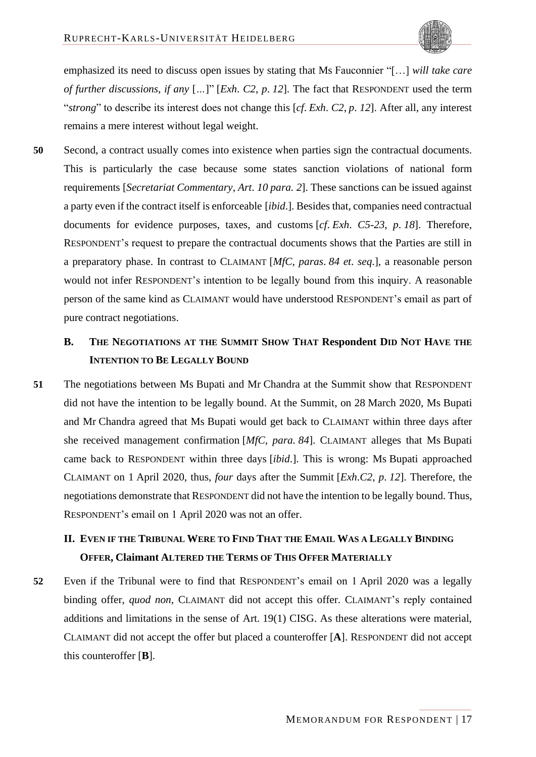emphasized its need to discuss open issues by stating that Ms Fauconnier "[…] *will take care of further discussions*, *if any* […]" [*Exh*. *C2*, *p*. *12*]. The fact that RESPONDENT used the term "*strong*" to describe its interest does not change this [*cf*. *Exh*. *C2*, *p*. *12*]. After all, any interest remains a mere interest without legal weight.

**50** Second, a contract usually comes into existence when parties sign the contractual documents. This is particularly the case because some states sanction violations of national form requirements [*Secretariat Commentary*, *Art*. *10 para. 2*]. These sanctions can be issued against a party even if the contract itself is enforceable [*ibid*.]. Besides that, companies need contractual documents for evidence purposes, taxes, and customs [*cf*. *Exh*. *C5-23*, *p*. *18*]. Therefore, RESPONDENT's request to prepare the contractual documents shows that the Parties are still in a preparatory phase. In contrast to CLAIMANT [*MfC*, *paras*. *84 et*. *seq*.], a reasonable person would not infer RESPONDENT's intention to be legally bound from this inquiry. A reasonable person of the same kind as CLAIMANT would have understood RESPONDENT's email as part of pure contract negotiations.

### B. THE NEGOTIATIONS AT THE SUMMIT SHOW THAT RESPONDENT DID NOT HAVE THE INTENTION TO BE LEGALLY BOUND

**51** The negotiations between Ms Bupati and Mr Chandra at the Summit show that RESPONDENT did not have the intention to be legally bound. At the Summit, on 28 March 2020, Ms Bupati and Mr Chandra agreed that Ms Bupati would get back to CLAIMANT within three days after she received management confirmation [*MfC*, *para. 84*]. CLAIMANT alleges that Ms Bupati came back to RESPONDENT within three days [*ibid*.]. This is wrong: Ms Bupati approached CLAIMANT on 1 April 2020, thus, *four* days after the Summit [*Exh.C2*, *p*. *12*]. Therefore, the negotiations demonstrate that RESPONDENT did not have the intention to be legally bound. Thus, RESPONDENT's email on 1 April 2020 was not an offer.

## II. EVEN IF THE TRIBUNAL WERE TO FIND THAT THE EMAIL WAS A LEGALLY BINDING OFFER, CLAIMANT ALTERED THE TERMS OF THIS OFFER MATERIALLY

**52** Even if the Tribunal were to find that RESPONDENT's email on 1 April 2020 was a legally binding offer, *quod non*, CLAIMANT did not accept this offer. CLAIMANT's reply contained additions and limitations in the sense of Art. 19(1) CISG. As these alterations were material, CLAIMANT did not accept the offer but placed a counteroffer [**A**]. RESPONDENT did not accept this counteroffer [**B**].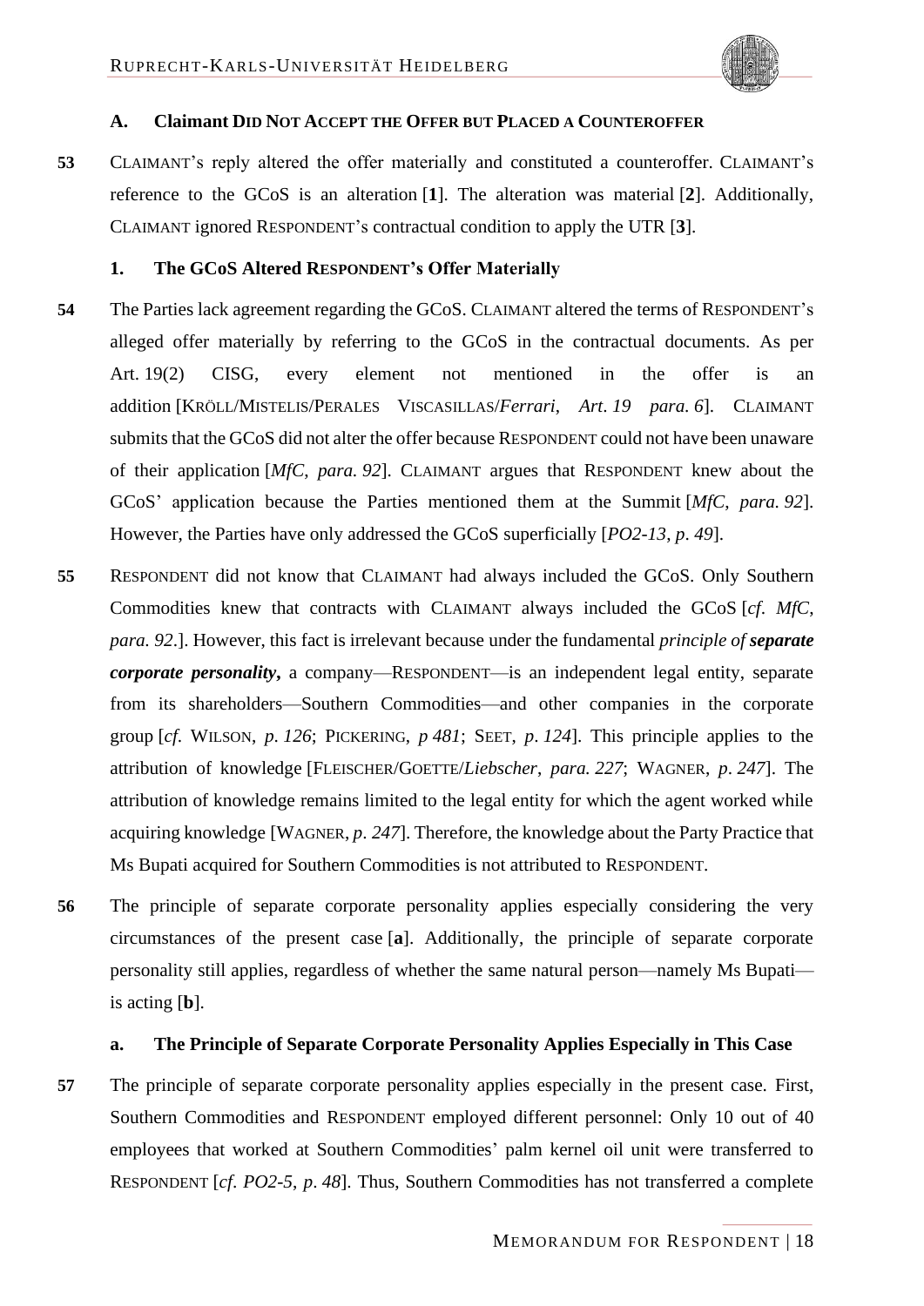### A. Claimant Did Not Accept the Offer but Placed a Counteroffer

**53** CLAIMANT's reply altered the offer materially and constituted a counteroffer. CLAIMANT's reference to the GCoS is an alteration [**1**]. The alteration was material [**2**]. Additionally, CLAIMANT ignored RESPONDENT's contractual condition to apply the UTR [**3**].

#### 1. The GCoS Altered RESPONDENT's Offer Materially

**54** The Parties lack agreement regarding the GCoS. CLAIMANT altered the terms of RESPONDENT's alleged offer materially by referring to the GCoS in the contractual documents. As per Art. 19(2) CISG, every element not mentioned in the offer is an addition [KRÖLL/MISTELIS/PERALES VISCASILLAS/*Ferrari*, *Art. 19 para. 6*]. CLAIMANT submits that the GCoS did not alter the offer because RESPONDENT could not have been unaware of their application [*MfC, para. 92*]. CLAIMANT argues that RESPONDENT knew about the GCoS' application because the Parties mentioned them at the Summit [*MfC, para. 92*]. However, the Parties have only addressed the GCoS superficially [*PO2-13, p. 49*].

**55** RESPONDENT did not know that CLAIMANT had always included the GCoS. Only Southern Commodities knew that contracts with CLAIMANT always included the GCoS [*cf. MfC, para. 92.*]. However, this fact is irrelevant because under the fundamental *principle of* ***separate corporate personality***, a company—RESPONDENT—is an independent legal entity, separate from its shareholders—Southern Commodities—and other companies in the corporate group [*cf.* WILSON, *p. 126*; PICKERING, *p 481*; SEET, *p. 124*]. This principle applies to the attribution of knowledge [FLEISCHER/GOETTE/*Liebscher*, *para. 227*; WAGNER, *p. 247*]. The attribution of knowledge remains limited to the legal entity for which the agent worked while acquiring knowledge [WAGNER, *p. 247*]. Therefore, the knowledge about the Party Practice that Ms Bupati acquired for Southern Commodities is not attributed to RESPONDENT.

**56** The principle of separate corporate personality applies especially considering the very circumstances of the present case [**a**]. Additionally, the principle of separate corporate personality still applies, regardless of whether the same natural person—namely Ms Bupati—is acting [**b**].

##### a. The Principle of Separate Corporate Personality Applies Especially in This Case

**57** The principle of separate corporate personality applies especially in the present case. First, Southern Commodities and RESPONDENT employed different personnel: Only 10 out of 40 employees that worked at Southern Commodities' palm kernel oil unit were transferred to RESPONDENT [*cf. PO2-5, p. 48*]. Thus, Southern Commodities has not transferred a complete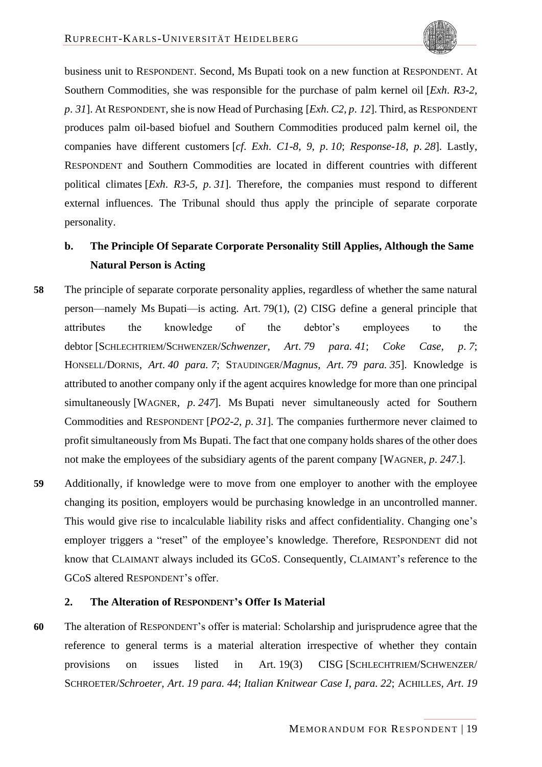business unit to RESPONDENT. Second, Ms Bupati took on a new function at RESPONDENT. At Southern Commodities, she was responsible for the purchase of palm kernel oil [*Exh. R3-2, p. 31*]. At RESPONDENT, she is now Head of Purchasing [*Exh. C2, p. 12*]. Third, as RESPONDENT produces palm oil-based biofuel and Southern Commodities produced palm kernel oil, the companies have different customers [*cf. Exh. C1-8, 9, p. 10*; *Response-18, p. 28*]. Lastly, RESPONDENT and Southern Commodities are located in different countries with different political climates [*Exh. R3-5, p. 31*]. Therefore, the companies must respond to different external influences. The Tribunal should thus apply the principle of separate corporate personality.

### b. The Principle Of Separate Corporate Personality Still Applies, Although the Same Natural Person is Acting

**58** The principle of separate corporate personality applies, regardless of whether the same natural person—namely Ms Bupati—is acting. Art. 79(1), (2) CISG define a general principle that attributes the knowledge of the debtor's employees to the debtor [SCHLECHTRIEM/SCHWENZER/*Schwenzer, Art. 79 para. 41*; *Coke Case, p. 7*; HONSELL/DORNIS, *Art. 40 para. 7*; STAUDINGER/*Magnus, Art. 79 para. 35*]. Knowledge is attributed to another company only if the agent acquires knowledge for more than one principal simultaneously [WAGNER, *p. 247*]. Ms Bupati never simultaneously acted for Southern Commodities and RESPONDENT [*PO2-2, p. 31*]. The companies furthermore never claimed to profit simultaneously from Ms Bupati. The fact that one company holds shares of the other does not make the employees of the subsidiary agents of the parent company [WAGNER, *p. 247.*].

**59** Additionally, if knowledge were to move from one employer to another with the employee changing its position, employers would be purchasing knowledge in an uncontrolled manner. This would give rise to incalculable liability risks and affect confidentiality. Changing one's employer triggers a "reset" of the employee's knowledge. Therefore, RESPONDENT did not know that CLAIMANT always included its GCoS. Consequently, CLAIMANT's reference to the GCoS altered RESPONDENT's offer.

### 2. The Alteration of RESPONDENT's Offer Is Material

**60** The alteration of RESPONDENT's offer is material: Scholarship and jurisprudence agree that the reference to general terms is a material alteration irrespective of whether they contain provisions on issues listed in Art. 19(3) CISG [SCHLECHTRIEM/SCHWENZER/SCHROETER/*Schroeter, Art. 19 para. 44*; *Italian Knitwear Case I, para. 22*; ACHILLES, *Art. 19*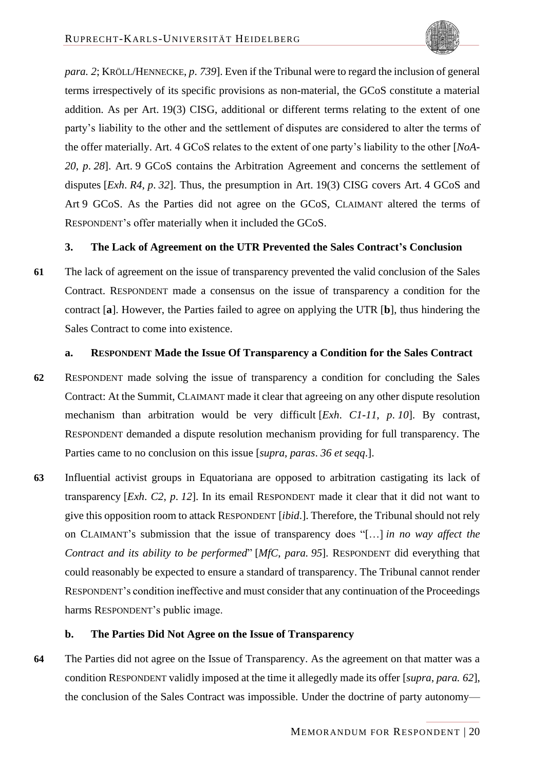*para. 2*; KRÖLL/HENNECKE, *p. 739*]. Even if the Tribunal were to regard the inclusion of general terms irrespectively of its specific provisions as non-material, the GCoS constitute a material addition. As per Art. 19(3) CISG, additional or different terms relating to the extent of one party's liability to the other and the settlement of disputes are considered to alter the terms of the offer materially. Art. 4 GCoS relates to the extent of one party's liability to the other [*NoA-20, p. 28*]. Art. 9 GCoS contains the Arbitration Agreement and concerns the settlement of disputes [*Exh. R4, p. 32*]. Thus, the presumption in Art. 19(3) CISG covers Art. 4 GCoS and Art 9 GCoS. As the Parties did not agree on the GCoS, CLAIMANT altered the terms of RESPONDENT's offer materially when it included the GCoS.

### 3. The Lack of Agreement on the UTR Prevented the Sales Contract's Conclusion

**61** The lack of agreement on the issue of transparency prevented the valid conclusion of the Sales Contract. RESPONDENT made a consensus on the issue of transparency a condition for the contract [**a**]. However, the Parties failed to agree on applying the UTR [**b**], thus hindering the Sales Contract to come into existence.

#### a. RESPONDENT Made the Issue Of Transparency a Condition for the Sales Contract

**62** RESPONDENT made solving the issue of transparency a condition for concluding the Sales Contract: At the Summit, CLAIMANT made it clear that agreeing on any other dispute resolution mechanism than arbitration would be very difficult [*Exh. C1-11, p. 10*]. By contrast, RESPONDENT demanded a dispute resolution mechanism providing for full transparency. The Parties came to no conclusion on this issue [*supra, paras. 36 et seqq.*].

**63** Influential activist groups in Equatoriana are opposed to arbitration castigating its lack of transparency [*Exh. C2, p. 12*]. In its email RESPONDENT made it clear that it did not want to give this opposition room to attack RESPONDENT [*ibid.*]. Therefore, the Tribunal should not rely on CLAIMANT's submission that the issue of transparency does "[…] *in no way affect the Contract and its ability to be performed*" [*MfC, para. 95*]. RESPONDENT did everything that could reasonably be expected to ensure a standard of transparency. The Tribunal cannot render RESPONDENT's condition ineffective and must consider that any continuation of the Proceedings harms RESPONDENT's public image.

#### b. The Parties Did Not Agree on the Issue of Transparency

**64** The Parties did not agree on the Issue of Transparency. As the agreement on that matter was a condition RESPONDENT validly imposed at the time it allegedly made its offer [*supra, para. 62*], the conclusion of the Sales Contract was impossible. Under the doctrine of party autonomy—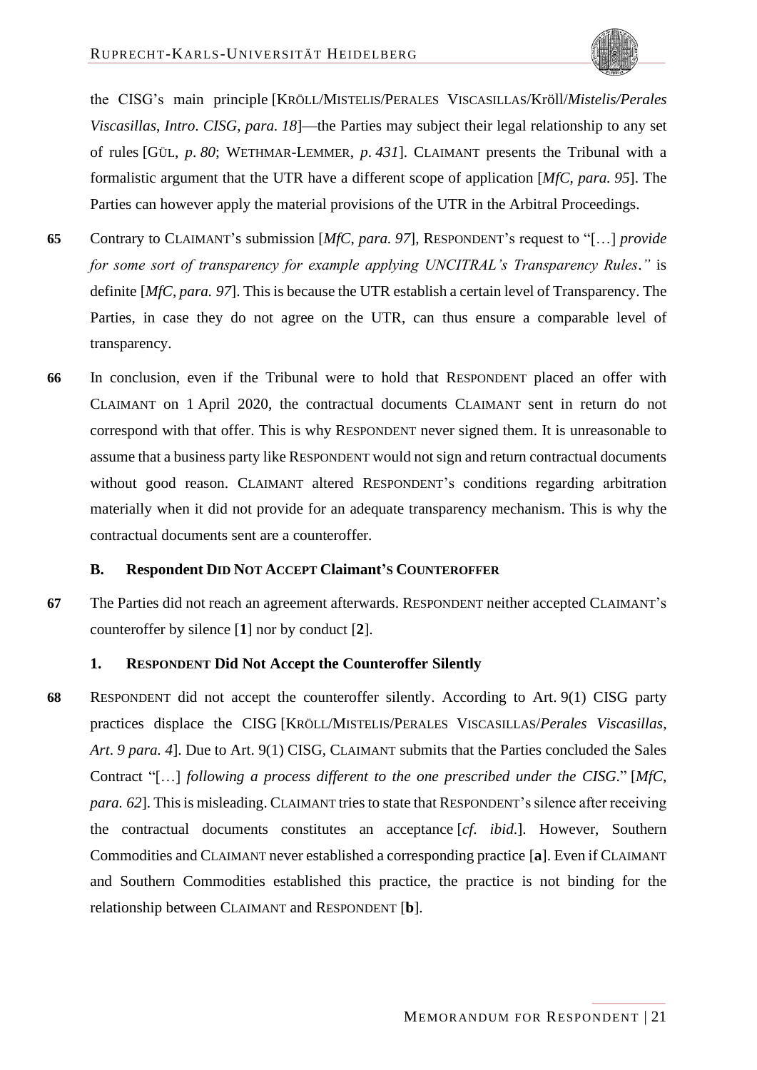the CISG's main principle [KRÖLL/MISTELIS/PERALES VISCASILLAS/Kröll/*Mistelis/Perales Viscasillas*, *Intro. CISG, para. 18*]—the Parties may subject their legal relationship to any set of rules [GÜL, *p. 80*; WETHMAR-LEMMER, *p. 431*]. CLAIMANT presents the Tribunal with a formalistic argument that the UTR have a different scope of application [*MfC, para. 95*]. The Parties can however apply the material provisions of the UTR in the Arbitral Proceedings.

**65** Contrary to CLAIMANT's submission [*MfC, para. 97*], RESPONDENT's request to "[…] *provide for some sort of transparency for example applying UNCITRAL's Transparency Rules*." is definite [*MfC, para. 97*]. This is because the UTR establish a certain level of Transparency. The Parties, in case they do not agree on the UTR, can thus ensure a comparable level of transparency.

**66** In conclusion, even if the Tribunal were to hold that RESPONDENT placed an offer with CLAIMANT on 1 April 2020, the contractual documents CLAIMANT sent in return do not correspond with that offer. This is why RESPONDENT never signed them. It is unreasonable to assume that a business party like RESPONDENT would not sign and return contractual documents without good reason. CLAIMANT altered RESPONDENT's conditions regarding arbitration materially when it did not provide for an adequate transparency mechanism. This is why the contractual documents sent are a counteroffer.

### B. Respondent DID NOT ACCEPT Claimant's COUNTEROFFER

**67** The Parties did not reach an agreement afterwards. RESPONDENT neither accepted CLAIMANT's counteroffer by silence [**1**] nor by conduct [**2**].

#### 1. RESPONDENT Did Not Accept the Counteroffer Silently

**68** RESPONDENT did not accept the counteroffer silently. According to Art. 9(1) CISG party practices displace the CISG [KRÖLL/MISTELIS/PERALES VISCASILLAS/*Perales Viscasillas*, *Art. 9 para. 4*]. Due to Art. 9(1) CISG, CLAIMANT submits that the Parties concluded the Sales Contract "[…] *following a process different to the one prescribed under the CISG*." [*MfC, para. 62*]. This is misleading. CLAIMANT tries to state that RESPONDENT's silence after receiving the contractual documents constitutes an acceptance [*cf. ibid.*]. However, Southern Commodities and CLAIMANT never established a corresponding practice [**a**]. Even if CLAIMANT and Southern Commodities established this practice, the practice is not binding for the relationship between CLAIMANT and RESPONDENT [**b**].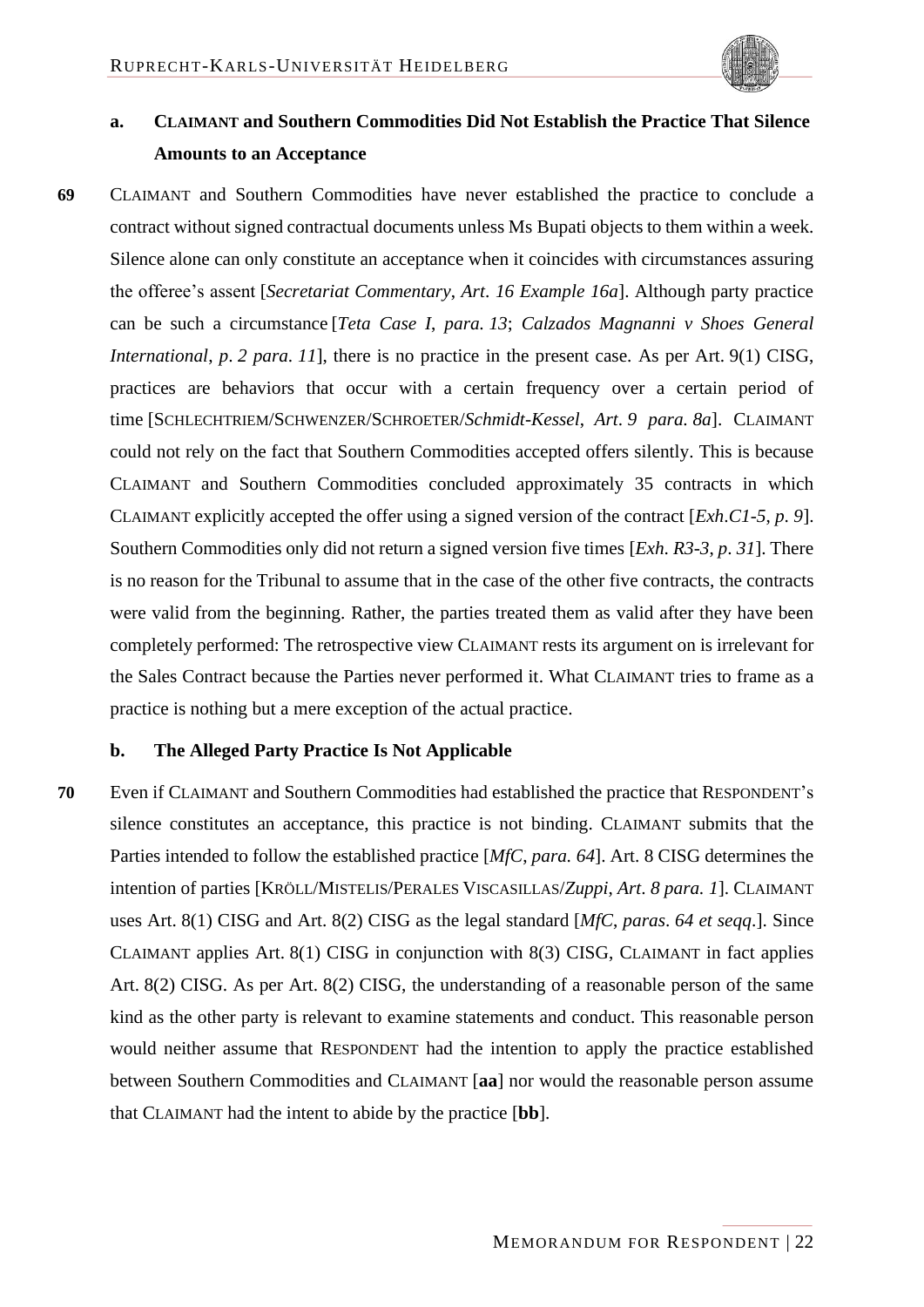### a. CLAIMANT and Southern Commodities Did Not Establish the Practice That Silence Amounts to an Acceptance

**69** CLAIMANT and Southern Commodities have never established the practice to conclude a contract without signed contractual documents unless Ms Bupati objects to them within a week. Silence alone can only constitute an acceptance when it coincides with circumstances assuring the offeree's assent [*Secretariat Commentary*, *Art. 16 Example 16a*]. Although party practice can be such a circumstance [*Teta Case I*, *para. 13*; *Calzados Magnanni v Shoes General International*, *p. 2 para. 11*], there is no practice in the present case. As per Art. 9(1) CISG, practices are behaviors that occur with a certain frequency over a certain period of time [SCHLECHTRIEM/SCHWENZER/SCHROETER/*Schmidt-Kessel*, *Art. 9 para. 8a*]. CLAIMANT could not rely on the fact that Southern Commodities accepted offers silently. This is because CLAIMANT and Southern Commodities concluded approximately 35 contracts in which CLAIMANT explicitly accepted the offer using a signed version of the contract [*Exh.C1-5*, *p. 9*]. Southern Commodities only did not return a signed version five times [*Exh. R3-3*, *p. 31*]. There is no reason for the Tribunal to assume that in the case of the other five contracts, the contracts were valid from the beginning. Rather, the parties treated them as valid after they have been completely performed: The retrospective view CLAIMANT rests its argument on is irrelevant for the Sales Contract because the Parties never performed it. What CLAIMANT tries to frame as a practice is nothing but a mere exception of the actual practice.

### b. The Alleged Party Practice Is Not Applicable

**70** Even if CLAIMANT and Southern Commodities had established the practice that RESPONDENT's silence constitutes an acceptance, this practice is not binding. CLAIMANT submits that the Parties intended to follow the established practice [*MfC*, *para. 64*]. Art. 8 CISG determines the intention of parties [KRÖLL/MISTELIS/PERALES VISCASILLAS/*Zuppi*, *Art. 8 para. 1*]. CLAIMANT uses Art. 8(1) CISG and Art. 8(2) CISG as the legal standard [*MfC*, *paras. 64 et seqq.*]. Since CLAIMANT applies Art. 8(1) CISG in conjunction with 8(3) CISG, CLAIMANT in fact applies Art. 8(2) CISG. As per Art. 8(2) CISG, the understanding of a reasonable person of the same kind as the other party is relevant to examine statements and conduct. This reasonable person would neither assume that RESPONDENT had the intention to apply the practice established between Southern Commodities and CLAIMANT [**aa**] nor would the reasonable person assume that CLAIMANT had the intent to abide by the practice [**bb**].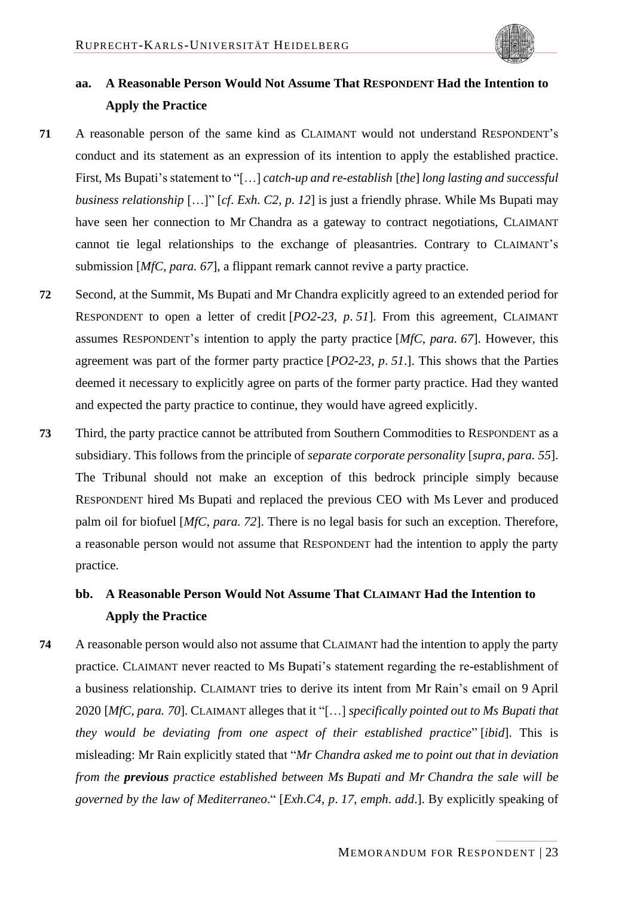### aa. A Reasonable Person Would Not Assume That RESPONDENT Had the Intention to Apply the Practice

**71** A reasonable person of the same kind as CLAIMANT would not understand RESPONDENT's conduct and its statement as an expression of its intention to apply the established practice. First, Ms Bupati's statement to "[…] *catch-up and re-establish* [*the*] *long lasting and successful business relationship* […]" [*cf*. *Exh*. *C2*, *p*. *12*] is just a friendly phrase. While Ms Bupati may have seen her connection to Mr Chandra as a gateway to contract negotiations, CLAIMANT cannot tie legal relationships to the exchange of pleasantries. Contrary to CLAIMANT's submission [*MfC*, *para. 67*], a flippant remark cannot revive a party practice.

**72** Second, at the Summit, Ms Bupati and Mr Chandra explicitly agreed to an extended period for RESPONDENT to open a letter of credit [*PO2-23*, *p*. *51*]. From this agreement, CLAIMANT assumes RESPONDENT's intention to apply the party practice [*MfC*, *para. 67*]. However, this agreement was part of the former party practice [*PO2-23*, *p*. *51*.]. This shows that the Parties deemed it necessary to explicitly agree on parts of the former party practice. Had they wanted and expected the party practice to continue, they would have agreed explicitly.

**73** Third, the party practice cannot be attributed from Southern Commodities to RESPONDENT as a subsidiary. This follows from the principle of *separate corporate personality* [*supra*, *para. 55*]. The Tribunal should not make an exception of this bedrock principle simply because RESPONDENT hired Ms Bupati and replaced the previous CEO with Ms Lever and produced palm oil for biofuel [*MfC*, *para. 72*]. There is no legal basis for such an exception. Therefore, a reasonable person would not assume that RESPONDENT had the intention to apply the party practice.

### bb. A Reasonable Person Would Not Assume That CLAIMANT Had the Intention to Apply the Practice

**74** A reasonable person would also not assume that CLAIMANT had the intention to apply the party practice. CLAIMANT never reacted to Ms Bupati's statement regarding the re-establishment of a business relationship. CLAIMANT tries to derive its intent from Mr Rain's email on 9 April 2020 [*MfC*, *para. 70*]. CLAIMANT alleges that it "[…] *specifically pointed out to Ms Bupati that they would be deviating from one aspect of their established practice*" [*ibid*]. This is misleading: Mr Rain explicitly stated that "*Mr Chandra asked me to point out that in deviation from the* ***previous*** *practice established between Ms Bupati and Mr Chandra the sale will be governed by the law of Mediterraneo*." [*Exh.C4*, *p*. *17*, *emph*. *add*.]. By explicitly speaking of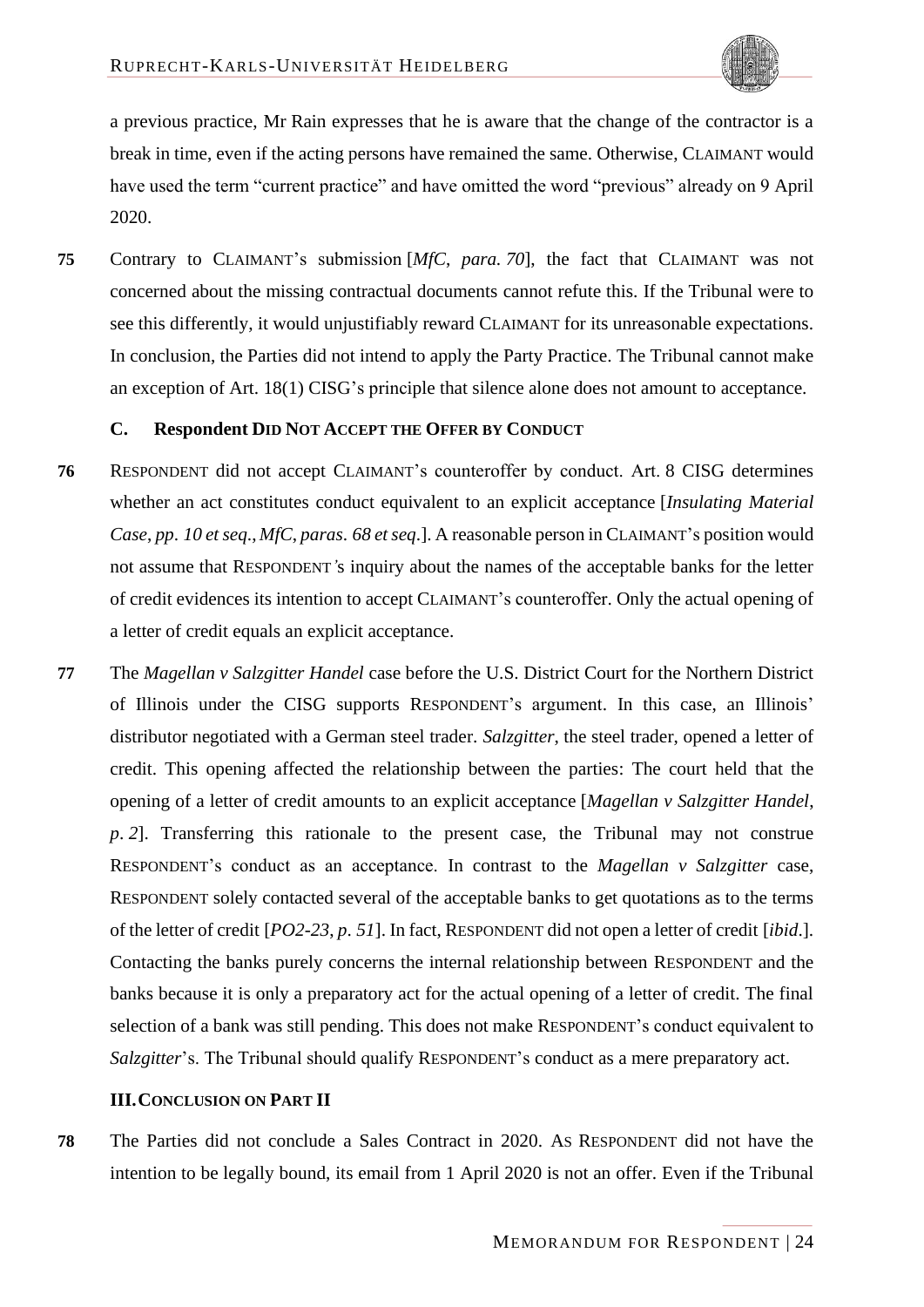a previous practice, Mr Rain expresses that he is aware that the change of the contractor is a break in time, even if the acting persons have remained the same. Otherwise, CLAIMANT would have used the term "current practice" and have omitted the word "previous" already on 9 April 2020.

**75** Contrary to CLAIMANT's submission [*MfC, para. 70*], the fact that CLAIMANT was not concerned about the missing contractual documents cannot refute this. If the Tribunal were to see this differently, it would unjustifiably reward CLAIMANT for its unreasonable expectations. In conclusion, the Parties did not intend to apply the Party Practice. The Tribunal cannot make an exception of Art. 18(1) CISG's principle that silence alone does not amount to acceptance.

### C. Respondent Did Not Accept the Offer by Conduct

**76** RESPONDENT did not accept CLAIMANT's counteroffer by conduct. Art. 8 CISG determines whether an act constitutes conduct equivalent to an explicit acceptance [*Insulating Material Case, pp. 10 et seq., MfC, paras. 68 et seq.*]. A reasonable person in CLAIMANT's position would not assume that RESPONDENT's inquiry about the names of the acceptable banks for the letter of credit evidences its intention to accept CLAIMANT's counteroffer. Only the actual opening of a letter of credit equals an explicit acceptance.

**77** The *Magellan v Salzgitter Handel* case before the U.S. District Court for the Northern District of Illinois under the CISG supports RESPONDENT's argument. In this case, an Illinois' distributor negotiated with a German steel trader. *Salzgitter*, the steel trader, opened a letter of credit. This opening affected the relationship between the parties: The court held that the opening of a letter of credit amounts to an explicit acceptance [*Magellan v Salzgitter Handel, p. 2*]. Transferring this rationale to the present case, the Tribunal may not construe RESPONDENT's conduct as an acceptance. In contrast to the *Magellan v Salzgitter* case, RESPONDENT solely contacted several of the acceptable banks to get quotations as to the terms of the letter of credit [*PO2-23, p. 51*]. In fact, RESPONDENT did not open a letter of credit [*ibid.*]. Contacting the banks purely concerns the internal relationship between RESPONDENT and the banks because it is only a preparatory act for the actual opening of a letter of credit. The final selection of a bank was still pending. This does not make RESPONDENT's conduct equivalent to *Salzgitter*'s. The Tribunal should qualify RESPONDENT's conduct as a mere preparatory act.

## III. Conclusion on Part II

**78** The Parties did not conclude a Sales Contract in 2020. As RESPONDENT did not have the intention to be legally bound, its email from 1 April 2020 is not an offer. Even if the Tribunal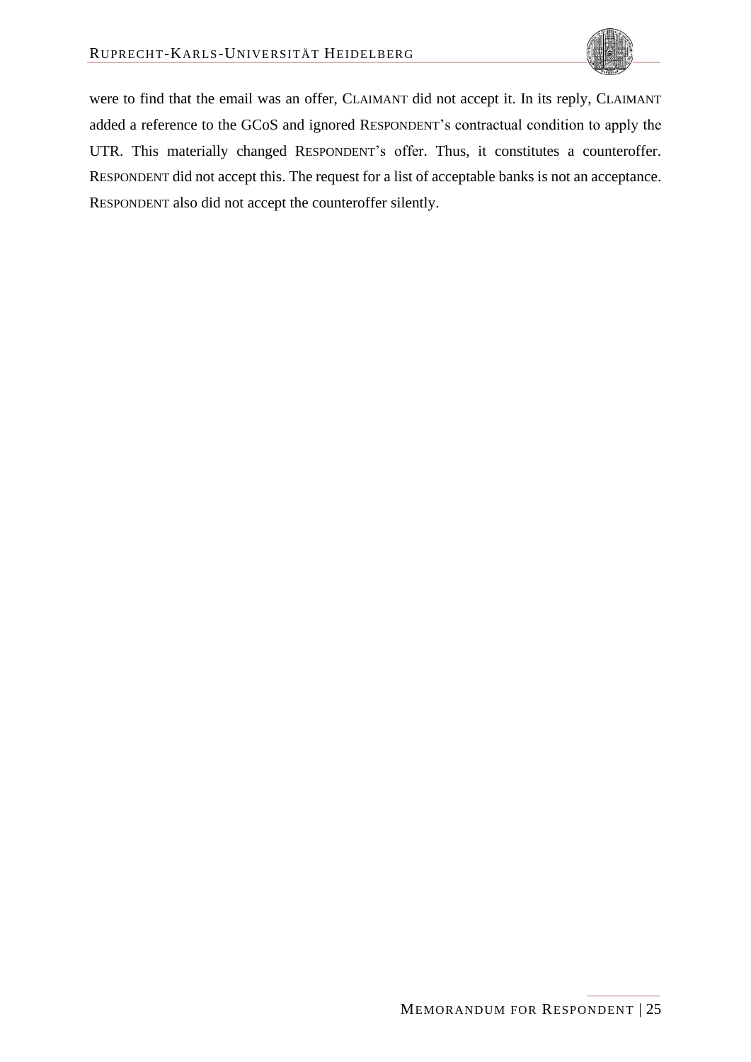were to find that the email was an offer, CLAIMANT did not accept it. In its reply, CLAIMANT added a reference to the GCoS and ignored RESPONDENT's contractual condition to apply the UTR. This materially changed RESPONDENT's offer. Thus, it constitutes a counteroffer. RESPONDENT did not accept this. The request for a list of acceptable banks is not an acceptance. RESPONDENT also did not accept the counteroffer silently.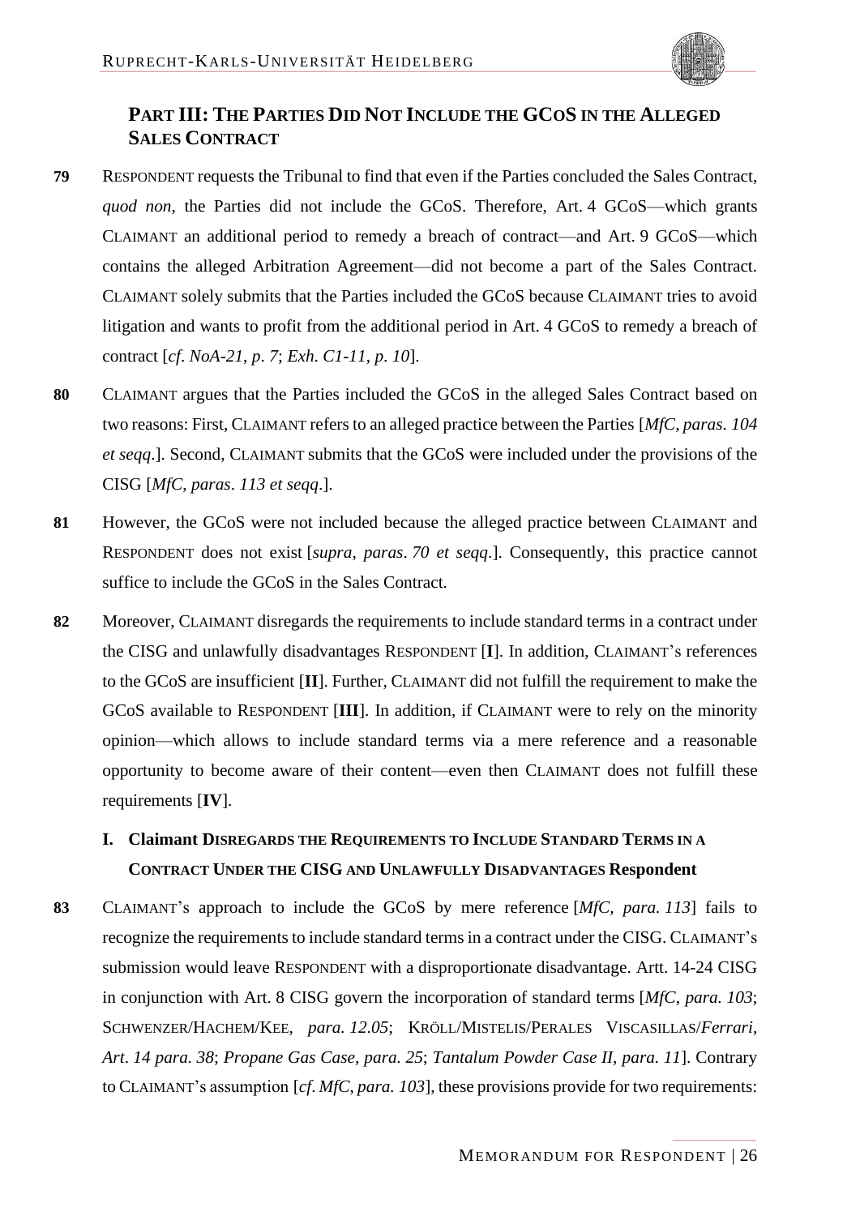## PART III: THE PARTIES DID NOT INCLUDE THE GCOS IN THE ALLEGED SALES CONTRACT

**79** RESPONDENT requests the Tribunal to find that even if the Parties concluded the Sales Contract, *quod non*, the Parties did not include the GCoS. Therefore, Art. 4 GCoS—which grants CLAIMANT an additional period to remedy a breach of contract—and Art. 9 GCoS—which contains the alleged Arbitration Agreement—did not become a part of the Sales Contract. CLAIMANT solely submits that the Parties included the GCoS because CLAIMANT tries to avoid litigation and wants to profit from the additional period in Art. 4 GCoS to remedy a breach of contract [*cf*. *NoA-21*, *p*. *7*; *Exh*. *C1-11*, *p*. *10*].

**80** CLAIMANT argues that the Parties included the GCoS in the alleged Sales Contract based on two reasons: First, CLAIMANT refers to an alleged practice between the Parties [*MfC*, *paras*. *104 et seqq*.]. Second, CLAIMANT submits that the GCoS were included under the provisions of the CISG [*MfC*, *paras*. *113 et seqq*.].

**81** However, the GCoS were not included because the alleged practice between CLAIMANT and RESPONDENT does not exist [*supra*, *paras*. *70 et seqq*.]. Consequently, this practice cannot suffice to include the GCoS in the Sales Contract.

**82** Moreover, CLAIMANT disregards the requirements to include standard terms in a contract under the CISG and unlawfully disadvantages RESPONDENT [**I**]. In addition, CLAIMANT's references to the GCoS are insufficient [**II**]. Further, CLAIMANT did not fulfill the requirement to make the GCoS available to RESPONDENT [**III**]. In addition, if CLAIMANT were to rely on the minority opinion—which allows to include standard terms via a mere reference and a reasonable opportunity to become aware of their content—even then CLAIMANT does not fulfill these requirements [**IV**].

### I. Claimant DISREGARDS THE REQUIREMENTS TO INCLUDE STANDARD TERMS IN A CONTRACT UNDER THE CISG AND UNLAWFULLY DISADVANTAGES Respondent

**83** CLAIMANT's approach to include the GCoS by mere reference [*MfC*, *para. 113*] fails to recognize the requirements to include standard terms in a contract under the CISG. CLAIMANT's submission would leave RESPONDENT with a disproportionate disadvantage. Artt. 14-24 CISG in conjunction with Art. 8 CISG govern the incorporation of standard terms [*MfC*, *para. 103*; SCHWENZER/HACHEM/KEE, *para. 12.05*; KRÖLL/MISTELIS/PERALES VISCASILLAS/*Ferrari*, *Art*. *14 para. 38*; *Propane Gas Case*, *para. 25*; *Tantalum Powder Case II*, *para. 11*]. Contrary to CLAIMANT's assumption [*cf*. *MfC*, *para. 103*], these provisions provide for two requirements: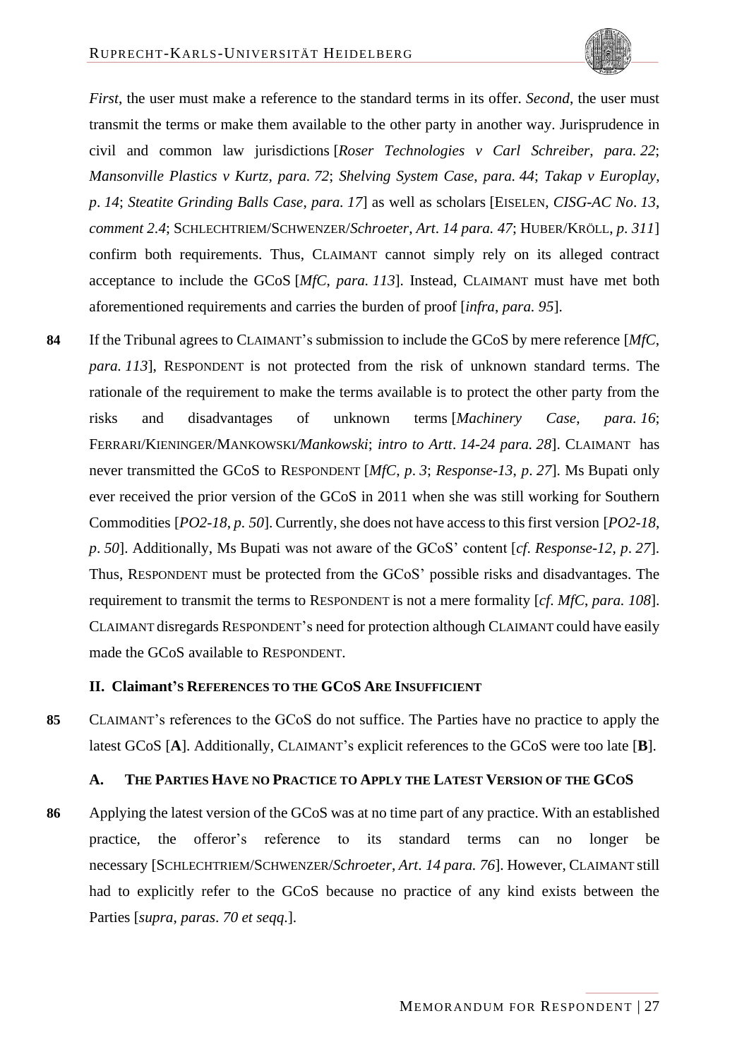*First*, the user must make a reference to the standard terms in its offer. *Second*, the user must transmit the terms or make them available to the other party in another way. Jurisprudence in civil and common law jurisdictions [*Roser Technologies v Carl Schreiber*, *para. 22*; *Mansonville Plastics v Kurtz*, *para. 72*; *Shelving System Case*, *para. 44*; *Takap v Europlay*, *p. 14*; *Steatite Grinding Balls Case*, *para. 17*] as well as scholars [EISELEN, *CISG-AC No. 13*, *comment 2.4*; SCHLECHTRIEM/SCHWENZER/*Schroeter*, *Art. 14 para. 47*; HUBER/KRÖLL, *p. 311*] confirm both requirements. Thus, CLAIMANT cannot simply rely on its alleged contract acceptance to include the GCoS [*MfC*, *para. 113*]. Instead, CLAIMANT must have met both aforementioned requirements and carries the burden of proof [*infra*, *para. 95*].

**84** If the Tribunal agrees to CLAIMANT's submission to include the GCoS by mere reference [*MfC*, *para. 113*], RESPONDENT is not protected from the risk of unknown standard terms. The rationale of the requirement to make the terms available is to protect the other party from the risks and disadvantages of unknown terms [*Machinery Case*, *para. 16*; FERRARI/KIENINGER/MANKOWSKI/*Mankowski*; *intro to Artt. 14-24 para. 28*]. CLAIMANT has never transmitted the GCoS to RESPONDENT [*MfC*, *p. 3*; *Response-13*, *p. 27*]. Ms Bupati only ever received the prior version of the GCoS in 2011 when she was still working for Southern Commodities [*PO2-18*, *p. 50*]. Currently, she does not have access to this first version [*PO2-18*, *p. 50*]. Additionally, Ms Bupati was not aware of the GCoS' content [*cf. Response-12*, *p. 27*]. Thus, RESPONDENT must be protected from the GCoS' possible risks and disadvantages. The requirement to transmit the terms to RESPONDENT is not a mere formality [*cf. MfC*, *para. 108*]. CLAIMANT disregards RESPONDENT's need for protection although CLAIMANT could have easily made the GCoS available to RESPONDENT.

### II. Claimant's References to the GCoS Are Insufficient

**85** CLAIMANT's references to the GCoS do not suffice. The Parties have no practice to apply the latest GCoS [**A**]. Additionally, CLAIMANT's explicit references to the GCoS were too late [**B**].

#### A. The Parties Have no Practice to Apply the Latest Version of the GCoS

**86** Applying the latest version of the GCoS was at no time part of any practice. With an established practice, the offeror's reference to its standard terms can no longer be necessary [SCHLECHTRIEM/SCHWENZER/*Schroeter*, *Art. 14 para. 76*]. However, CLAIMANT still had to explicitly refer to the GCoS because no practice of any kind exists between the Parties [*supra*, *paras. 70 et seqq.*].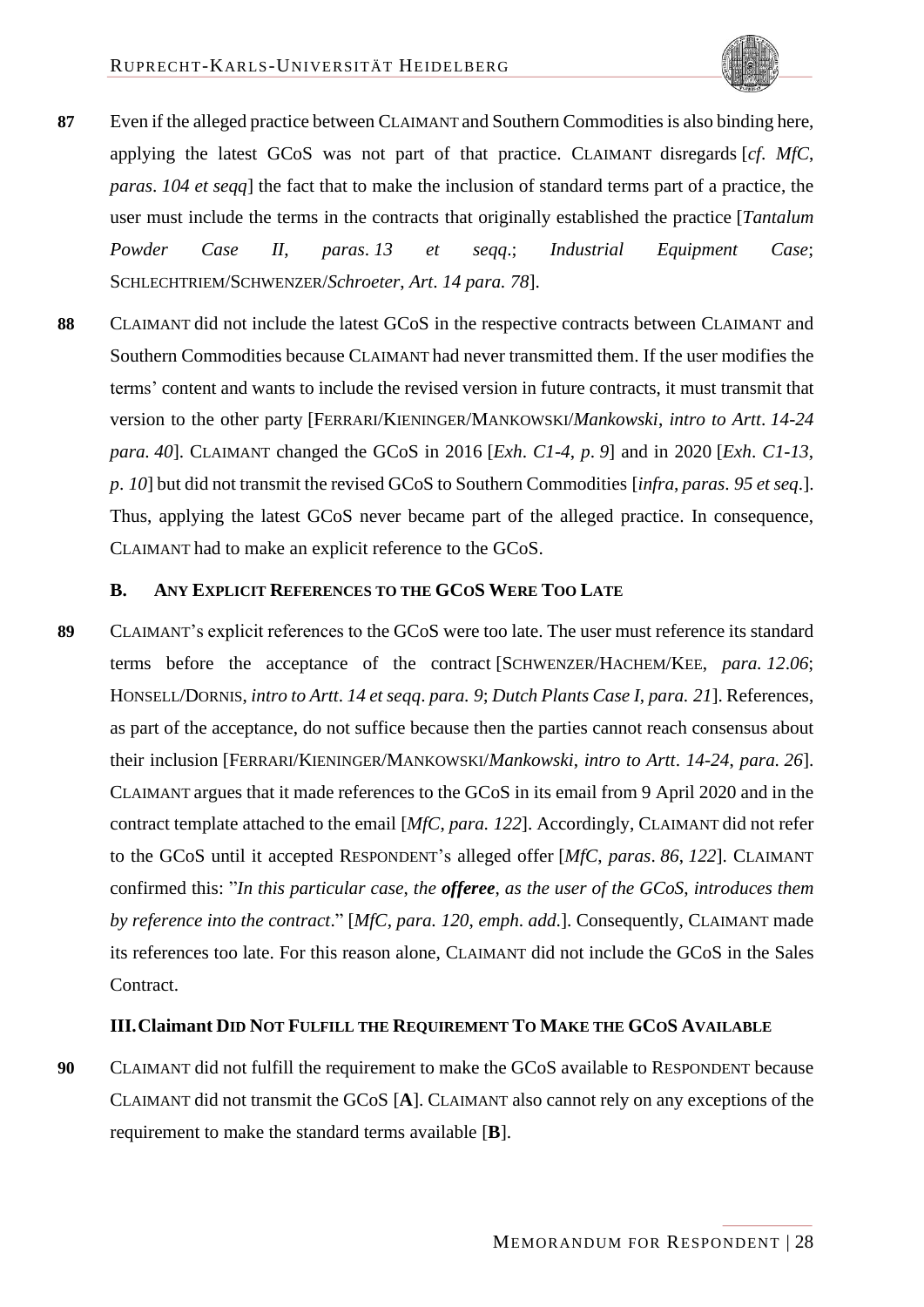**87** Even if the alleged practice between CLAIMANT and Southern Commodities is also binding here, applying the latest GCoS was not part of that practice. CLAIMANT disregards [*cf. MfC, paras. 104 et seqq*] the fact that to make the inclusion of standard terms part of a practice, the user must include the terms in the contracts that originally established the practice [*Tantalum Powder Case II, paras. 13 et seqq.*; *Industrial Equipment Case*; SCHLECHTRIEM/SCHWENZER/*Schroeter, Art. 14 para. 78*].

**88** CLAIMANT did not include the latest GCoS in the respective contracts between CLAIMANT and Southern Commodities because CLAIMANT had never transmitted them. If the user modifies the terms' content and wants to include the revised version in future contracts, it must transmit that version to the other party [FERRARI/KIENINGER/MANKOWSKI/*Mankowski, intro to Artt. 14-24 para. 40*]. CLAIMANT changed the GCoS in 2016 [*Exh. C1-4, p. 9*] and in 2020 [*Exh. C1-13, p. 10*] but did not transmit the revised GCoS to Southern Commodities [*infra, paras. 95 et seq.*]. Thus, applying the latest GCoS never became part of the alleged practice. In consequence, CLAIMANT had to make an explicit reference to the GCoS.

### B. ANY EXPLICIT REFERENCES TO THE GCOS WERE TOO LATE

**89** CLAIMANT's explicit references to the GCoS were too late. The user must reference its standard terms before the acceptance of the contract [SCHWENZER/HACHEM/KEE, *para. 12.06*; HONSELL/DORNIS, *intro to Artt. 14 et seqq. para. 9*; *Dutch Plants Case I, para. 21*]. References, as part of the acceptance, do not suffice because then the parties cannot reach consensus about their inclusion [FERRARI/KIENINGER/MANKOWSKI/*Mankowski, intro to Artt. 14-24, para. 26*]. CLAIMANT argues that it made references to the GCoS in its email from 9 April 2020 and in the contract template attached to the email [*MfC, para. 122*]. Accordingly, CLAIMANT did not refer to the GCoS until it accepted RESPONDENT's alleged offer [*MfC, paras. 86, 122*]. CLAIMANT confirmed this: "*In this particular case, the* ***offeree****, as the user of the GCoS, introduces them by reference into the contract*." [*MfC, para. 120, emph. add.*]. Consequently, CLAIMANT made its references too late. For this reason alone, CLAIMANT did not include the GCoS in the Sales Contract.

### III. Claimant DID NOT FULFILL THE REQUIREMENT TO MAKE THE GCOS AVAILABLE

**90** CLAIMANT did not fulfill the requirement to make the GCoS available to RESPONDENT because CLAIMANT did not transmit the GCoS [**A**]. CLAIMANT also cannot rely on any exceptions of the requirement to make the standard terms available [**B**].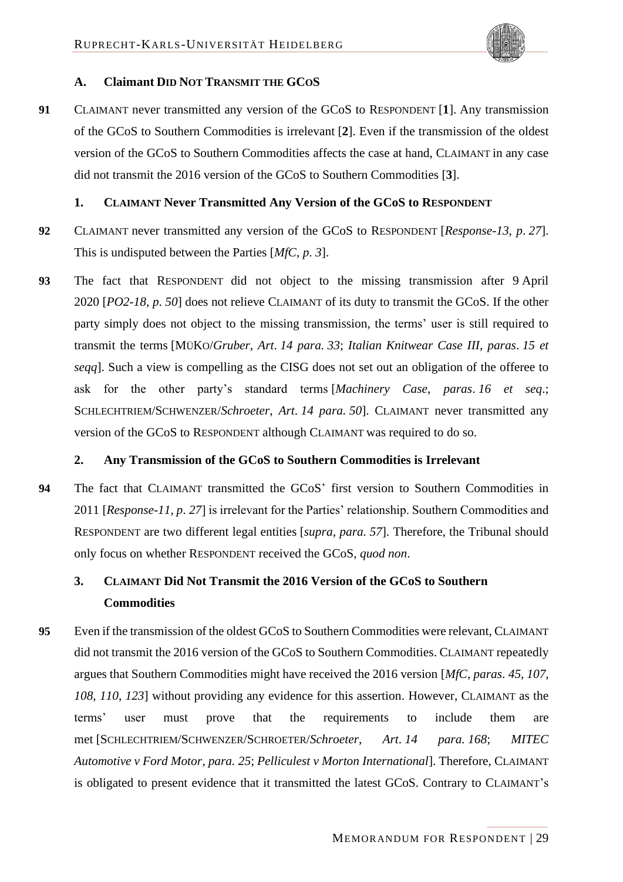### A. Claimant Did Not Transmit the GCoS

**91** CLAIMANT never transmitted any version of the GCoS to RESPONDENT [**1**]. Any transmission of the GCoS to Southern Commodities is irrelevant [**2**]. Even if the transmission of the oldest version of the GCoS to Southern Commodities affects the case at hand, CLAIMANT in any case did not transmit the 2016 version of the GCoS to Southern Commodities [**3**].

#### 1. Claimant Never Transmitted Any Version of the GCoS to Respondent

**92** CLAIMANT never transmitted any version of the GCoS to RESPONDENT [*Response-13, p. 27*]. This is undisputed between the Parties [*MfC, p. 3*].

**93** The fact that RESPONDENT did not object to the missing transmission after 9 April 2020 [*PO2-18, p. 50*] does not relieve CLAIMANT of its duty to transmit the GCoS. If the other party simply does not object to the missing transmission, the terms' user is still required to transmit the terms [MÜKO/*Gruber, Art. 14 para. 33*; *Italian Knitwear Case III, paras. 15 et seqq*]. Such a view is compelling as the CISG does not set out an obligation of the offeree to ask for the other party's standard terms [*Machinery Case, paras. 16 et seq.*; SCHLECHTRIEM/SCHWENZER/*Schroeter, Art. 14 para. 50*]. CLAIMANT never transmitted any version of the GCoS to RESPONDENT although CLAIMANT was required to do so.

#### 2. Any Transmission of the GCoS to Southern Commodities is Irrelevant

**94** The fact that CLAIMANT transmitted the GCoS' first version to Southern Commodities in 2011 [*Response-11, p. 27*] is irrelevant for the Parties' relationship. Southern Commodities and RESPONDENT are two different legal entities [*supra, para. 57*]. Therefore, the Tribunal should only focus on whether RESPONDENT received the GCoS, *quod non*.

#### 3. Claimant Did Not Transmit the 2016 Version of the GCoS to Southern Commodities

**95** Even if the transmission of the oldest GCoS to Southern Commodities were relevant, CLAIMANT did not transmit the 2016 version of the GCoS to Southern Commodities. CLAIMANT repeatedly argues that Southern Commodities might have received the 2016 version [*MfC, paras. 45, 107, 108, 110, 123*] without providing any evidence for this assertion. However, CLAIMANT as the terms' user must prove that the requirements to include them are met [SCHLECHTRIEM/SCHWENZER/SCHROETER/*Schroeter, Art. 14 para. 168*; *MITEC Automotive v Ford Motor, para. 25*; *Pelliculest v Morton International*]. Therefore, CLAIMANT is obligated to present evidence that it transmitted the latest GCoS. Contrary to CLAIMANT's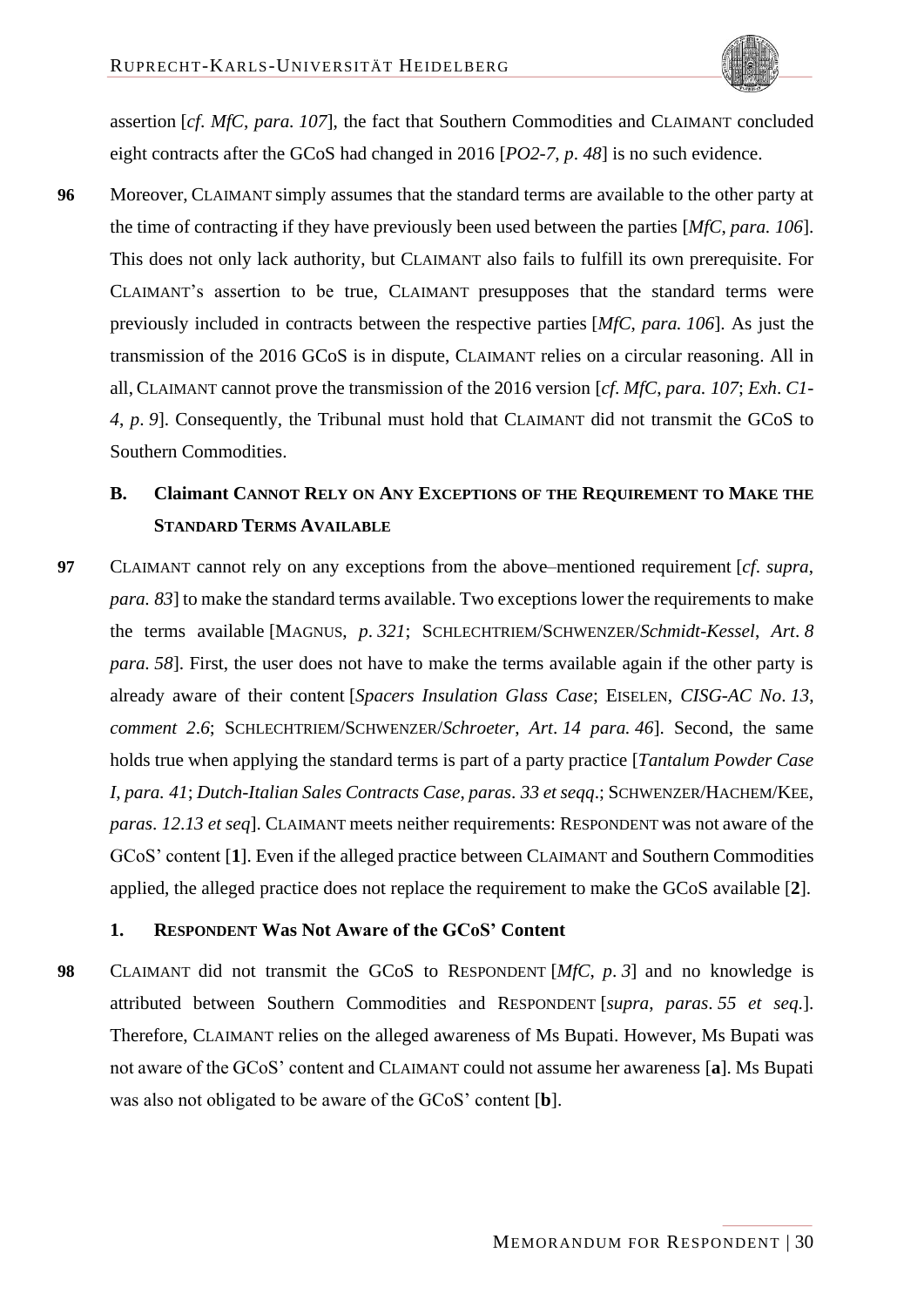assertion [*cf*. *MfC*, *para. 107*], the fact that Southern Commodities and CLAIMANT concluded eight contracts after the GCoS had changed in 2016 [*PO2-7*, *p*. *48*] is no such evidence.

**96** Moreover, CLAIMANT simply assumes that the standard terms are available to the other party at the time of contracting if they have previously been used between the parties [*MfC*, *para. 106*]. This does not only lack authority, but CLAIMANT also fails to fulfill its own prerequisite. For CLAIMANT's assertion to be true, CLAIMANT presupposes that the standard terms were previously included in contracts between the respective parties [*MfC*, *para. 106*]. As just the transmission of the 2016 GCoS is in dispute, CLAIMANT relies on a circular reasoning. All in all, CLAIMANT cannot prove the transmission of the 2016 version [*cf*. *MfC*, *para. 107*; *Exh*. *C1-4*, *p*. *9*]. Consequently, the Tribunal must hold that CLAIMANT did not transmit the GCoS to Southern Commodities.

### B. Claimant Cannot Rely on Any Exceptions of the Requirement to Make the Standard Terms Available

**97** CLAIMANT cannot rely on any exceptions from the above–mentioned requirement [*cf*. *supra*, *para. 83*] to make the standard terms available. Two exceptions lower the requirements to make the terms available [MAGNUS, *p*. *321*; SCHLECHTRIEM/SCHWENZER/*Schmidt-Kessel*, *Art*. *8 para. 58*]. First, the user does not have to make the terms available again if the other party is already aware of their content [*Spacers Insulation Glass Case*; EISELEN, *CISG-AC No*. *13*, *comment 2.6*; SCHLECHTRIEM/SCHWENZER/*Schroeter*, *Art*. *14 para. 46*]. Second, the same holds true when applying the standard terms is part of a party practice [*Tantalum Powder Case I*, *para. 41*; *Dutch-Italian Sales Contracts Case*, *paras*. *33 et seqq*.; SCHWENZER/HACHEM/KEE, *paras*. *12.13 et seq*]. CLAIMANT meets neither requirements: RESPONDENT was not aware of the GCoS' content [**1**]. Even if the alleged practice between CLAIMANT and Southern Commodities applied, the alleged practice does not replace the requirement to make the GCoS available [**2**].

#### 1. RESPONDENT Was Not Aware of the GCoS' Content

**98** CLAIMANT did not transmit the GCoS to RESPONDENT [*MfC*, *p*. *3*] and no knowledge is attributed between Southern Commodities and RESPONDENT [*supra*, *paras*. *55 et seq*.]. Therefore, CLAIMANT relies on the alleged awareness of Ms Bupati. However, Ms Bupati was not aware of the GCoS' content and CLAIMANT could not assume her awareness [**a**]. Ms Bupati was also not obligated to be aware of the GCoS' content [**b**].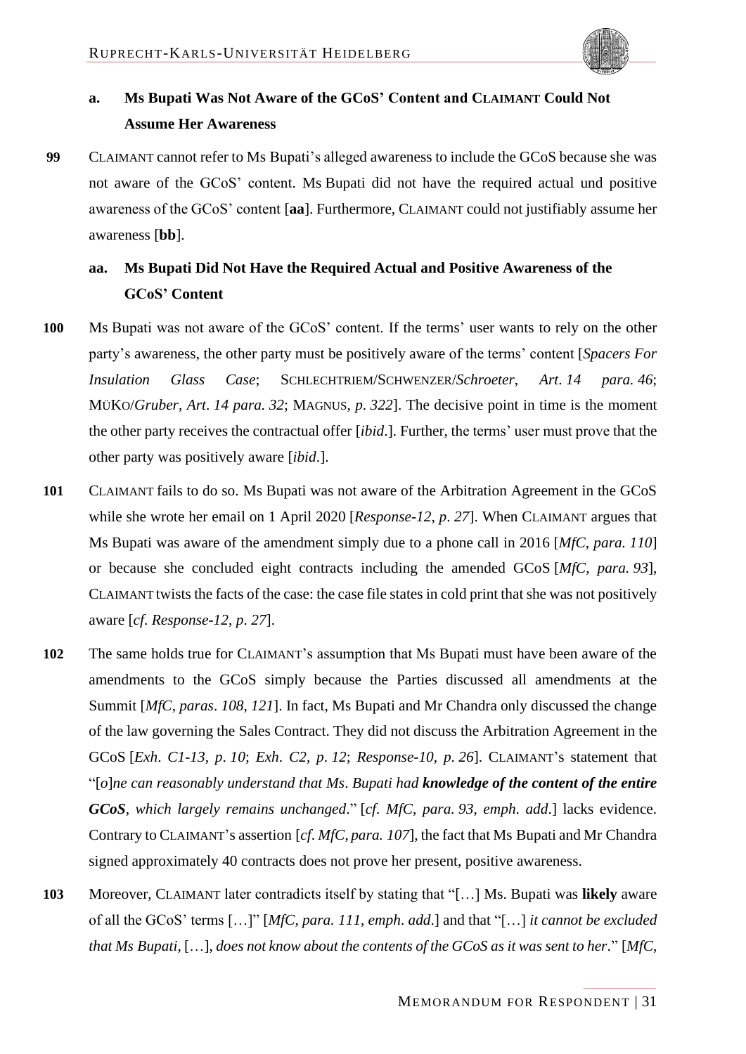### a. Ms Bupati Was Not Aware of the GCoS' Content and CLAIMANT Could Not Assume Her Awareness

**99** CLAIMANT cannot refer to Ms Bupati's alleged awareness to include the GCoS because she was not aware of the GCoS' content. Ms Bupati did not have the required actual und positive awareness of the GCoS' content [**aa**]. Furthermore, CLAIMANT could not justifiably assume her awareness [**bb**].

#### aa. Ms Bupati Did Not Have the Required Actual and Positive Awareness of the GCoS' Content

**100** Ms Bupati was not aware of the GCoS' content. If the terms' user wants to rely on the other party's awareness, the other party must be positively aware of the terms' content [*Spacers For Insulation Glass Case*; SCHLECHTRIEM/SCHWENZER/*Schroeter*, *Art. 14 para. 46*; MÜKO/*Gruber*, *Art. 14 para. 32*; MAGNUS, *p. 322*]. The decisive point in time is the moment the other party receives the contractual offer [*ibid.*]. Further, the terms' user must prove that the other party was positively aware [*ibid.*].

**101** CLAIMANT fails to do so. Ms Bupati was not aware of the Arbitration Agreement in the GCoS while she wrote her email on 1 April 2020 [*Response-12, p. 27*]. When CLAIMANT argues that Ms Bupati was aware of the amendment simply due to a phone call in 2016 [*MfC, para. 110*] or because she concluded eight contracts including the amended GCoS [*MfC, para. 93*], CLAIMANT twists the facts of the case: the case file states in cold print that she was not positively aware [*cf. Response-12, p. 27*].

**102** The same holds true for CLAIMANT's assumption that Ms Bupati must have been aware of the amendments to the GCoS simply because the Parties discussed all amendments at the Summit [*MfC, paras. 108, 121*]. In fact, Ms Bupati and Mr Chandra only discussed the change of the law governing the Sales Contract. They did not discuss the Arbitration Agreement in the GCoS [*Exh. C1-13, p. 10*; *Exh. C2, p. 12*; *Response-10, p. 26*]. CLAIMANT's statement that "[*o*]*ne can reasonably understand that Ms. Bupati had* ***knowledge of the content of the entire GCoS****, which largely remains unchanged.*" [*cf. MfC, para. 93, emph. add.*] lacks evidence. Contrary to CLAIMANT's assertion [*cf. MfC, para. 107*], the fact that Ms Bupati and Mr Chandra signed approximately 40 contracts does not prove her present, positive awareness.

**103** Moreover, CLAIMANT later contradicts itself by stating that "[…] Ms. Bupati was **likely** aware of all the GCoS' terms […]" [*MfC, para. 111, emph. add.*] and that "[…] *it cannot be excluded that Ms Bupati*, […], *does not know about the contents of the GCoS as it was sent to her*." [*MfC,*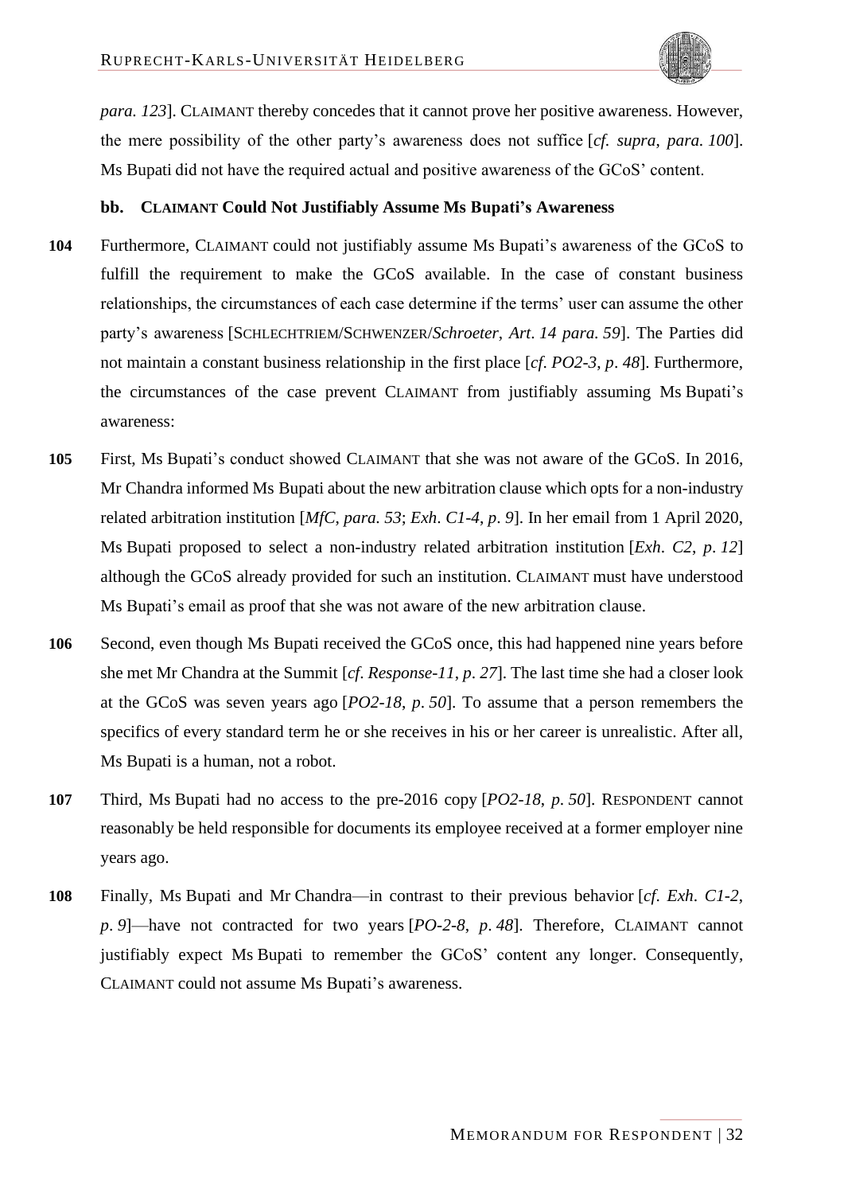*para. 123*]. CLAIMANT thereby concedes that it cannot prove her positive awareness. However, the mere possibility of the other party's awareness does not suffice [*cf. supra*, *para. 100*]. Ms Bupati did not have the required actual and positive awareness of the GCoS' content.

#### bb. CLAIMANT Could Not Justifiably Assume Ms Bupati's Awareness

**104** Furthermore, CLAIMANT could not justifiably assume Ms Bupati's awareness of the GCoS to fulfill the requirement to make the GCoS available. In the case of constant business relationships, the circumstances of each case determine if the terms' user can assume the other party's awareness [SCHLECHTRIEM/SCHWENZER/*Schroeter*, *Art. 14 para. 59*]. The Parties did not maintain a constant business relationship in the first place [*cf. PO2-3, p. 48*]. Furthermore, the circumstances of the case prevent CLAIMANT from justifiably assuming Ms Bupati's awareness:

**105** First, Ms Bupati's conduct showed CLAIMANT that she was not aware of the GCoS. In 2016, Mr Chandra informed Ms Bupati about the new arbitration clause which opts for a non-industry related arbitration institution [*MfC*, *para. 53*; *Exh. C1-4*, *p. 9*]. In her email from 1 April 2020, Ms Bupati proposed to select a non-industry related arbitration institution [*Exh. C2*, *p. 12*] although the GCoS already provided for such an institution. CLAIMANT must have understood Ms Bupati's email as proof that she was not aware of the new arbitration clause.

**106** Second, even though Ms Bupati received the GCoS once, this had happened nine years before she met Mr Chandra at the Summit [*cf. Response-11, p. 27*]. The last time she had a closer look at the GCoS was seven years ago [*PO2-18*, *p. 50*]. To assume that a person remembers the specifics of every standard term he or she receives in his or her career is unrealistic. After all, Ms Bupati is a human, not a robot.

**107** Third, Ms Bupati had no access to the pre-2016 copy [*PO2-18*, *p. 50*]. RESPONDENT cannot reasonably be held responsible for documents its employee received at a former employer nine years ago.

**108** Finally, Ms Bupati and Mr Chandra—in contrast to their previous behavior [*cf. Exh. C1-2*, *p. 9*]—have not contracted for two years [*PO-2-8*, *p. 48*]. Therefore, CLAIMANT cannot justifiably expect Ms Bupati to remember the GCoS' content any longer. Consequently, CLAIMANT could not assume Ms Bupati's awareness.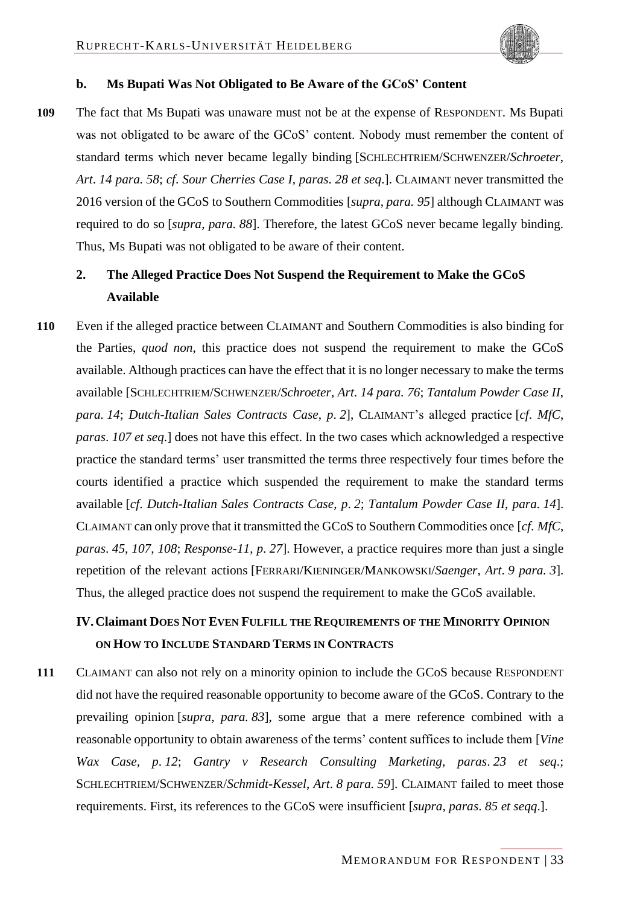#### b. Ms Bupati Was Not Obligated to Be Aware of the GCoS' Content

**109** The fact that Ms Bupati was unaware must not be at the expense of RESPONDENT. Ms Bupati was not obligated to be aware of the GCoS' content. Nobody must remember the content of standard terms which never became legally binding [SCHLECHTRIEM/SCHWENZER/*Schroeter*, *Art. 14 para. 58*; *cf. Sour Cherries Case I*, *paras. 28 et seq.*]. CLAIMANT never transmitted the 2016 version of the GCoS to Southern Commodities [*supra, para. 95*] although CLAIMANT was required to do so [*supra, para. 88*]. Therefore, the latest GCoS never became legally binding. Thus, Ms Bupati was not obligated to be aware of their content.

### 2. The Alleged Practice Does Not Suspend the Requirement to Make the GCoS Available

**110** Even if the alleged practice between CLAIMANT and Southern Commodities is also binding for the Parties, *quod non*, this practice does not suspend the requirement to make the GCoS available. Although practices can have the effect that it is no longer necessary to make the terms available [SCHLECHTRIEM/SCHWENZER/*Schroeter*, *Art. 14 para. 76*; *Tantalum Powder Case II*, *para. 14*; *Dutch-Italian Sales Contracts Case*, *p. 2*], CLAIMANT's alleged practice [*cf. MfC*, *paras. 107 et seq.*] does not have this effect. In the two cases which acknowledged a respective practice the standard terms' user transmitted the terms three respectively four times before the courts identified a practice which suspended the requirement to make the standard terms available [*cf. Dutch-Italian Sales Contracts Case*, *p. 2*; *Tantalum Powder Case II*, *para. 14*]. CLAIMANT can only prove that it transmitted the GCoS to Southern Commodities once [*cf. MfC*, *paras. 45, 107, 108*; *Response-11*, *p. 27*]. However, a practice requires more than just a single repetition of the relevant actions [FERRARI/KIENINGER/MANKOWSKI/*Saenger*, *Art. 9 para. 3*]. Thus, the alleged practice does not suspend the requirement to make the GCoS available.

## IV. Claimant Does Not Even Fulfill the Requirements of the Minority Opinion on How to Include Standard Terms in Contracts

**111** CLAIMANT can also not rely on a minority opinion to include the GCoS because RESPONDENT did not have the required reasonable opportunity to become aware of the GCoS. Contrary to the prevailing opinion [*supra*, *para. 83*], some argue that a mere reference combined with a reasonable opportunity to obtain awareness of the terms' content suffices to include them [*Vine Wax Case*, *p. 12*; *Gantry v Research Consulting Marketing*, *paras. 23 et seq.*; SCHLECHTRIEM/SCHWENZER/*Schmidt-Kessel*, *Art. 8 para. 59*]. CLAIMANT failed to meet those requirements. First, its references to the GCoS were insufficient [*supra*, *paras. 85 et seqq.*].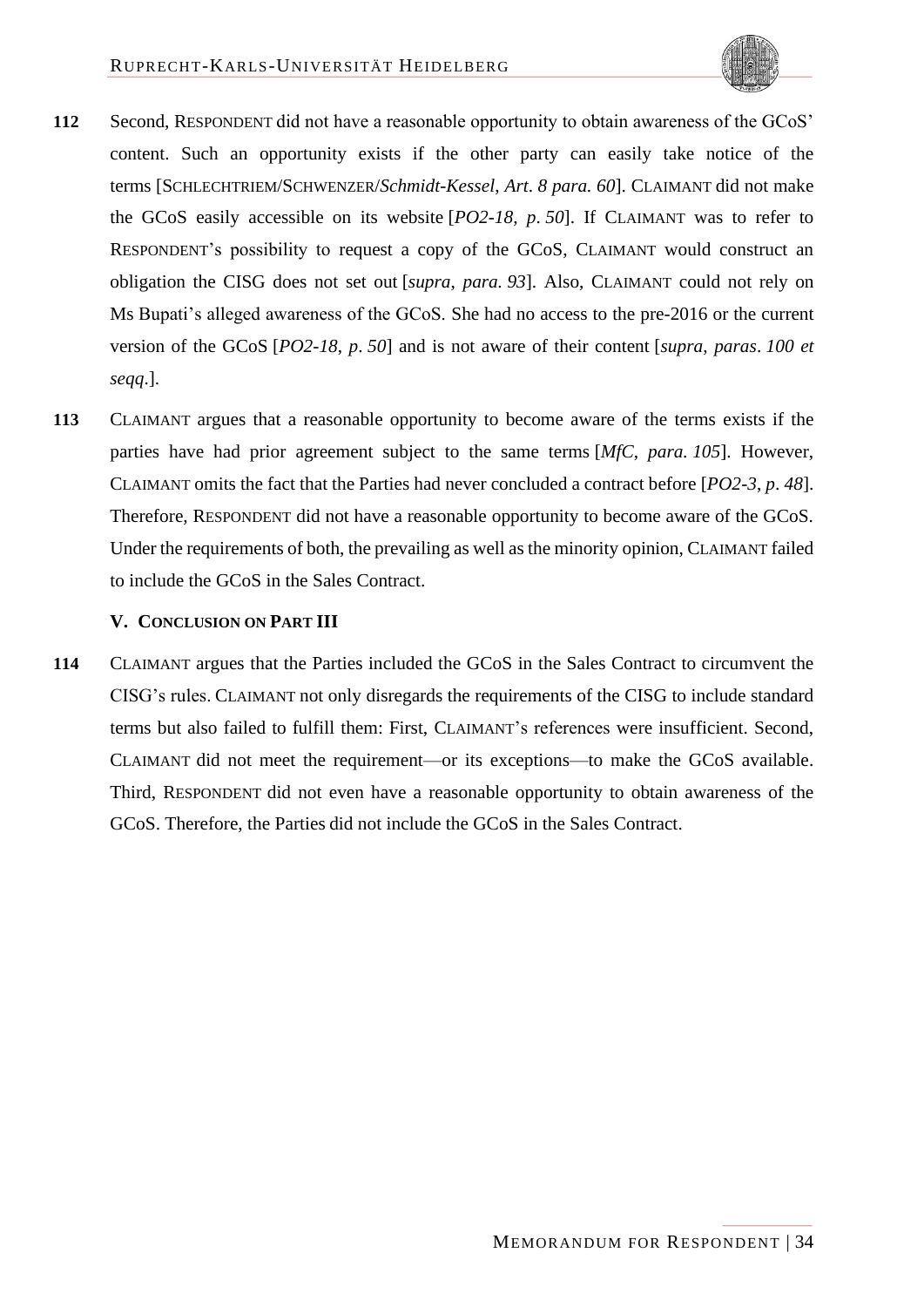**112** Second, RESPONDENT did not have a reasonable opportunity to obtain awareness of the GCoS' content. Such an opportunity exists if the other party can easily take notice of the terms [SCHLECHTRIEM/SCHWENZER/*Schmidt-Kessel*, *Art. 8 para. 60*]. CLAIMANT did not make the GCoS easily accessible on its website [*PO2-18*, *p. 50*]. If CLAIMANT was to refer to RESPONDENT's possibility to request a copy of the GCoS, CLAIMANT would construct an obligation the CISG does not set out [*supra*, *para. 93*]. Also, CLAIMANT could not rely on Ms Bupati's alleged awareness of the GCoS. She had no access to the pre-2016 or the current version of the GCoS [*PO2-18*, *p. 50*] and is not aware of their content [*supra*, *paras. 100 et seqq*.].

**113** CLAIMANT argues that a reasonable opportunity to become aware of the terms exists if the parties have had prior agreement subject to the same terms [*MfC*, *para. 105*]. However, CLAIMANT omits the fact that the Parties had never concluded a contract before [*PO2-3*, *p. 48*]. Therefore, RESPONDENT did not have a reasonable opportunity to become aware of the GCoS. Under the requirements of both, the prevailing as well as the minority opinion, CLAIMANT failed to include the GCoS in the Sales Contract.

### V. CONCLUSION ON PART III

**114** CLAIMANT argues that the Parties included the GCoS in the Sales Contract to circumvent the CISG's rules. CLAIMANT not only disregards the requirements of the CISG to include standard terms but also failed to fulfill them: First, CLAIMANT's references were insufficient. Second, CLAIMANT did not meet the requirement—or its exceptions—to make the GCoS available. Third, RESPONDENT did not even have a reasonable opportunity to obtain awareness of the GCoS. Therefore, the Parties did not include the GCoS in the Sales Contract.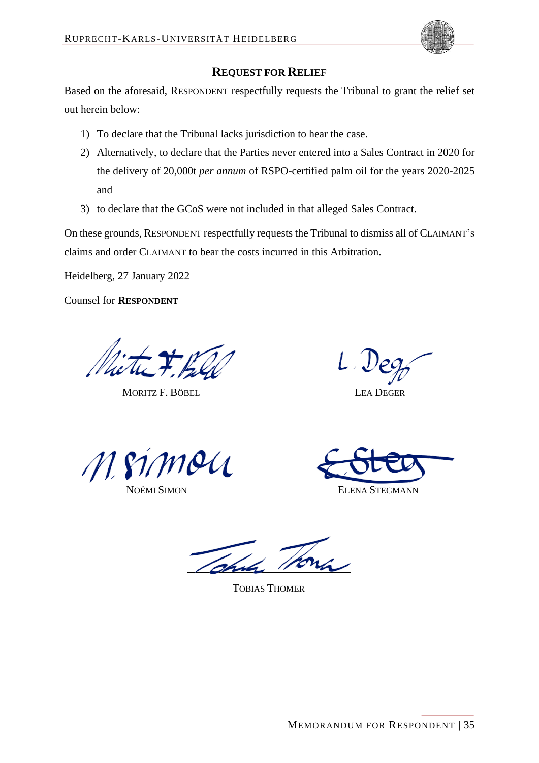## REQUEST FOR RELIEF

Based on the aforesaid, RESPONDENT respectfully requests the Tribunal to grant the relief set out herein below:

1) To declare that the Tribunal lacks jurisdiction to hear the case.
2) Alternatively, to declare that the Parties never entered into a Sales Contract in 2020 for the delivery of 20,000t *per annum* of RSPO-certified palm oil for the years 2020-2025 and
3) to declare that the GCoS were not included in that alleged Sales Contract.

On these grounds, RESPONDENT respectfully requests the Tribunal to dismiss all of CLAIMANT's claims and order CLAIMANT to bear the costs incurred in this Arbitration.

Heidelberg, 27 January 2022

Counsel for **RESPONDENT**

MORITZ F. BÖBEL

LEA DEGER

NOËMI SIMON

ELENA STEGMANN

TOBIAS THOMER